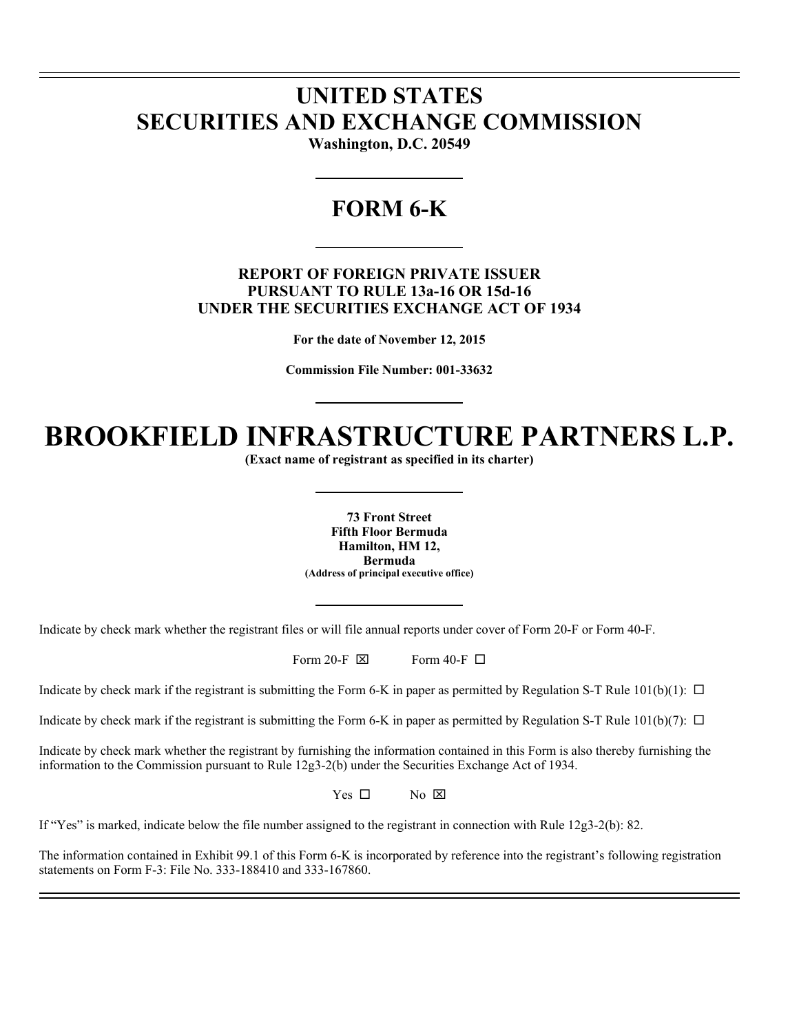# UNITED STATES
# SECURITIES AND EXCHANGE COMMISSION

**Washington, D.C. 20549**

## FORM 6-K

**REPORT OF FOREIGN PRIVATE ISSUER**
**PURSUANT TO RULE 13a-16 OR 15d-16**
**UNDER THE SECURITIES EXCHANGE ACT OF 1934**

**For the date of November 12, 2015**

**Commission File Number: 001-33632**

# BROOKFIELD INFRASTRUCTURE PARTNERS L.P.

**(Exact name of registrant as specified in its charter)**

**73 Front Street**
**Fifth Floor Bermuda**
**Hamilton, HM 12,**
**Bermuda**
**(Address of principal executive office)**

Indicate by check mark whether the registrant files or will file annual reports under cover of Form 20-F or Form 40-F.

Form 20-F ☒ Form 40-F ☐

Indicate by check mark if the registrant is submitting the Form 6-K in paper as permitted by Regulation S-T Rule 101(b)(1): ☐

Indicate by check mark if the registrant is submitting the Form 6-K in paper as permitted by Regulation S-T Rule 101(b)(7): ☐

Indicate by check mark whether the registrant by furnishing the information contained in this Form is also thereby furnishing the information to the Commission pursuant to Rule 12g3-2(b) under the Securities Exchange Act of 1934.

Yes ☐ No ☒

If "Yes" is marked, indicate below the file number assigned to the registrant in connection with Rule 12g3-2(b): 82.

The information contained in Exhibit 99.1 of this Form 6-K is incorporated by reference into the registrant's following registration statements on Form F-3: File No. 333-188410 and 333-167860.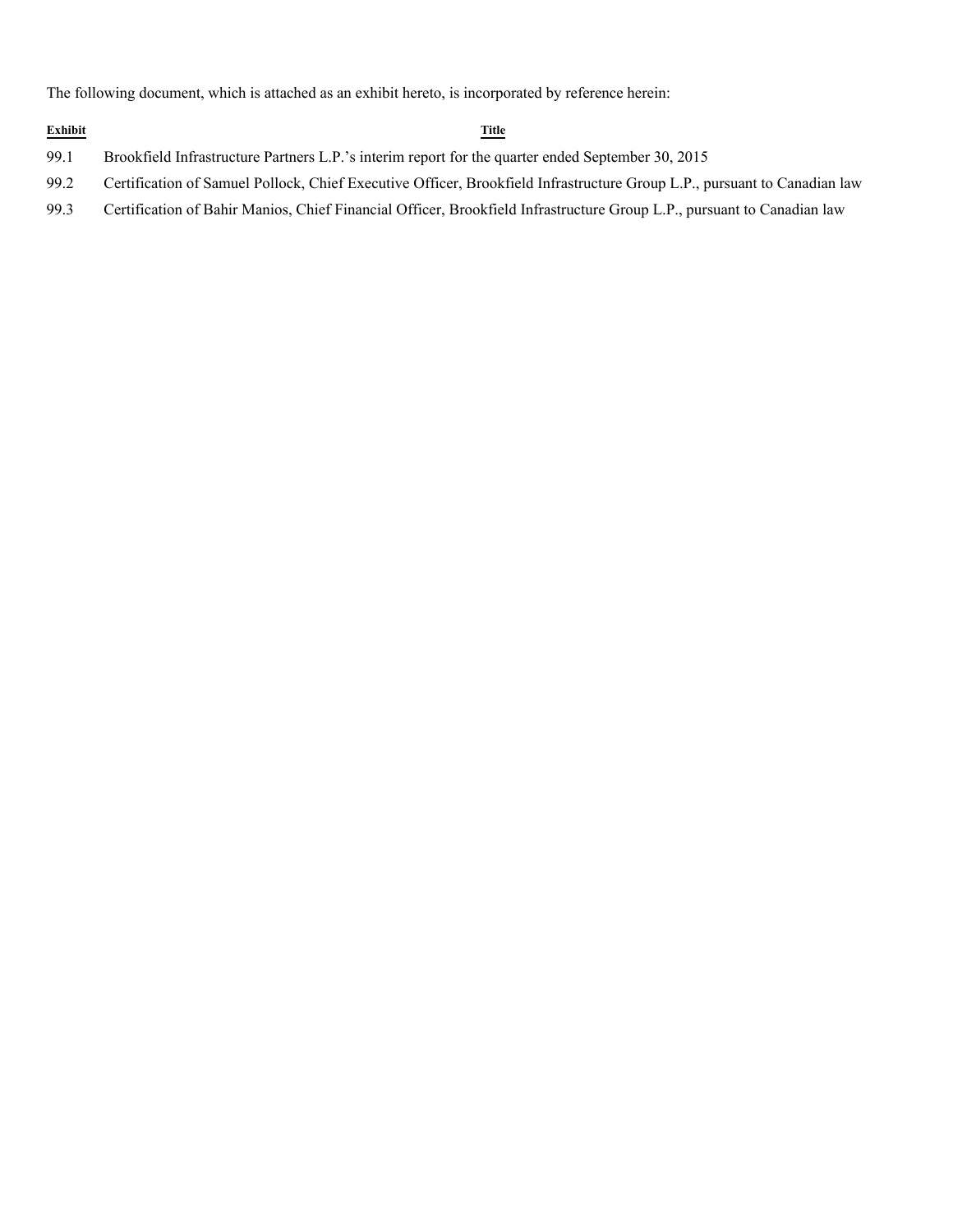The following document, which is attached as an exhibit hereto, is incorporated by reference herein:

| Exhibit | Title |
| --- | --- |
| 99.1 | Brookfield Infrastructure Partners L.P.'s interim report for the quarter ended September 30, 2015 |
| 99.2 | Certification of Samuel Pollock, Chief Executive Officer, Brookfield Infrastructure Group L.P., pursuant to Canadian law |
| 99.3 | Certification of Bahir Manios, Chief Financial Officer, Brookfield Infrastructure Group L.P., pursuant to Canadian law |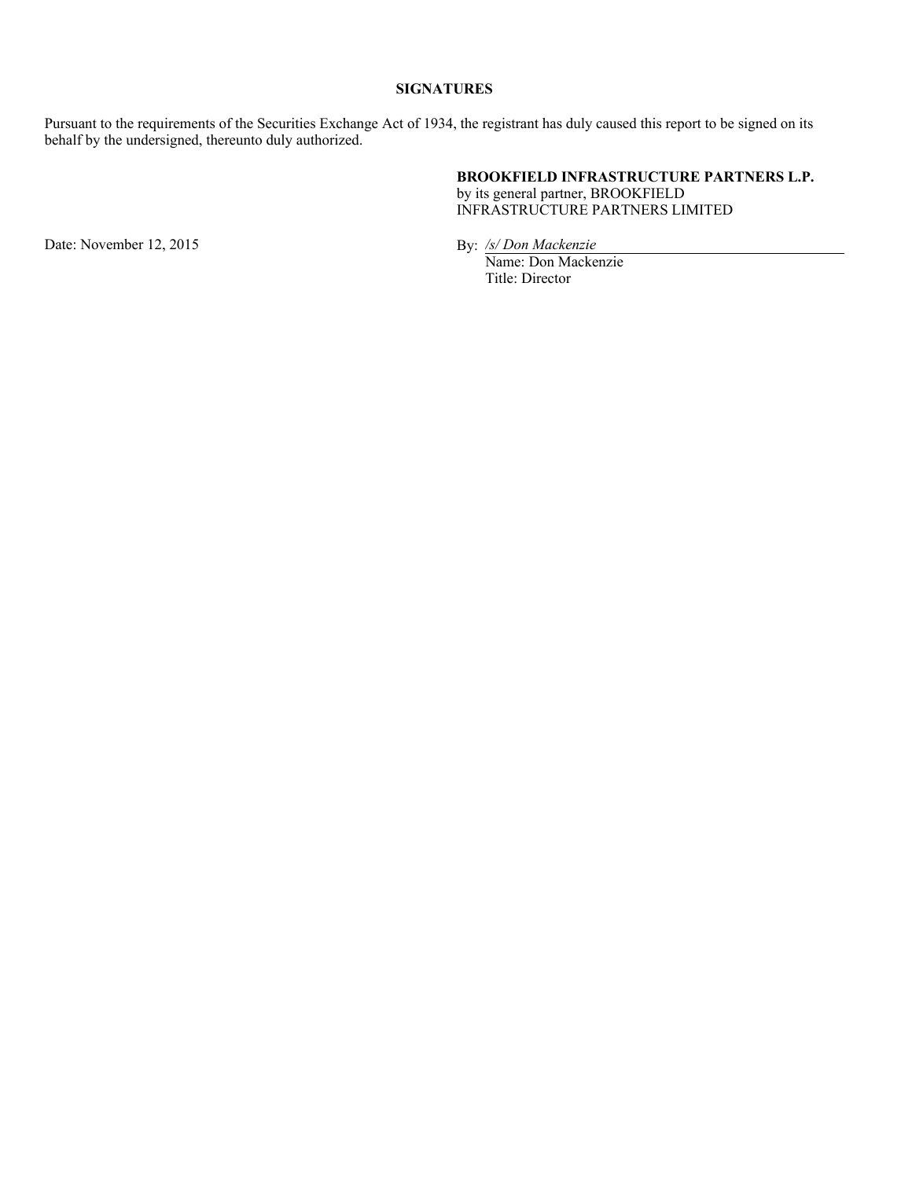## SIGNATURES

Pursuant to the requirements of the Securities Exchange Act of 1934, the registrant has duly caused this report to be signed on its behalf by the undersigned, thereunto duly authorized.

**BROOKFIELD INFRASTRUCTURE PARTNERS L.P.**
by its general partner, BROOKFIELD INFRASTRUCTURE PARTNERS LIMITED

Date: November 12, 2015

By: */s/ Don Mackenzie*
Name: Don Mackenzie
Title: Director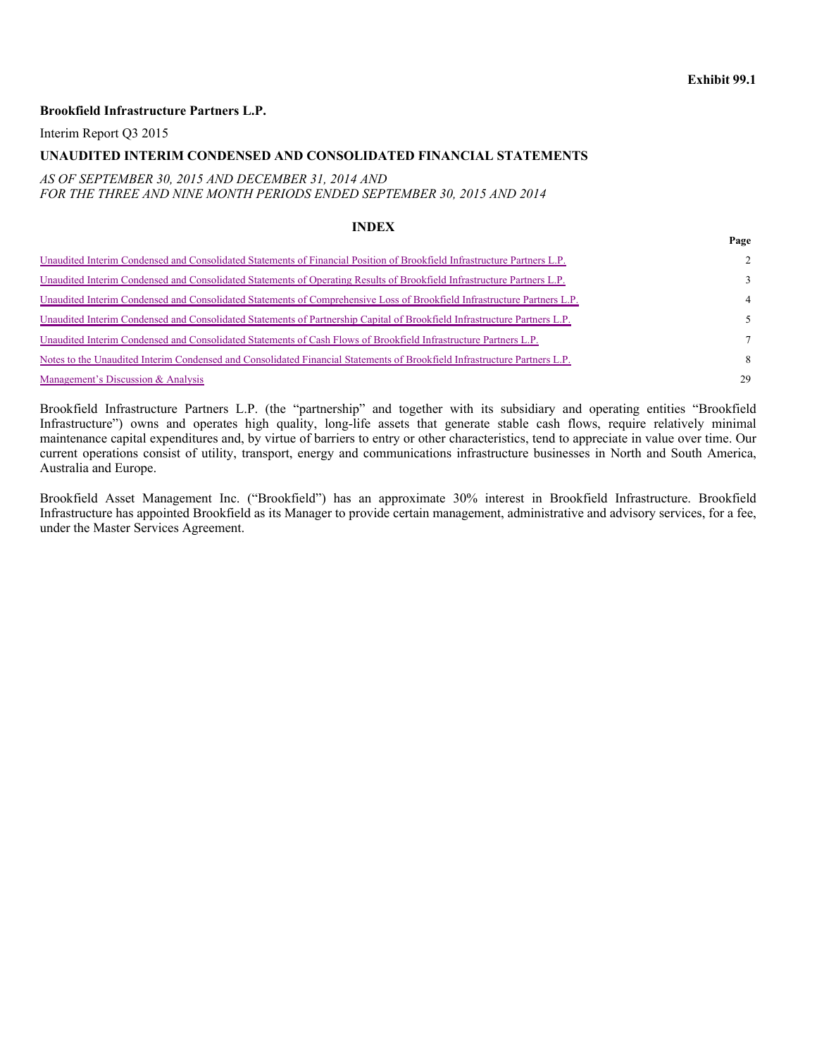**Exhibit 99.1**

**Brookfield Infrastructure Partners L.P.**

Interim Report Q3 2015

**UNAUDITED INTERIM CONDENSED AND CONSOLIDATED FINANCIAL STATEMENTS**

*AS OF SEPTEMBER 30, 2015 AND DECEMBER 31, 2014 AND*
*FOR THE THREE AND NINE MONTH PERIODS ENDED SEPTEMBER 30, 2015 AND 2014*

**INDEX**

| | Page |
|---|---|
| Unaudited Interim Condensed and Consolidated Statements of Financial Position of Brookfield Infrastructure Partners L.P. | 2 |
| Unaudited Interim Condensed and Consolidated Statements of Operating Results of Brookfield Infrastructure Partners L.P. | 3 |
| Unaudited Interim Condensed and Consolidated Statements of Comprehensive Loss of Brookfield Infrastructure Partners L.P. | 4 |
| Unaudited Interim Condensed and Consolidated Statements of Partnership Capital of Brookfield Infrastructure Partners L.P. | 5 |
| Unaudited Interim Condensed and Consolidated Statements of Cash Flows of Brookfield Infrastructure Partners L.P. | 7 |
| Notes to the Unaudited Interim Condensed and Consolidated Financial Statements of Brookfield Infrastructure Partners L.P. | 8 |
| Management's Discussion & Analysis | 29 |

Brookfield Infrastructure Partners L.P. (the "partnership" and together with its subsidiary and operating entities "Brookfield Infrastructure") owns and operates high quality, long-life assets that generate stable cash flows, require relatively minimal maintenance capital expenditures and, by virtue of barriers to entry or other characteristics, tend to appreciate in value over time. Our current operations consist of utility, transport, energy and communications infrastructure businesses in North and South America, Australia and Europe.

Brookfield Asset Management Inc. ("Brookfield") has an approximate 30% interest in Brookfield Infrastructure. Brookfield Infrastructure has appointed Brookfield as its Manager to provide certain management, administrative and advisory services, for a fee, under the Master Services Agreement.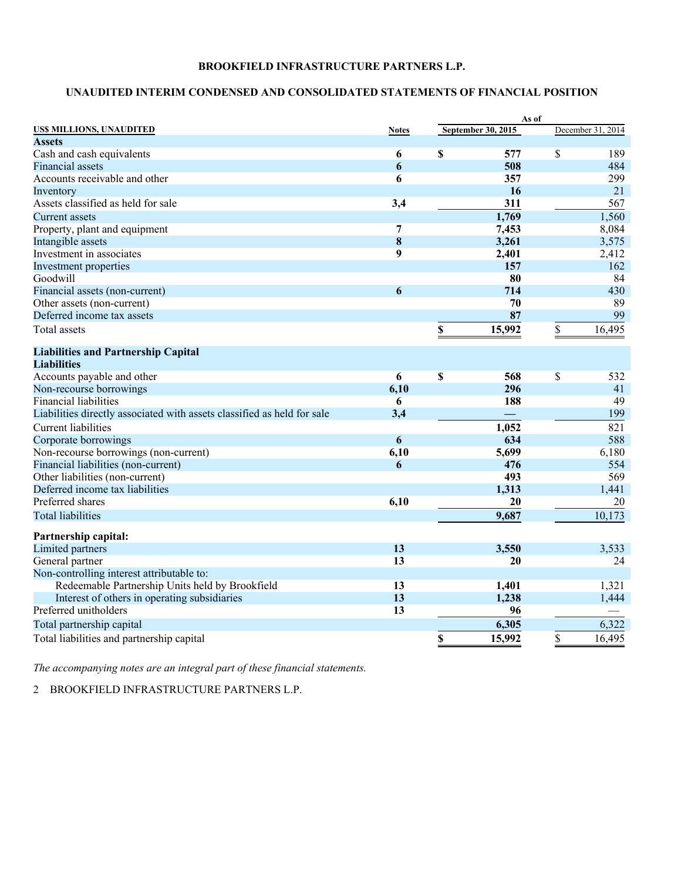# BROOKFIELD INFRASTRUCTURE PARTNERS L.P.

## UNAUDITED INTERIM CONDENSED AND CONSOLIDATED STATEMENTS OF FINANCIAL POSITION

| US$ MILLIONS, UNAUDITED | Notes | As of September 30, 2015 | As of December 31, 2014 |
|---|---|---|---|
| **Assets** | | | |
| Cash and cash equivalents | 6 | $ 577 | $ 189 |
| Financial assets | 6 | 508 | 484 |
| Accounts receivable and other | 6 | 357 | 299 |
| Inventory | | 16 | 21 |
| Assets classified as held for sale | 3,4 | 311 | 567 |
| Current assets | | 1,769 | 1,560 |
| Property, plant and equipment | 7 | 7,453 | 8,084 |
| Intangible assets | 8 | 3,261 | 3,575 |
| Investment in associates | 9 | 2,401 | 2,412 |
| Investment properties | | 157 | 162 |
| Goodwill | | 80 | 84 |
| Financial assets (non-current) | 6 | 714 | 430 |
| Other assets (non-current) | | 70 | 89 |
| Deferred income tax assets | | 87 | 99 |
| Total assets | | $ 15,992 | $ 16,495 |
| **Liabilities and Partnership Capital** | | | |
| **Liabilities** | | | |
| Accounts payable and other | 6 | $ 568 | $ 532 |
| Non-recourse borrowings | 6,10 | 296 | 41 |
| Financial liabilities | 6 | 188 | 49 |
| Liabilities directly associated with assets classified as held for sale | 3,4 | — | 199 |
| Current liabilities | | 1,052 | 821 |
| Corporate borrowings | 6 | 634 | 588 |
| Non-recourse borrowings (non-current) | 6,10 | 5,699 | 6,180 |
| Financial liabilities (non-current) | 6 | 476 | 554 |
| Other liabilities (non-current) | | 493 | 569 |
| Deferred income tax liabilities | | 1,313 | 1,441 |
| Preferred shares | 6,10 | 20 | 20 |
| Total liabilities | | 9,687 | 10,173 |
| **Partnership capital:** | | | |
| Limited partners | 13 | 3,550 | 3,533 |
| General partner | 13 | 20 | 24 |
| Non-controlling interest attributable to: | | | |
| Redeemable Partnership Units held by Brookfield | 13 | 1,401 | 1,321 |
| Interest of others in operating subsidiaries | 13 | 1,238 | 1,444 |
| Preferred unitholders | 13 | 96 | — |
| Total partnership capital | | 6,305 | 6,322 |
| Total liabilities and partnership capital | | $ 15,992 | $ 16,495 |

*The accompanying notes are an integral part of these financial statements.*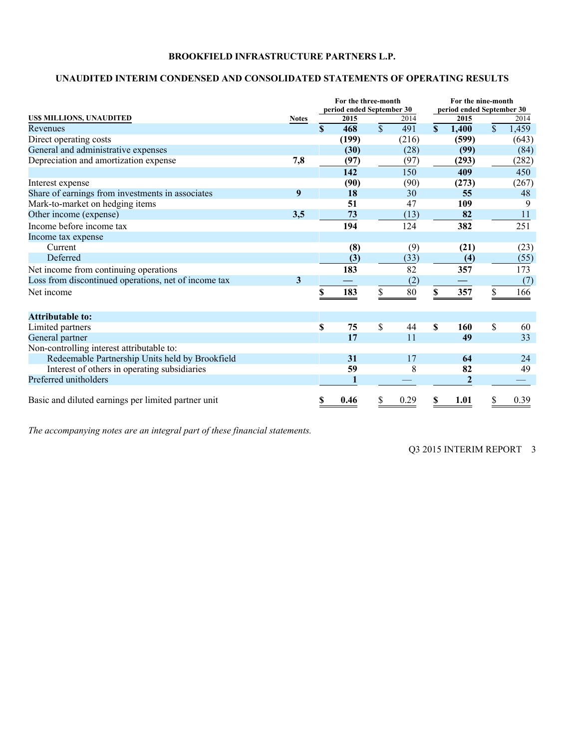**BROOKFIELD INFRASTRUCTURE PARTNERS L.P.**

**UNAUDITED INTERIM CONDENSED AND CONSOLIDATED STATEMENTS OF OPERATING RESULTS**

| US$ MILLIONS, UNAUDITED | Notes | For the three-month period ended September 30 2015 | 2014 | For the nine-month period ended September 30 2015 | 2014 |
|---|---|---|---|---|---|
| Revenues | | **$ 468** | $ 491 | **$ 1,400** | $ 1,459 |
| Direct operating costs | | **(199)** | (216) | **(599)** | (643) |
| General and administrative expenses | | **(30)** | (28) | **(99)** | (84) |
| Depreciation and amortization expense | 7,8 | **(97)** | (97) | **(293)** | (282) |
| | | **142** | 150 | **409** | 450 |
| Interest expense | | **(90)** | (90) | **(273)** | (267) |
| Share of earnings from investments in associates | 9 | **18** | 30 | **55** | 48 |
| Mark-to-market on hedging items | | **51** | 47 | **109** | 9 |
| Other income (expense) | 3,5 | **73** | (13) | **82** | 11 |
| Income before income tax | | **194** | 124 | **382** | 251 |
| Income tax expense | | | | | |
| Current | | **(8)** | (9) | **(21)** | (23) |
| Deferred | | **(3)** | (33) | **(4)** | (55) |
| Net income from continuing operations | | **183** | 82 | **357** | 173 |
| Loss from discontinued operations, net of income tax | 3 | **—** | (2) | **—** | (7) |
| Net income | | **$ 183** | $ 80 | **$ 357** | $ 166 |
| | | | | | |
| **Attributable to:** | | | | | |
| Limited partners | | **$ 75** | $ 44 | **$ 160** | $ 60 |
| General partner | | **17** | 11 | **49** | 33 |
| Non-controlling interest attributable to: | | | | | |
| Redeemable Partnership Units held by Brookfield | | **31** | 17 | **64** | 24 |
| Interest of others in operating subsidiaries | | **59** | 8 | **82** | 49 |
| Preferred unitholders | | **1** | — | **2** | — |
| | | | | | |
| Basic and diluted earnings per limited partner unit | | **$ 0.46** | $ 0.29 | **$ 1.01** | $ 0.39 |

*The accompanying notes are an integral part of these financial statements.*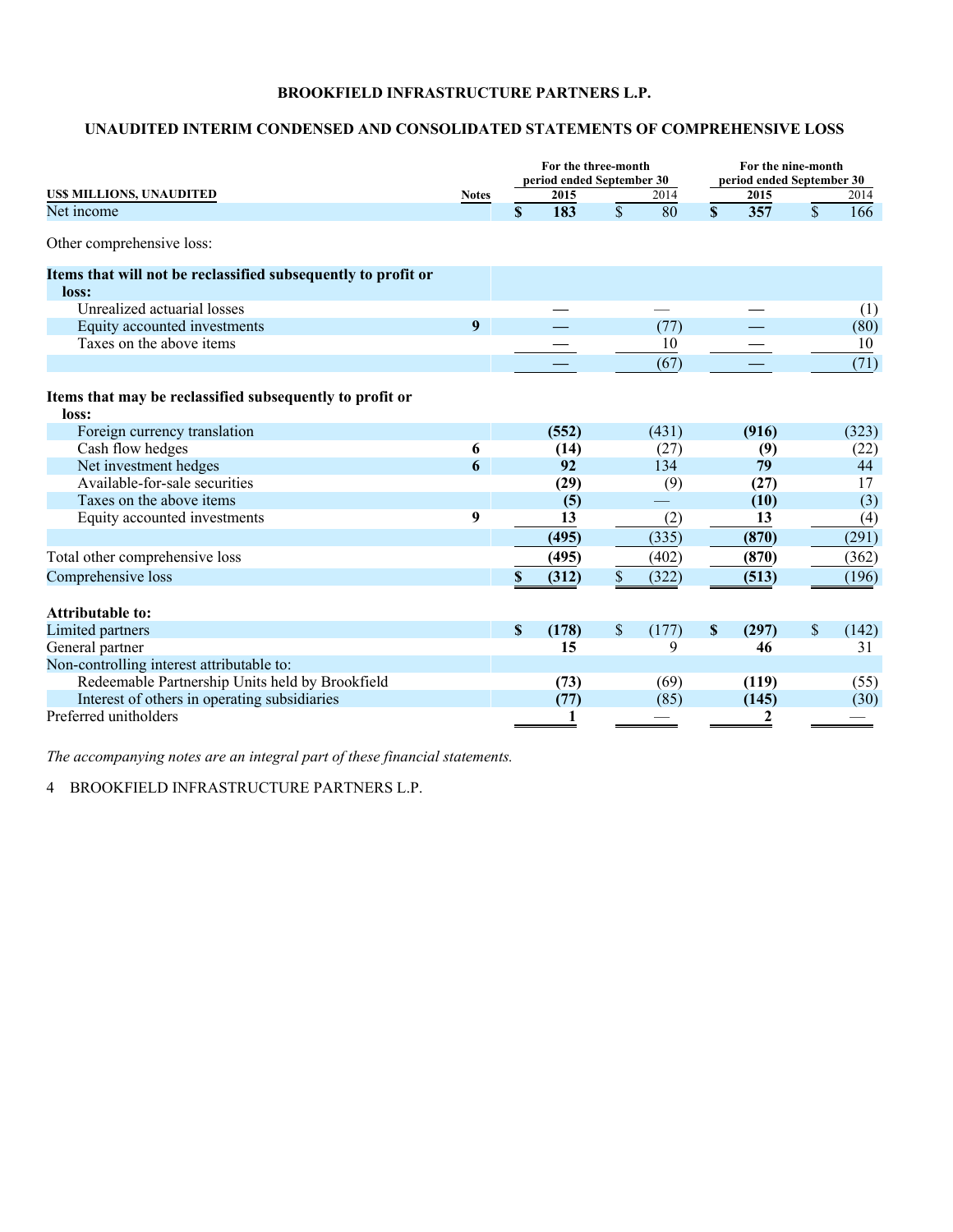**BROOKFIELD INFRASTRUCTURE PARTNERS L.P.**

**UNAUDITED INTERIM CONDENSED AND CONSOLIDATED STATEMENTS OF COMPREHENSIVE LOSS**

| US$ MILLIONS, UNAUDITED | Notes | For the three-month period ended September 30 2015 | 2014 | For the nine-month period ended September 30 2015 | 2014 |
|---|---|---|---|---|---|
| Net income | | **$ 183** | $ 80 | **$ 357** | $ 166 |
| Other comprehensive loss: | | | | | |
| **Items that will not be reclassified subsequently to profit or loss:** | | | | | |
| Unrealized actuarial losses | | **—** | — | **—** | (1) |
| Equity accounted investments | 9 | **—** | (77) | **—** | (80) |
| Taxes on the above items | | **—** | 10 | **—** | 10 |
| | | **—** | (67) | **—** | (71) |
| **Items that may be reclassified subsequently to profit or loss:** | | | | | |
| Foreign currency translation | | **(552)** | (431) | **(916)** | (323) |
| Cash flow hedges | 6 | **(14)** | (27) | **(9)** | (22) |
| Net investment hedges | 6 | **92** | 134 | **79** | 44 |
| Available-for-sale securities | | **(29)** | (9) | **(27)** | 17 |
| Taxes on the above items | | **(5)** | — | **(10)** | (3) |
| Equity accounted investments | 9 | **13** | (2) | **13** | (4) |
| | | **(495)** | (335) | **(870)** | (291) |
| Total other comprehensive loss | | **(495)** | (402) | **(870)** | (362) |
| Comprehensive loss | | **$ (312)** | $ (322) | **(513)** | (196) |
| **Attributable to:** | | | | | |
| Limited partners | | **$ (178)** | $ (177) | **$ (297)** | $ (142) |
| General partner | | **15** | 9 | **46** | 31 |
| Non-controlling interest attributable to: | | | | | |
| Redeemable Partnership Units held by Brookfield | | **(73)** | (69) | **(119)** | (55) |
| Interest of others in operating subsidiaries | | **(77)** | (85) | **(145)** | (30) |
| Preferred unitholders | | **1** | — | **2** | — |

*The accompanying notes are an integral part of these financial statements.*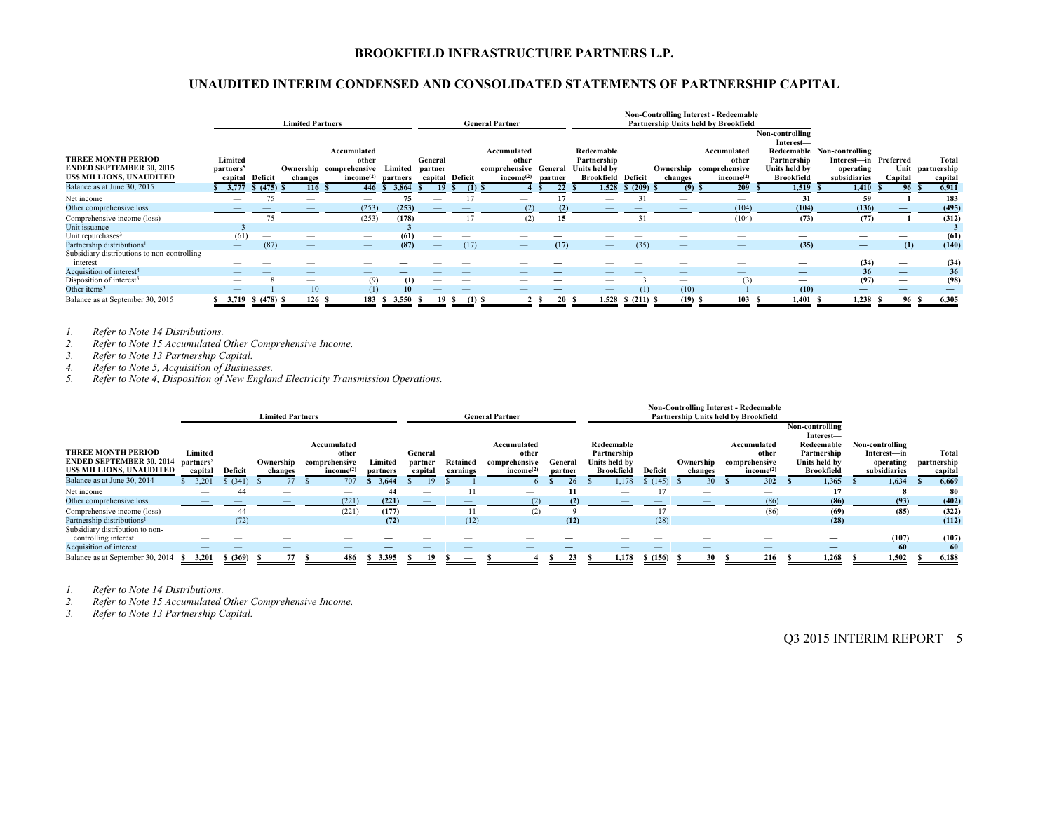# BROOKFIELD INFRASTRUCTURE PARTNERS L.P.

## UNAUDITED INTERIM CONDENSED AND CONSOLIDATED STATEMENTS OF PARTNERSHIP CAPITAL

| THREE MONTH PERIOD ENDED SEPTEMBER 30, 2015 US$ MILLIONS, UNAUDITED | Limited Partners | | | | | General Partner | | | | Non-Controlling Interest - Redeemable Partnership Units held by Brookfield | | | | | | | | |
|---|---|---|---|---|---|---|---|---|---|---|---|---|---|---|---|---|---|---|
| | Limited partners' capital | Deficit | Ownership changes | Accumulated other comprehensive income[(2)] | Limited partners | General partner capital | Deficit | Accumulated other comprehensive income[(2)] | General partner | Redeemable Partnership Units held by Brookfield | Deficit | Ownership changes | Accumulated other comprehensive income[(2)] | Non-controlling Interest—Redeemable Partnership Units held by Brookfield | Non-controlling Interest—in operating subsidiaries | Preferred Unit Capital | Total partnership capital |
| Balance as at June 30, 2015 | $ 3,777 | $ (475) | $ 116 | $ 446 | $ 3,864 | $ 19 | $ (1) | $ 4 | $ 22 | $ 1,528 | $ (209) | $ (9) | $ 209 | $ 1,519 | $ 1,410 | $ 96 | $ 6,911 |
| Net income | — | 75 | — | — | 75 | — | 17 | — | 17 | — | 31 | — | — | 31 | 59 | 1 | 183 |
| Other comprehensive loss | — | — | — | (253) | (253) | — | — | (2) | (2) | — | — | — | (104) | (104) | (136) | — | (495) |
| Comprehensive income (loss) | — | 75 | — | (253) | (178) | — | 17 | (2) | 15 | — | 31 | — | (104) | (73) | (77) | 1 | (312) |
| Unit issuance | 3 | — | — | — | 3 | — | — | — | — | — | — | — | — | — | — | — | 3 |
| Unit repurchases[3] | (61) | — | — | — | (61) | — | — | — | — | — | — | — | — | — | — | — | (61) |
| Partnership distributions[1] | — | (87) | — | — | (87) | — | (17) | — | (17) | — | (35) | — | — | (35) | — | (1) | (140) |
| Subsidiary distributions to non-controlling interest | — | — | — | — | — | — | — | — | — | — | — | — | — | — | (34) | — | (34) |
| Acquisition of interest[4] | — | — | — | — | — | — | — | — | — | — | — | — | — | — | 36 | — | 36 |
| Disposition of interest[5] | — | 8 | — | (9) | (1) | — | — | — | — | — | 3 | — | (3) | — | (97) | — | (98) |
| Other items[3] | — | 1 | 10 | (1) | 10 | — | — | — | — | — | (1) | (10) | 1 | (10) | — | — | — |
| Balance as at September 30, 2015 | $ 3,719 | $ (478) | $ 126 | $ 183 | $ 3,550 | $ 19 | $ (1) | $ 2 | $ 20 | $ 1,528 | $ (211) | $ (19) | $ 103 | $ 1,401 | $ 1,238 | $ 96 | $ 6,305 |

1. *Refer to Note 14 Distributions.*
2. *Refer to Note 15 Accumulated Other Comprehensive Income.*
3. *Refer to Note 13 Partnership Capital.*
4. *Refer to Note 5, Acquisition of Businesses.*
5. *Refer to Note 4, Disposition of New England Electricity Transmission Operations.*

| THREE MONTH PERIOD ENDED SEPTEMBER 30, 2014 US$ MILLIONS, UNAUDITED | Limited Partners | | | | | General Partner | | | | Non-Controlling Interest - Redeemable Partnership Units held by Brookfield | | | | | | |
|---|---|---|---|---|---|---|---|---|---|---|---|---|---|---|---|---|
| | Limited partners' capital | Deficit | Ownership changes | Accumulated other comprehensive income[(2)] | Limited partners | General partner capital | Retained earnings | Accumulated other comprehensive income[(2)] | General partner | Redeemable Partnership Units held by Brookfield | Deficit | Ownership changes | Accumulated other comprehensive income[(2)] | Non-controlling Interest—Redeemable Partnership Units held by Brookfield | Non-controlling Interest—in operating subsidiaries | Total partnership capital |
| Balance as at June 30, 2014 | $ 3,201 | $ (341) | $ 77 | $ 707 | $ 3,644 | $ 19 | $ 1 | $ 6 | $ 26 | $ 1,178 | $ (145) | $ 30 | $ 302 | $ 1,365 | $ 1,634 | $ 6,669 |
| Net income | — | 44 | — | — | 44 | — | 11 | — | 11 | — | 17 | — | — | 17 | 8 | 80 |
| Other comprehensive loss | — | — | — | (221) | (221) | — | — | (2) | (2) | — | — | — | (86) | (86) | (93) | (402) |
| Comprehensive income (loss) | — | 44 | — | (221) | (177) | — | 11 | (2) | 9 | — | 17 | — | (86) | (69) | (85) | (322) |
| Partnership distributions[1] | — | (72) | — | — | (72) | — | (12) | — | (12) | — | (28) | — | — | (28) | — | (112) |
| Subsidiary distribution to non-controlling interest | — | — | — | — | — | — | — | — | — | — | — | — | — | — | (107) | (107) |
| Acquisition of interest | — | — | — | — | — | — | — | — | — | — | — | — | — | — | 60 | 60 |
| Balance as at September 30, 2014 | $ 3,201 | $ (369) | $ 77 | $ 486 | $ 3,395 | $ 19 | $ — | $ 4 | $ 23 | $ 1,178 | $ (156) | $ 30 | $ 216 | $ 1,268 | $ 1,502 | $ 6,188 |

1. *Refer to Note 14 Distributions.*
2. *Refer to Note 15 Accumulated Other Comprehensive Income.*
3. *Refer to Note 13 Partnership Capital.*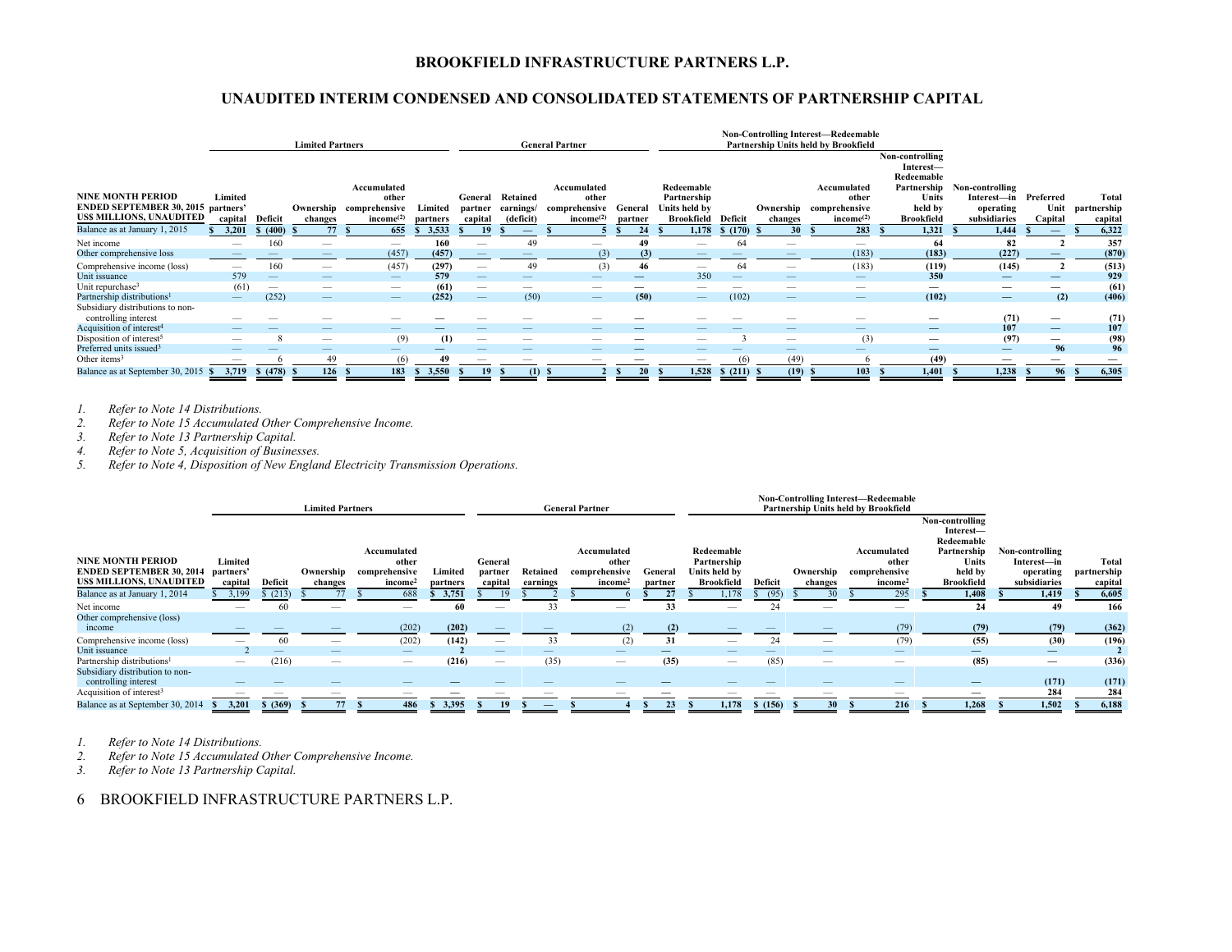# BROOKFIELD INFRASTRUCTURE PARTNERS L.P.

## UNAUDITED INTERIM CONDENSED AND CONSOLIDATED STATEMENTS OF PARTNERSHIP CAPITAL

| | Limited Partners | | | | | General Partner | | | | Non-Controlling Interest—Redeemable Partnership Units held by Brookfield | | | | | | | |
|---|---|---|---|---|---|---|---|---|---|---|---|---|---|---|---|---|---|
| NINE MONTH PERIOD ENDED SEPTEMBER 30, 2015 US$ MILLIONS, UNAUDITED | Limited partners' capital | Deficit | Ownership changes | Accumulated other comprehensive income(2) | Limited partners | General partner capital | Retained earnings/ (deficit) | Accumulated other comprehensive income(2) | General partner | Redeemable Partnership Units held by Brookfield | Deficit | Ownership changes | Accumulated other comprehensive income(2) | Non-controlling Interest—Redeemable Partnership Units held by Brookfield | Non-controlling Interest—in operating subsidiaries | Preferred Unit Capital | Total partnership capital |
| Balance as at January 1, 2015 | $ 3,201 | $ (400) | $ 77 | $ 655 | $ 3,533 | $ 19 | $ — | $ 5 | $ 24 | $ 1,178 | $ (170) | $ 30 | $ 283 | $ 1,321 | $ 1,444 | $ — | $ 6,322 |
| Net income | — | 160 | — | — | 160 | — | 49 | — | 49 | — | 64 | — | — | 64 | 82 | 2 | 357 |
| Other comprehensive loss | — | — | — | (457) | (457) | — | — | (3) | (3) | — | — | — | (183) | (183) | (227) | — | (870) |
| Comprehensive income (loss) | — | 160 | — | (457) | (297) | — | 49 | (3) | 46 | — | 64 | — | (183) | (119) | (145) | 2 | (513) |
| Unit issuance | 579 | — | — | — | 579 | — | — | — | — | 350 | — | — | — | 350 | — | — | 929 |
| Unit repurchase[3] | (61) | — | — | — | (61) | — | — | — | — | — | — | — | — | — | — | — | (61) |
| Partnership distributions[1] | — | (252) | — | — | (252) | — | (50) | — | (50) | — | (102) | — | — | (102) | — | (2) | (406) |
| Subsidiary distributions to non-controlling interest | — | — | — | — | — | — | — | — | — | — | — | — | — | — | (71) | — | (71) |
| Acquisition of interest[4] | — | — | — | — | — | — | — | — | — | — | — | — | — | — | 107 | — | 107 |
| Disposition of interest[5] | — | 8 | — | (9) | (1) | — | — | — | — | — | 3 | — | (3) | — | (97) | — | (98) |
| Preferred units issued[3] | — | — | — | — | — | — | — | — | — | — | — | — | — | — | — | 96 | 96 |
| Other items[3] | — | 6 | 49 | (6) | 49 | — | — | — | — | — | (6) | (49) | 6 | (49) | — | — | — |
| Balance as at September 30, 2015 | $ 3,719 | $ (478) | $ 126 | $ 183 | $ 3,550 | $ 19 | $ (1) | $ 2 | $ 20 | $ 1,528 | $ (211) | $ (19) | $ 103 | $ 1,401 | $ 1,238 | $ 96 | $ 6,305 |

1. *Refer to Note 14 Distributions.*
2. *Refer to Note 15 Accumulated Other Comprehensive Income.*
3. *Refer to Note 13 Partnership Capital.*
4. *Refer to Note 5, Acquisition of Businesses.*
5. *Refer to Note 4, Disposition of New England Electricity Transmission Operations.*

| | Limited Partners | | | | | General Partner | | | | Non-Controlling Interest—Redeemable Partnership Units held by Brookfield | | | | | | |
|---|---|---|---|---|---|---|---|---|---|---|---|---|---|---|---|---|
| NINE MONTH PERIOD ENDED SEPTEMBER 30, 2014 US$ MILLIONS, UNAUDITED | Limited partners' capital | Deficit | Ownership changes | Accumulated other comprehensive income[2] | Limited partners | General partner capital | Retained earnings | Accumulated other comprehensive income[2] | General partner | Redeemable Partnership Units held by Brookfield | Deficit | Ownership changes | Accumulated other comprehensive income[2] | Non-controlling Interest—Redeemable Partnership Units held by Brookfield | Non-controlling Interest—in operating subsidiaries | Total partnership capital |
| Balance as at January 1, 2014 | $ 3,199 | $ (213) | $ 77 | $ 688 | $ 3,751 | $ 19 | $ 2 | $ 6 | $ 27 | $ 1,178 | $ (95) | $ 30 | $ 295 | $ 1,408 | $ 1,419 | $ 6,605 |
| Net income | — | 60 | — | — | 60 | — | 33 | — | 33 | — | 24 | — | — | 24 | 49 | 166 |
| Other comprehensive (loss) income | — | — | — | (202) | (202) | — | — | (2) | (2) | — | — | — | (79) | (79) | (79) | (362) |
| Comprehensive income (loss) | — | 60 | — | (202) | (142) | — | 33 | (2) | 31 | — | 24 | — | (79) | (55) | (30) | (196) |
| Unit issuance | 2 | — | — | — | 2 | — | — | — | — | — | — | — | — | — | — | 2 |
| Partnership distributions[1] | — | (216) | — | — | (216) | — | (35) | — | (35) | — | (85) | — | — | (85) | — | (336) |
| Subsidiary distribution to non-controlling interest | — | — | — | — | — | — | — | — | — | — | — | — | — | — | (171) | (171) |
| Acquisition of interest[3] | — | — | — | — | — | — | — | — | — | — | — | — | — | — | 284 | 284 |
| Balance as at September 30, 2014 | $ 3,201 | $ (369) | $ 77 | $ 486 | $ 3,395 | $ 19 | $ — | $ 4 | $ 23 | $ 1,178 | $ (156) | $ 30 | $ 216 | $ 1,268 | $ 1,502 | $ 6,188 |

1. *Refer to Note 14 Distributions.*
2. *Refer to Note 15 Accumulated Other Comprehensive Income.*
3. *Refer to Note 13 Partnership Capital.*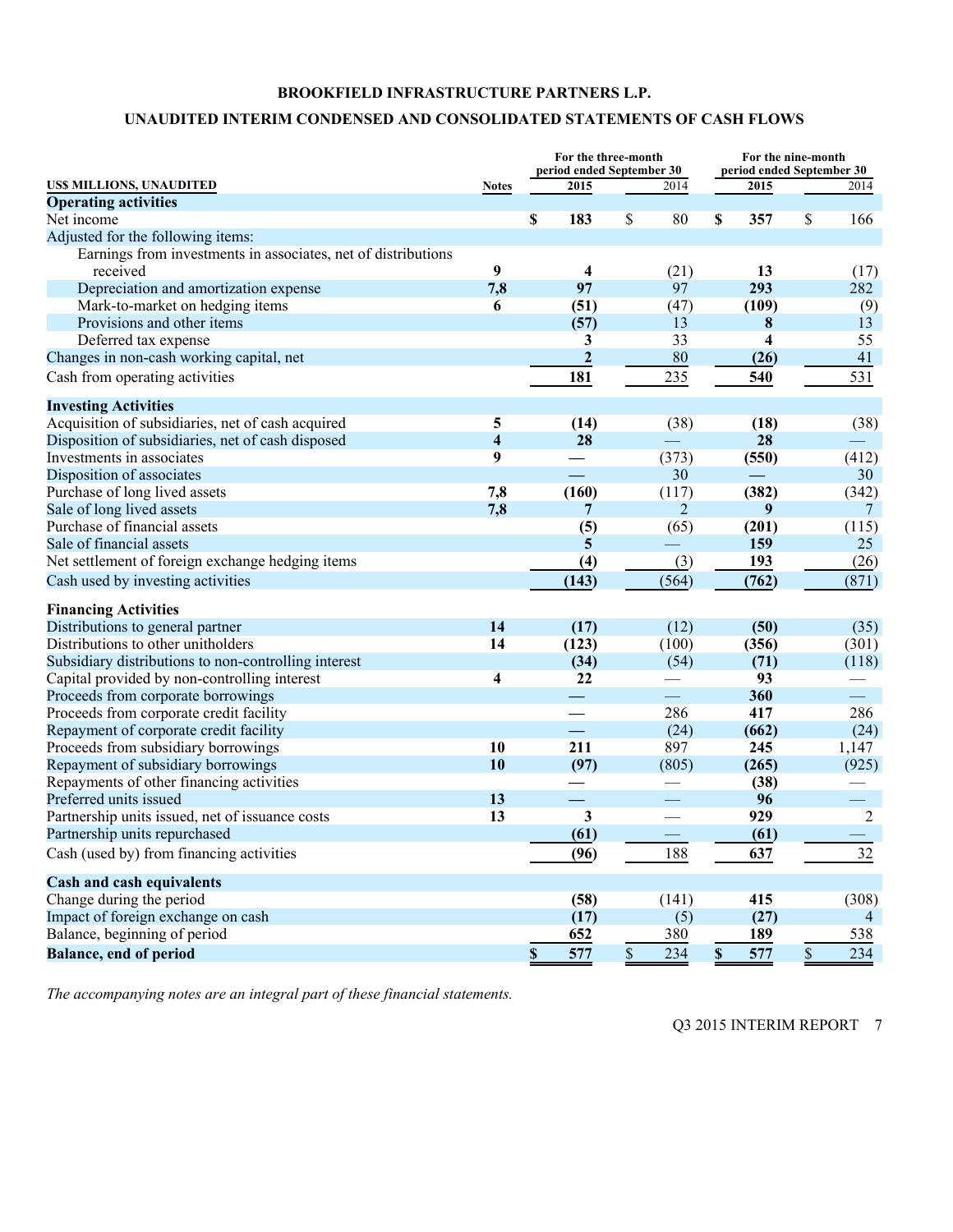**BROOKFIELD INFRASTRUCTURE PARTNERS L.P.**

**UNAUDITED INTERIM CONDENSED AND CONSOLIDATED STATEMENTS OF CASH FLOWS**

| US$ MILLIONS, UNAUDITED | Notes | For the three-month period ended September 30 2015 | For the three-month period ended September 30 2014 | For the nine-month period ended September 30 2015 | For the nine-month period ended September 30 2014 |
|---|---|---|---|---|---|
| **Operating activities** | | | | | |
| Net income | | **$ 183** | $ 80 | **$ 357** | $ 166 |
| Adjusted for the following items: | | | | | |
| Earnings from investments in associates, net of distributions received | 9 | **4** | (21) | **13** | (17) |
| Depreciation and amortization expense | 7,8 | **97** | 97 | **293** | 282 |
| Mark-to-market on hedging items | 6 | **(51)** | (47) | **(109)** | (9) |
| Provisions and other items | | **(57)** | 13 | **8** | 13 |
| Deferred tax expense | | **3** | 33 | **4** | 55 |
| Changes in non-cash working capital, net | | **2** | 80 | **(26)** | 41 |
| Cash from operating activities | | **181** | 235 | **540** | 531 |
| **Investing Activities** | | | | | |
| Acquisition of subsidiaries, net of cash acquired | 5 | **(14)** | (38) | **(18)** | (38) |
| Disposition of subsidiaries, net of cash disposed | 4 | **28** | — | **28** | — |
| Investments in associates | 9 | **—** | (373) | **(550)** | (412) |
| Disposition of associates | | **—** | 30 | **—** | 30 |
| Purchase of long lived assets | 7,8 | **(160)** | (117) | **(382)** | (342) |
| Sale of long lived assets | 7,8 | **7** | 2 | **9** | 7 |
| Purchase of financial assets | | **(5)** | (65) | **(201)** | (115) |
| Sale of financial assets | | **5** | — | **159** | 25 |
| Net settlement of foreign exchange hedging items | | **(4)** | (3) | **193** | (26) |
| Cash used by investing activities | | **(143)** | (564) | **(762)** | (871) |
| **Financing Activities** | | | | | |
| Distributions to general partner | 14 | **(17)** | (12) | **(50)** | (35) |
| Distributions to other unitholders | 14 | **(123)** | (100) | **(356)** | (301) |
| Subsidiary distributions to non-controlling interest | | **(34)** | (54) | **(71)** | (118) |
| Capital provided by non-controlling interest | 4 | **22** | — | **93** | — |
| Proceeds from corporate borrowings | | **—** | — | **360** | — |
| Proceeds from corporate credit facility | | **—** | 286 | **417** | 286 |
| Repayment of corporate credit facility | | **—** | (24) | **(662)** | (24) |
| Proceeds from subsidiary borrowings | 10 | **211** | 897 | **245** | 1,147 |
| Repayment of subsidiary borrowings | 10 | **(97)** | (805) | **(265)** | (925) |
| Repayments of other financing activities | | **—** | — | **(38)** | — |
| Preferred units issued | 13 | **—** | — | **96** | — |
| Partnership units issued, net of issuance costs | 13 | **3** | — | **929** | 2 |
| Partnership units repurchased | | **(61)** | — | **(61)** | — |
| Cash (used by) from financing activities | | **(96)** | 188 | **637** | 32 |
| **Cash and cash equivalents** | | | | | |
| Change during the period | | **(58)** | (141) | **415** | (308) |
| Impact of foreign exchange on cash | | **(17)** | (5) | **(27)** | 4 |
| Balance, beginning of period | | **652** | 380 | **189** | 538 |
| **Balance, end of period** | | **$ 577** | $ 234 | **$ 577** | $ 234 |

*The accompanying notes are an integral part of these financial statements.*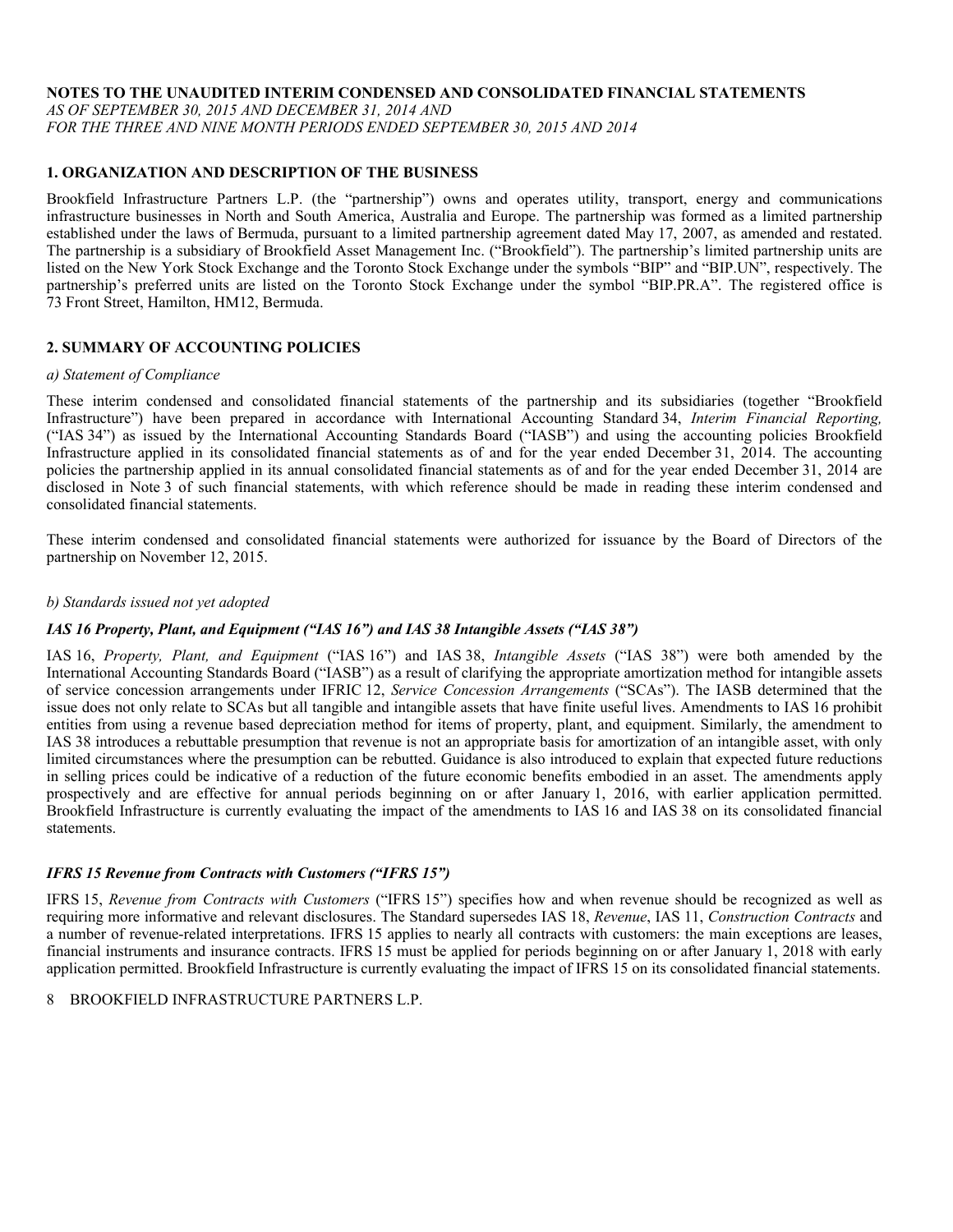**NOTES TO THE UNAUDITED INTERIM CONDENSED AND CONSOLIDATED FINANCIAL STATEMENTS**
*AS OF SEPTEMBER 30, 2015 AND DECEMBER 31, 2014 AND*
*FOR THE THREE AND NINE MONTH PERIODS ENDED SEPTEMBER 30, 2015 AND 2014*

## 1. ORGANIZATION AND DESCRIPTION OF THE BUSINESS

Brookfield Infrastructure Partners L.P. (the "partnership") owns and operates utility, transport, energy and communications infrastructure businesses in North and South America, Australia and Europe. The partnership was formed as a limited partnership established under the laws of Bermuda, pursuant to a limited partnership agreement dated May 17, 2007, as amended and restated. The partnership is a subsidiary of Brookfield Asset Management Inc. ("Brookfield"). The partnership's limited partnership units are listed on the New York Stock Exchange and the Toronto Stock Exchange under the symbols "BIP" and "BIP.UN", respectively. The partnership's preferred units are listed on the Toronto Stock Exchange under the symbol "BIP.PR.A". The registered office is 73 Front Street, Hamilton, HM12, Bermuda.

## 2. SUMMARY OF ACCOUNTING POLICIES

*a) Statement of Compliance*

These interim condensed and consolidated financial statements of the partnership and its subsidiaries (together "Brookfield Infrastructure") have been prepared in accordance with International Accounting Standard 34, *Interim Financial Reporting,* ("IAS 34") as issued by the International Accounting Standards Board ("IASB") and using the accounting policies Brookfield Infrastructure applied in its consolidated financial statements as of and for the year ended December 31, 2014. The accounting policies the partnership applied in its annual consolidated financial statements as of and for the year ended December 31, 2014 are disclosed in Note 3 of such financial statements, with which reference should be made in reading these interim condensed and consolidated financial statements.

These interim condensed and consolidated financial statements were authorized for issuance by the Board of Directors of the partnership on November 12, 2015.

*b) Standards issued not yet adopted*

***IAS 16 Property, Plant, and Equipment ("IAS 16") and IAS 38 Intangible Assets ("IAS 38")***

IAS 16, *Property, Plant, and Equipment* ("IAS 16") and IAS 38, *Intangible Assets* ("IAS 38") were both amended by the International Accounting Standards Board ("IASB") as a result of clarifying the appropriate amortization method for intangible assets of service concession arrangements under IFRIC 12, *Service Concession Arrangements* ("SCAs"). The IASB determined that the issue does not only relate to SCAs but all tangible and intangible assets that have finite useful lives. Amendments to IAS 16 prohibit entities from using a revenue based depreciation method for items of property, plant, and equipment. Similarly, the amendment to IAS 38 introduces a rebuttable presumption that revenue is not an appropriate basis for amortization of an intangible asset, with only limited circumstances where the presumption can be rebutted. Guidance is also introduced to explain that expected future reductions in selling prices could be indicative of a reduction of the future economic benefits embodied in an asset. The amendments apply prospectively and are effective for annual periods beginning on or after January 1, 2016, with earlier application permitted. Brookfield Infrastructure is currently evaluating the impact of the amendments to IAS 16 and IAS 38 on its consolidated financial statements.

***IFRS 15 Revenue from Contracts with Customers ("IFRS 15")***

IFRS 15, *Revenue from Contracts with Customers* ("IFRS 15") specifies how and when revenue should be recognized as well as requiring more informative and relevant disclosures. The Standard supersedes IAS 18, *Revenue*, IAS 11, *Construction Contracts* and a number of revenue-related interpretations. IFRS 15 applies to nearly all contracts with customers: the main exceptions are leases, financial instruments and insurance contracts. IFRS 15 must be applied for periods beginning on or after January 1, 2018 with early application permitted. Brookfield Infrastructure is currently evaluating the impact of IFRS 15 on its consolidated financial statements.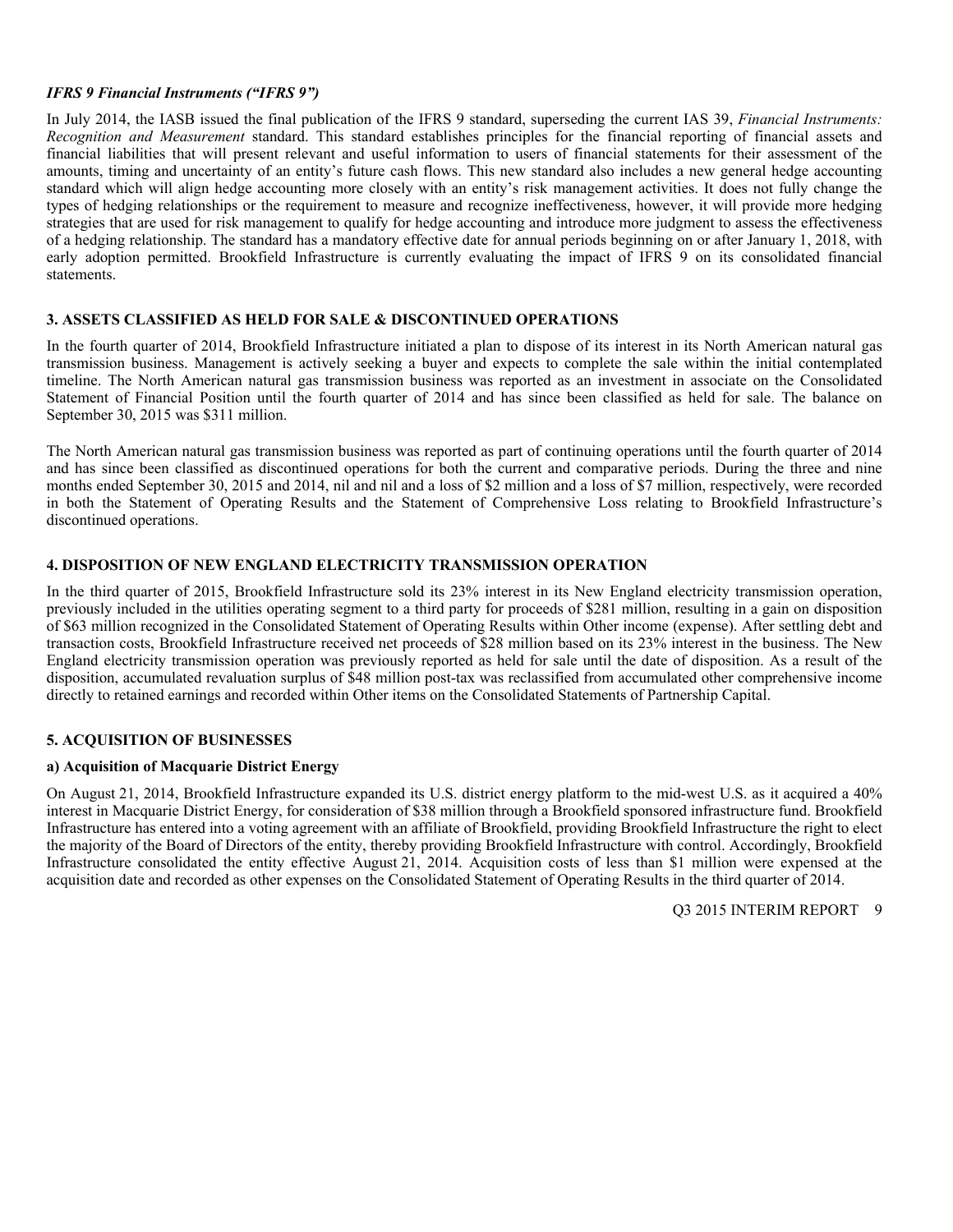### *IFRS 9 Financial Instruments ("IFRS 9")*

In July 2014, the IASB issued the final publication of the IFRS 9 standard, superseding the current IAS 39, *Financial Instruments: Recognition and Measurement* standard. This standard establishes principles for the financial reporting of financial assets and financial liabilities that will present relevant and useful information to users of financial statements for their assessment of the amounts, timing and uncertainty of an entity's future cash flows. This new standard also includes a new general hedge accounting standard which will align hedge accounting more closely with an entity's risk management activities. It does not fully change the types of hedging relationships or the requirement to measure and recognize ineffectiveness, however, it will provide more hedging strategies that are used for risk management to qualify for hedge accounting and introduce more judgment to assess the effectiveness of a hedging relationship. The standard has a mandatory effective date for annual periods beginning on or after January 1, 2018, with early adoption permitted. Brookfield Infrastructure is currently evaluating the impact of IFRS 9 on its consolidated financial statements.

## 3. ASSETS CLASSIFIED AS HELD FOR SALE & DISCONTINUED OPERATIONS

In the fourth quarter of 2014, Brookfield Infrastructure initiated a plan to dispose of its interest in its North American natural gas transmission business. Management is actively seeking a buyer and expects to complete the sale within the initial contemplated timeline. The North American natural gas transmission business was reported as an investment in associate on the Consolidated Statement of Financial Position until the fourth quarter of 2014 and has since been classified as held for sale. The balance on September 30, 2015 was $311 million.

The North American natural gas transmission business was reported as part of continuing operations until the fourth quarter of 2014 and has since been classified as discontinued operations for both the current and comparative periods. During the three and nine months ended September 30, 2015 and 2014, nil and nil and a loss of $2 million and a loss of $7 million, respectively, were recorded in both the Statement of Operating Results and the Statement of Comprehensive Loss relating to Brookfield Infrastructure's discontinued operations.

## 4. DISPOSITION OF NEW ENGLAND ELECTRICITY TRANSMISSION OPERATION

In the third quarter of 2015, Brookfield Infrastructure sold its 23% interest in its New England electricity transmission operation, previously included in the utilities operating segment to a third party for proceeds of $281 million, resulting in a gain on disposition of $63 million recognized in the Consolidated Statement of Operating Results within Other income (expense). After settling debt and transaction costs, Brookfield Infrastructure received net proceeds of $28 million based on its 23% interest in the business. The New England electricity transmission operation was previously reported as held for sale until the date of disposition. As a result of the disposition, accumulated revaluation surplus of $48 million post-tax was reclassified from accumulated other comprehensive income directly to retained earnings and recorded within Other items on the Consolidated Statements of Partnership Capital.

## 5. ACQUISITION OF BUSINESSES

### a) Acquisition of Macquarie District Energy

On August 21, 2014, Brookfield Infrastructure expanded its U.S. district energy platform to the mid-west U.S. as it acquired a 40% interest in Macquarie District Energy, for consideration of $38 million through a Brookfield sponsored infrastructure fund. Brookfield Infrastructure has entered into a voting agreement with an affiliate of Brookfield, providing Brookfield Infrastructure the right to elect the majority of the Board of Directors of the entity, thereby providing Brookfield Infrastructure with control. Accordingly, Brookfield Infrastructure consolidated the entity effective August 21, 2014. Acquisition costs of less than $1 million were expensed at the acquisition date and recorded as other expenses on the Consolidated Statement of Operating Results in the third quarter of 2014.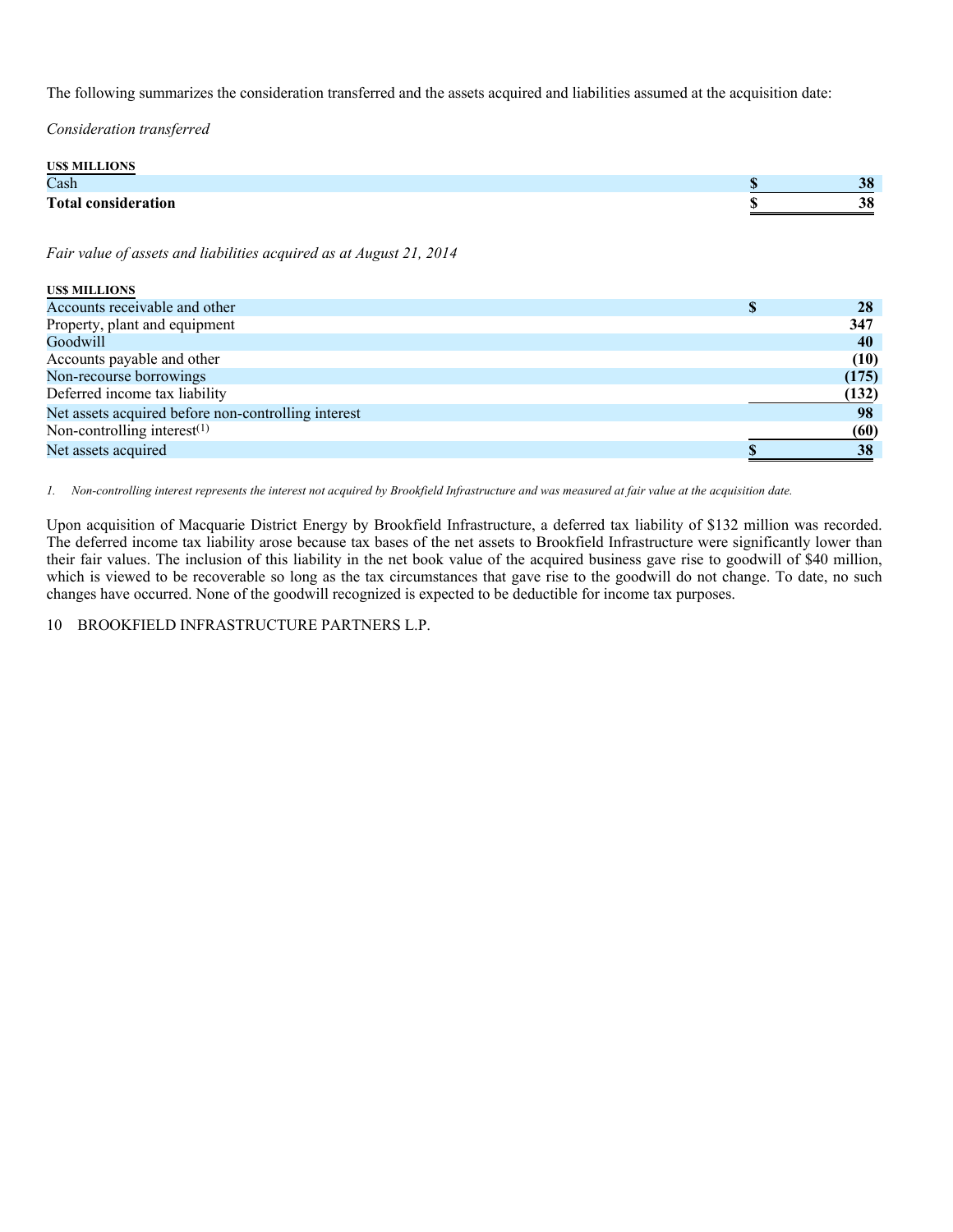The following summarizes the consideration transferred and the assets acquired and liabilities assumed at the acquisition date:

*Consideration transferred*

| US$ MILLIONS | | |
|---|---|---|
| Cash | $ | 38 |
| **Total consideration** | **$** | **38** |

*Fair value of assets and liabilities acquired as at August 21, 2014*

| US$ MILLIONS | | |
|---|---|---|
| Accounts receivable and other | $ | 28 |
| Property, plant and equipment | | 347 |
| Goodwill | | 40 |
| Accounts payable and other | | (10) |
| Non-recourse borrowings | | (175) |
| Deferred income tax liability | | (132) |
| Net assets acquired before non-controlling interest | | 98 |
| Non-controlling interest[1] | | (60) |
| Net assets acquired | $ | 38 |

*1. Non-controlling interest represents the interest not acquired by Brookfield Infrastructure and was measured at fair value at the acquisition date.*

Upon acquisition of Macquarie District Energy by Brookfield Infrastructure, a deferred tax liability of $132 million was recorded. The deferred income tax liability arose because tax bases of the net assets to Brookfield Infrastructure were significantly lower than their fair values. The inclusion of this liability in the net book value of the acquired business gave rise to goodwill of $40 million, which is viewed to be recoverable so long as the tax circumstances that gave rise to the goodwill do not change. To date, no such changes have occurred. None of the goodwill recognized is expected to be deductible for income tax purposes.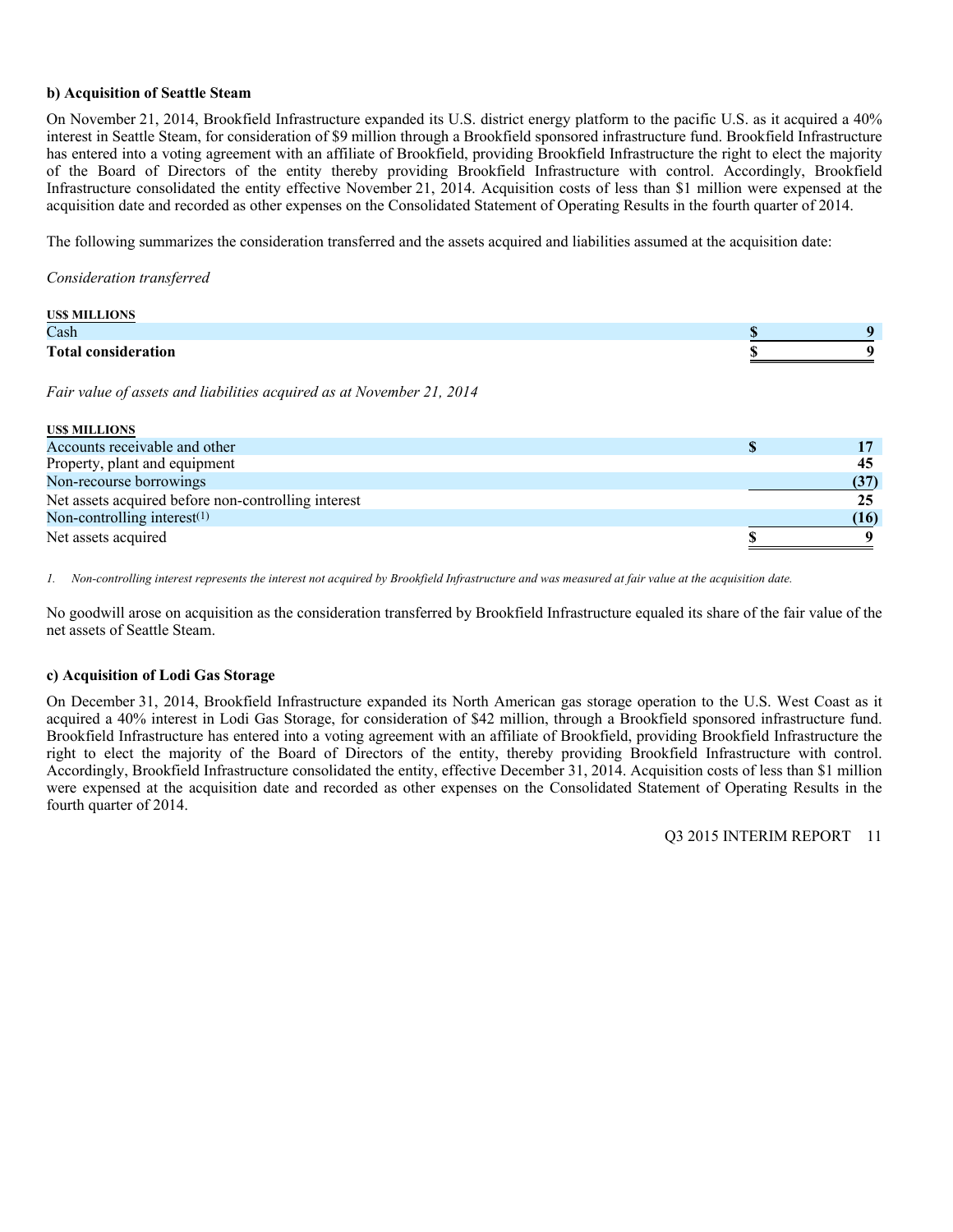### b) Acquisition of Seattle Steam

On November 21, 2014, Brookfield Infrastructure expanded its U.S. district energy platform to the pacific U.S. as it acquired a 40% interest in Seattle Steam, for consideration of $9 million through a Brookfield sponsored infrastructure fund. Brookfield Infrastructure has entered into a voting agreement with an affiliate of Brookfield, providing Brookfield Infrastructure the right to elect the majority of the Board of Directors of the entity thereby providing Brookfield Infrastructure with control. Accordingly, Brookfield Infrastructure consolidated the entity effective November 21, 2014. Acquisition costs of less than $1 million were expensed at the acquisition date and recorded as other expenses on the Consolidated Statement of Operating Results in the fourth quarter of 2014.

The following summarizes the consideration transferred and the assets acquired and liabilities assumed at the acquisition date:

*Consideration transferred*

| US$ MILLIONS | |
|---|---|
| Cash | $ 9 |
| **Total consideration** | **$ 9** |

*Fair value of assets and liabilities acquired as at November 21, 2014*

| US$ MILLIONS | |
|---|---|
| Accounts receivable and other | $ 17 |
| Property, plant and equipment | 45 |
| Non-recourse borrowings | (37) |
| Net assets acquired before non-controlling interest | 25 |
| Non-controlling interest[(1)] | (16) |
| Net assets acquired | $ 9 |

*1. Non-controlling interest represents the interest not acquired by Brookfield Infrastructure and was measured at fair value at the acquisition date.*

No goodwill arose on acquisition as the consideration transferred by Brookfield Infrastructure equaled its share of the fair value of the net assets of Seattle Steam.

### c) Acquisition of Lodi Gas Storage

On December 31, 2014, Brookfield Infrastructure expanded its North American gas storage operation to the U.S. West Coast as it acquired a 40% interest in Lodi Gas Storage, for consideration of $42 million, through a Brookfield sponsored infrastructure fund. Brookfield Infrastructure has entered into a voting agreement with an affiliate of Brookfield, providing Brookfield Infrastructure the right to elect the majority of the Board of Directors of the entity, thereby providing Brookfield Infrastructure with control. Accordingly, Brookfield Infrastructure consolidated the entity, effective December 31, 2014. Acquisition costs of less than $1 million were expensed at the acquisition date and recorded as other expenses on the Consolidated Statement of Operating Results in the fourth quarter of 2014.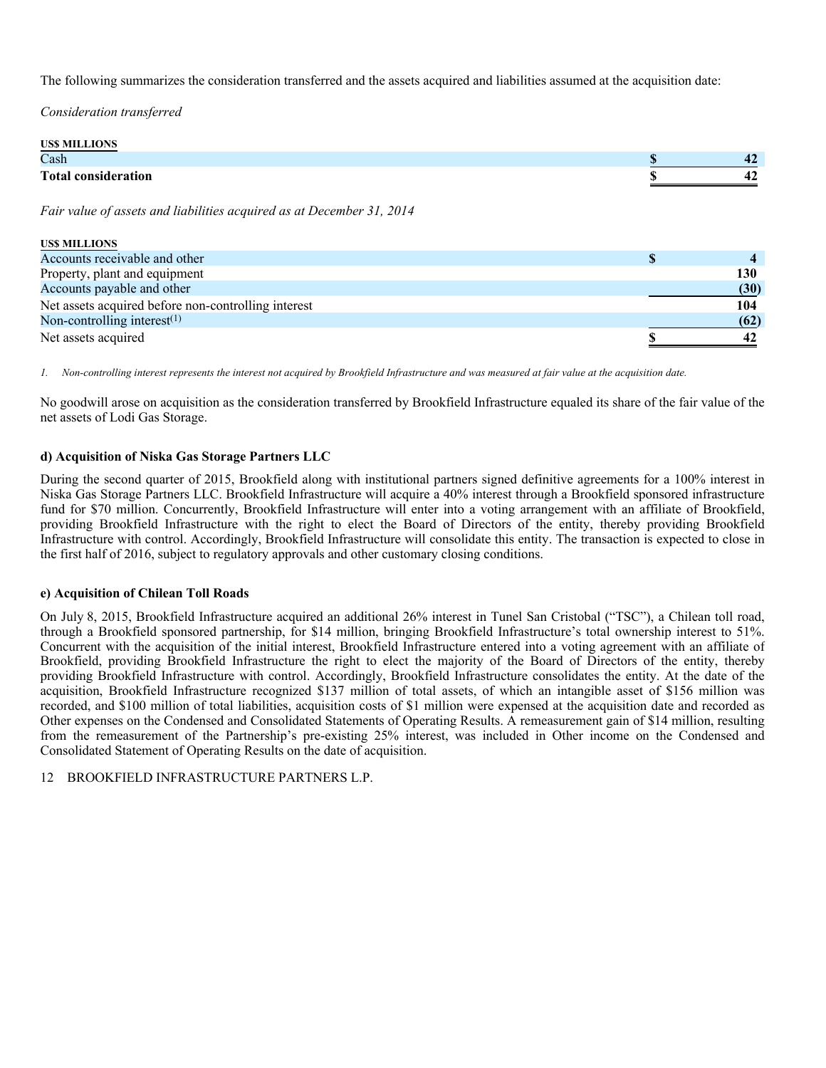The following summarizes the consideration transferred and the assets acquired and liabilities assumed at the acquisition date:

*Consideration transferred*

| US$ MILLIONS | | |
|---|---|---|
| Cash | $ | 42 |
| **Total consideration** | $ | 42 |

*Fair value of assets and liabilities acquired as at December 31, 2014*

| US$ MILLIONS | | |
|---|---|---|
| Accounts receivable and other | $ | 4 |
| Property, plant and equipment | | 130 |
| Accounts payable and other | | (30) |
| Net assets acquired before non-controlling interest | | 104 |
| Non-controlling interest[(1)] | | (62) |
| Net assets acquired | $ | 42 |

1. *Non-controlling interest represents the interest not acquired by Brookfield Infrastructure and was measured at fair value at the acquisition date.*

No goodwill arose on acquisition as the consideration transferred by Brookfield Infrastructure equaled its share of the fair value of the net assets of Lodi Gas Storage.

#### d) Acquisition of Niska Gas Storage Partners LLC

During the second quarter of 2015, Brookfield along with institutional partners signed definitive agreements for a 100% interest in Niska Gas Storage Partners LLC. Brookfield Infrastructure will acquire a 40% interest through a Brookfield sponsored infrastructure fund for $70 million. Concurrently, Brookfield Infrastructure will enter into a voting arrangement with an affiliate of Brookfield, providing Brookfield Infrastructure with the right to elect the Board of Directors of the entity, thereby providing Brookfield Infrastructure with control. Accordingly, Brookfield Infrastructure will consolidate this entity. The transaction is expected to close in the first half of 2016, subject to regulatory approvals and other customary closing conditions.

#### e) Acquisition of Chilean Toll Roads

On July 8, 2015, Brookfield Infrastructure acquired an additional 26% interest in Tunel San Cristobal ("TSC"), a Chilean toll road, through a Brookfield sponsored partnership, for $14 million, bringing Brookfield Infrastructure's total ownership interest to 51%. Concurrent with the acquisition of the initial interest, Brookfield Infrastructure entered into a voting agreement with an affiliate of Brookfield, providing Brookfield Infrastructure the right to elect the majority of the Board of Directors of the entity, thereby providing Brookfield Infrastructure with control. Accordingly, Brookfield Infrastructure consolidates the entity. At the date of the acquisition, Brookfield Infrastructure recognized $137 million of total assets, of which an intangible asset of $156 million was recorded, and $100 million of total liabilities, acquisition costs of $1 million were expensed at the acquisition date and recorded as Other expenses on the Condensed and Consolidated Statements of Operating Results. A remeasurement gain of $14 million, resulting from the remeasurement of the Partnership's pre-existing 25% interest, was included in Other income on the Condensed and Consolidated Statement of Operating Results on the date of acquisition.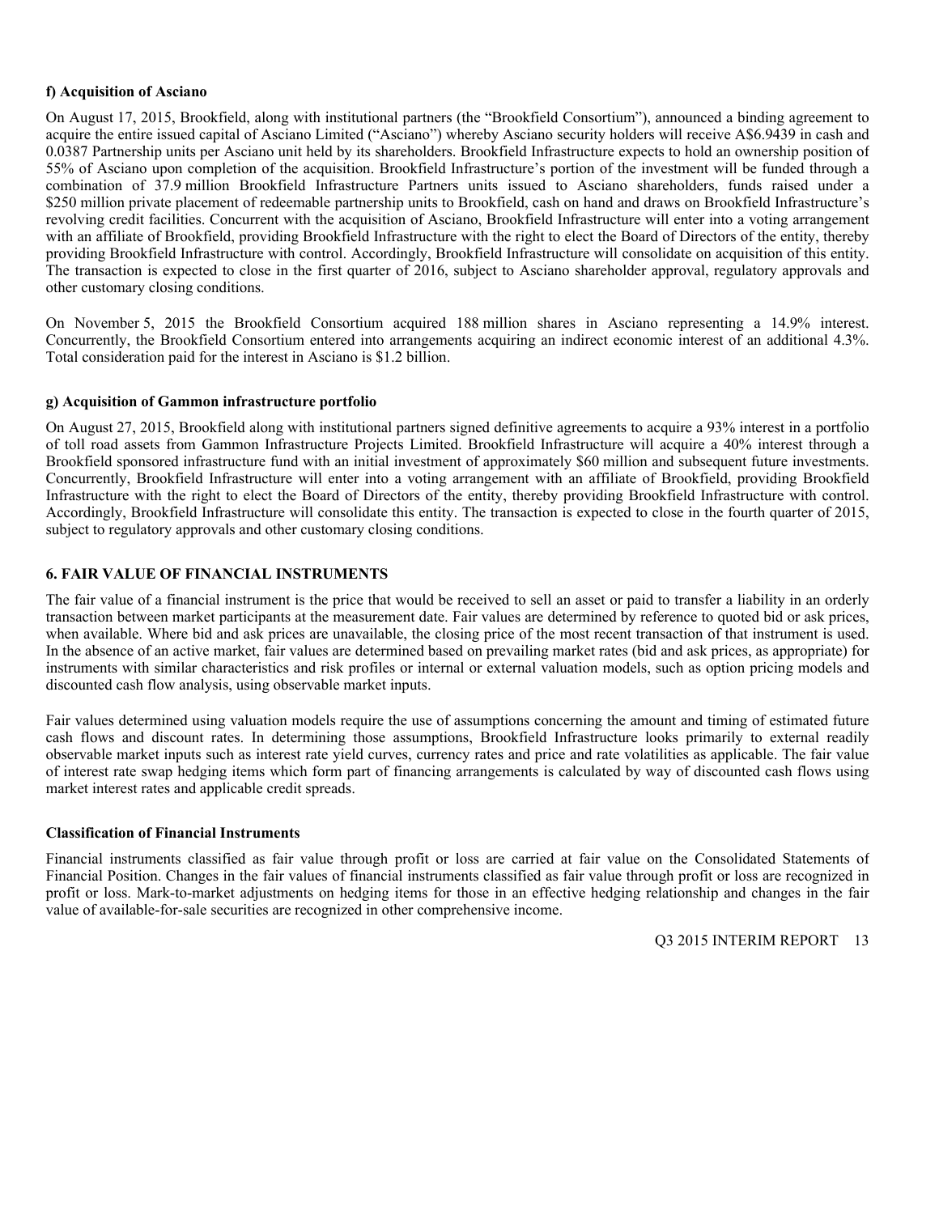**f) Acquisition of Asciano**

On August 17, 2015, Brookfield, along with institutional partners (the "Brookfield Consortium"), announced a binding agreement to acquire the entire issued capital of Asciano Limited ("Asciano") whereby Asciano security holders will receive A$6.9439 in cash and 0.0387 Partnership units per Asciano unit held by its shareholders. Brookfield Infrastructure expects to hold an ownership position of 55% of Asciano upon completion of the acquisition. Brookfield Infrastructure's portion of the investment will be funded through a combination of 37.9 million Brookfield Infrastructure Partners units issued to Asciano shareholders, funds raised under a $250 million private placement of redeemable partnership units to Brookfield, cash on hand and draws on Brookfield Infrastructure's revolving credit facilities. Concurrent with the acquisition of Asciano, Brookfield Infrastructure will enter into a voting arrangement with an affiliate of Brookfield, providing Brookfield Infrastructure with the right to elect the Board of Directors of the entity, thereby providing Brookfield Infrastructure with control. Accordingly, Brookfield Infrastructure will consolidate on acquisition of this entity. The transaction is expected to close in the first quarter of 2016, subject to Asciano shareholder approval, regulatory approvals and other customary closing conditions.

On November 5, 2015 the Brookfield Consortium acquired 188 million shares in Asciano representing a 14.9% interest. Concurrently, the Brookfield Consortium entered into arrangements acquiring an indirect economic interest of an additional 4.3%. Total consideration paid for the interest in Asciano is $1.2 billion.

**g) Acquisition of Gammon infrastructure portfolio**

On August 27, 2015, Brookfield along with institutional partners signed definitive agreements to acquire a 93% interest in a portfolio of toll road assets from Gammon Infrastructure Projects Limited. Brookfield Infrastructure will acquire a 40% interest through a Brookfield sponsored infrastructure fund with an initial investment of approximately $60 million and subsequent future investments. Concurrently, Brookfield Infrastructure will enter into a voting arrangement with an affiliate of Brookfield, providing Brookfield Infrastructure with the right to elect the Board of Directors of the entity, thereby providing Brookfield Infrastructure with control. Accordingly, Brookfield Infrastructure will consolidate this entity. The transaction is expected to close in the fourth quarter of 2015, subject to regulatory approvals and other customary closing conditions.

## 6. FAIR VALUE OF FINANCIAL INSTRUMENTS

The fair value of a financial instrument is the price that would be received to sell an asset or paid to transfer a liability in an orderly transaction between market participants at the measurement date. Fair values are determined by reference to quoted bid or ask prices, when available. Where bid and ask prices are unavailable, the closing price of the most recent transaction of that instrument is used. In the absence of an active market, fair values are determined based on prevailing market rates (bid and ask prices, as appropriate) for instruments with similar characteristics and risk profiles or internal or external valuation models, such as option pricing models and discounted cash flow analysis, using observable market inputs.

Fair values determined using valuation models require the use of assumptions concerning the amount and timing of estimated future cash flows and discount rates. In determining those assumptions, Brookfield Infrastructure looks primarily to external readily observable market inputs such as interest rate yield curves, currency rates and price and rate volatilities as applicable. The fair value of interest rate swap hedging items which form part of financing arrangements is calculated by way of discounted cash flows using market interest rates and applicable credit spreads.

**Classification of Financial Instruments**

Financial instruments classified as fair value through profit or loss are carried at fair value on the Consolidated Statements of Financial Position. Changes in the fair values of financial instruments classified as fair value through profit or loss are recognized in profit or loss. Mark-to-market adjustments on hedging items for those in an effective hedging relationship and changes in the fair value of available-for-sale securities are recognized in other comprehensive income.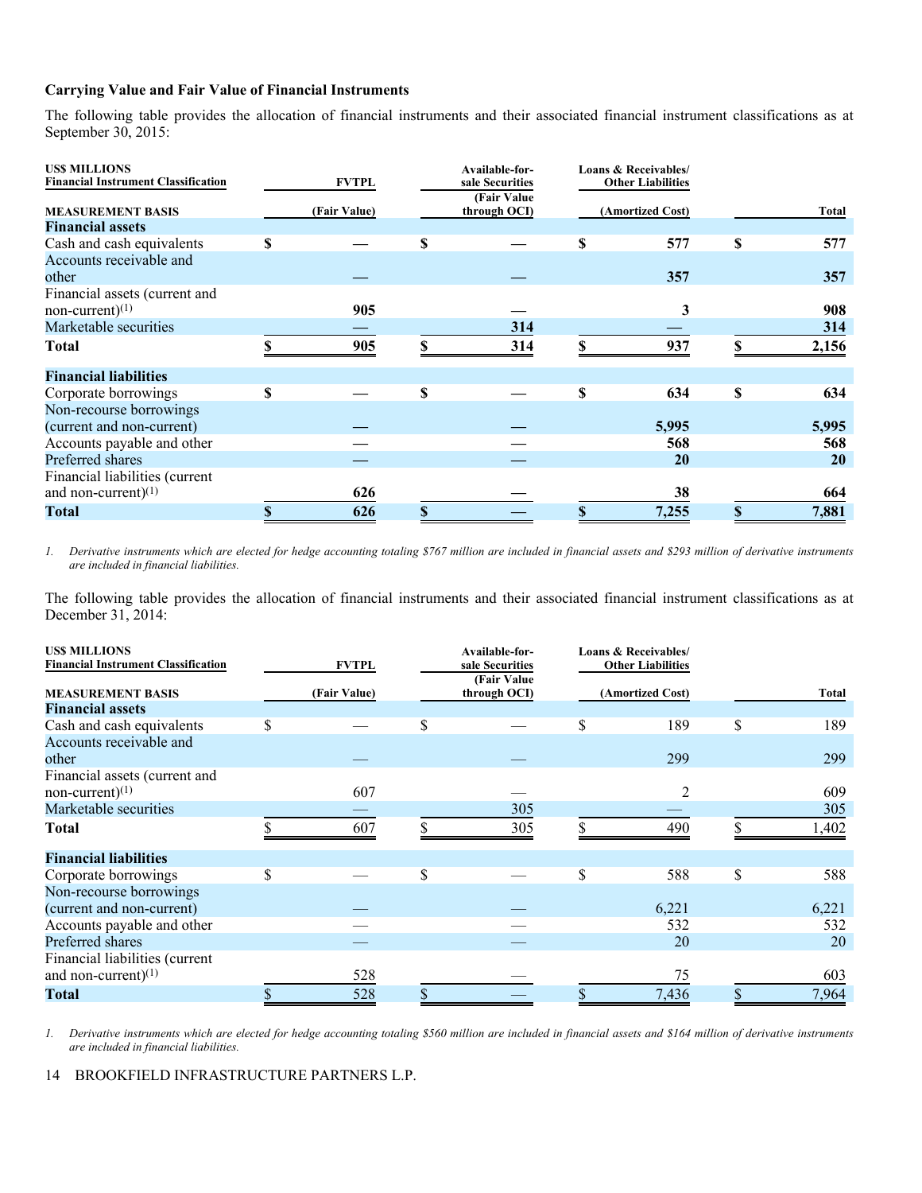### Carrying Value and Fair Value of Financial Instruments

The following table provides the allocation of financial instruments and their associated financial instrument classifications as at September 30, 2015:

| US$ MILLIONS<br>Financial Instrument Classification | FVTPL | Available-for-sale Securities | Loans & Receivables/ Other Liabilities | Total |
|---|---|---|---|---|
| **MEASUREMENT BASIS** | **(Fair Value)** | **(Fair Value through OCI)** | **(Amortized Cost)** | |
| **Financial assets** | | | | |
| Cash and cash equivalents | $ — | $ — | $ 577 | $ 577 |
| Accounts receivable and other | — | — | 357 | 357 |
| Financial assets (current and non-current)[(1)] | 905 | — | 3 | 908 |
| Marketable securities | — | 314 | — | 314 |
| **Total** | **$ 905** | **$ 314** | **$ 937** | **$ 2,156** |
| **Financial liabilities** | | | | |
| Corporate borrowings | $ — | $ — | $ 634 | $ 634 |
| Non-recourse borrowings (current and non-current) | — | — | 5,995 | 5,995 |
| Accounts payable and other | — | — | 568 | 568 |
| Preferred shares | — | — | 20 | 20 |
| Financial liabilities (current and non-current)[(1)] | 626 | — | 38 | 664 |
| **Total** | **$ 626** | **$ —** | **$ 7,255** | **$ 7,881** |

1. *Derivative instruments which are elected for hedge accounting totaling $767 million are included in financial assets and $293 million of derivative instruments are included in financial liabilities.*

The following table provides the allocation of financial instruments and their associated financial instrument classifications as at December 31, 2014:

| US$ MILLIONS<br>Financial Instrument Classification | FVTPL | Available-for-sale Securities | Loans & Receivables/ Other Liabilities | Total |
|---|---|---|---|---|
| **MEASUREMENT BASIS** | **(Fair Value)** | **(Fair Value through OCI)** | **(Amortized Cost)** | |
| **Financial assets** | | | | |
| Cash and cash equivalents | $ — | $ — | $ 189 | $ 189 |
| Accounts receivable and other | — | — | 299 | 299 |
| Financial assets (current and non-current)[(1)] | 607 | — | 2 | 609 |
| Marketable securities | — | 305 | — | 305 |
| **Total** | $ 607 | $ 305 | $ 490 | $ 1,402 |
| **Financial liabilities** | | | | |
| Corporate borrowings | $ — | $ — | $ 588 | $ 588 |
| Non-recourse borrowings (current and non-current) | — | — | 6,221 | 6,221 |
| Accounts payable and other | — | — | 532 | 532 |
| Preferred shares | — | — | 20 | 20 |
| Financial liabilities (current and non-current)[(1)] | 528 | — | 75 | 603 |
| **Total** | $ 528 | $ — | $ 7,436 | $ 7,964 |

1. *Derivative instruments which are elected for hedge accounting totaling $560 million are included in financial assets and $164 million of derivative instruments are included in financial liabilities.*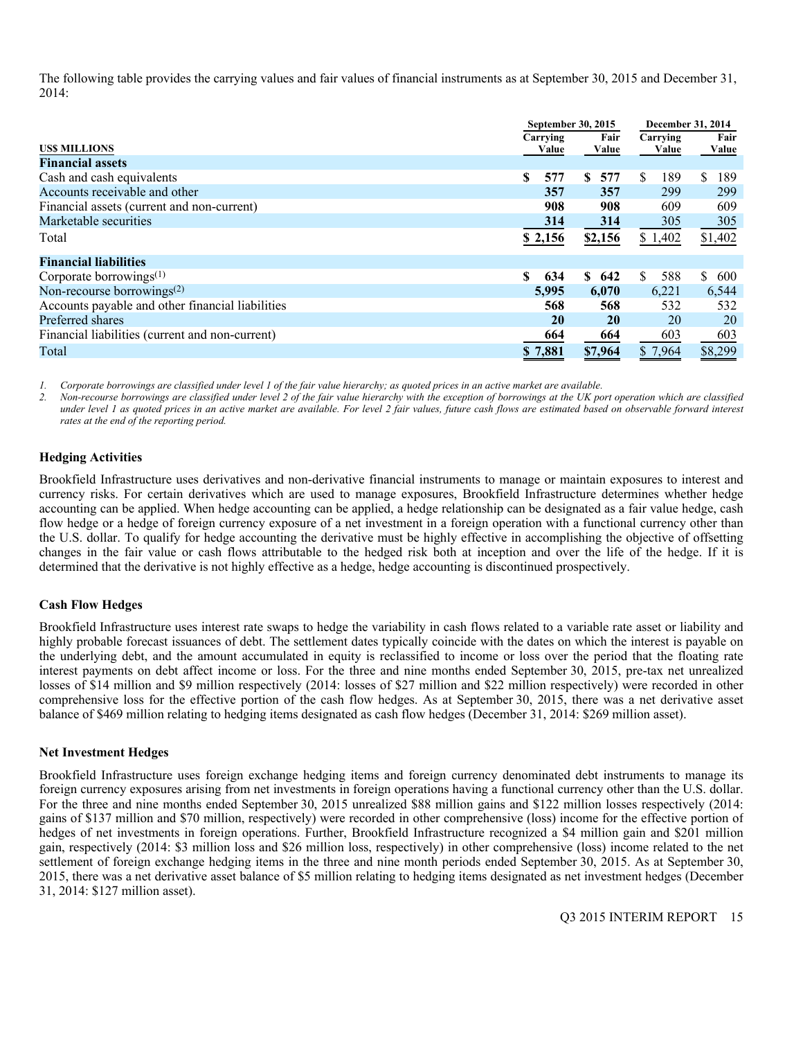The following table provides the carrying values and fair values of financial instruments as at September 30, 2015 and December 31, 2014:

| US$ MILLIONS | September 30, 2015 Carrying Value | September 30, 2015 Fair Value | December 31, 2014 Carrying Value | December 31, 2014 Fair Value |
|---|---|---|---|---|
| **Financial assets** | | | | |
| Cash and cash equivalents | **$ 577** | **$ 577** | $ 189 | $ 189 |
| Accounts receivable and other | **357** | **357** | 299 | 299 |
| Financial assets (current and non-current) | **908** | **908** | 609 | 609 |
| Marketable securities | **314** | **314** | 305 | 305 |
| Total | **$ 2,156** | **$2,156** | $ 1,402 | $1,402 |
| **Financial liabilities** | | | | |
| Corporate borrowings[(1)] | **$ 634** | **$ 642** | $ 588 | $ 600 |
| Non-recourse borrowings[(2)] | **5,995** | **6,070** | 6,221 | 6,544 |
| Accounts payable and other financial liabilities | **568** | **568** | 532 | 532 |
| Preferred shares | **20** | **20** | 20 | 20 |
| Financial liabilities (current and non-current) | **664** | **664** | 603 | 603 |
| Total | **$ 7,881** | **$7,964** | $ 7,964 | $8,299 |

1. *Corporate borrowings are classified under level 1 of the fair value hierarchy; as quoted prices in an active market are available.*
2. *Non-recourse borrowings are classified under level 2 of the fair value hierarchy with the exception of borrowings at the UK port operation which are classified under level 1 as quoted prices in an active market are available. For level 2 fair values, future cash flows are estimated based on observable forward interest rates at the end of the reporting period.*

### Hedging Activities

Brookfield Infrastructure uses derivatives and non-derivative financial instruments to manage or maintain exposures to interest and currency risks. For certain derivatives which are used to manage exposures, Brookfield Infrastructure determines whether hedge accounting can be applied. When hedge accounting can be applied, a hedge relationship can be designated as a fair value hedge, cash flow hedge or a hedge of foreign currency exposure of a net investment in a foreign operation with a functional currency other than the U.S. dollar. To qualify for hedge accounting the derivative must be highly effective in accomplishing the objective of offsetting changes in the fair value or cash flows attributable to the hedged risk both at inception and over the life of the hedge. If it is determined that the derivative is not highly effective as a hedge, hedge accounting is discontinued prospectively.

### Cash Flow Hedges

Brookfield Infrastructure uses interest rate swaps to hedge the variability in cash flows related to a variable rate asset or liability and highly probable forecast issuances of debt. The settlement dates typically coincide with the dates on which the interest is payable on the underlying debt, and the amount accumulated in equity is reclassified to income or loss over the period that the floating rate interest payments on debt affect income or loss. For the three and nine months ended September 30, 2015, pre-tax net unrealized losses of $14 million and $9 million respectively (2014: losses of $27 million and $22 million respectively) were recorded in other comprehensive loss for the effective portion of the cash flow hedges. As at September 30, 2015, there was a net derivative asset balance of $469 million relating to hedging items designated as cash flow hedges (December 31, 2014: $269 million asset).

### Net Investment Hedges

Brookfield Infrastructure uses foreign exchange hedging items and foreign currency denominated debt instruments to manage its foreign currency exposures arising from net investments in foreign operations having a functional currency other than the U.S. dollar. For the three and nine months ended September 30, 2015 unrealized $88 million gains and $122 million losses respectively (2014: gains of $137 million and $70 million, respectively) were recorded in other comprehensive (loss) income for the effective portion of hedges of net investments in foreign operations. Further, Brookfield Infrastructure recognized a $4 million gain and $201 million gain, respectively (2014: $3 million loss and $26 million loss, respectively) in other comprehensive (loss) income related to the net settlement of foreign exchange hedging items in the three and nine month periods ended September 30, 2015. As at September 30, 2015, there was a net derivative asset balance of $5 million relating to hedging items designated as net investment hedges (December 31, 2014: $127 million asset).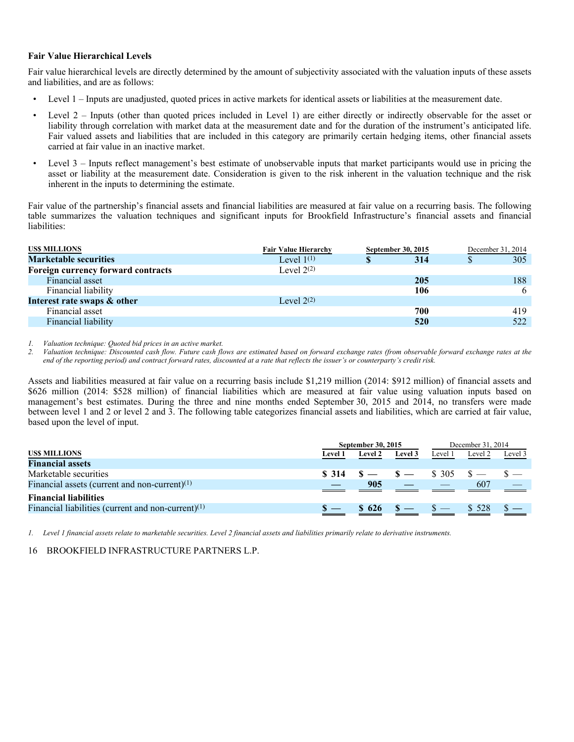### Fair Value Hierarchical Levels

Fair value hierarchical levels are directly determined by the amount of subjectivity associated with the valuation inputs of these assets and liabilities, and are as follows:

- Level 1 – Inputs are unadjusted, quoted prices in active markets for identical assets or liabilities at the measurement date.
- Level 2 – Inputs (other than quoted prices included in Level 1) are either directly or indirectly observable for the asset or liability through correlation with market data at the measurement date and for the duration of the instrument's anticipated life. Fair valued assets and liabilities that are included in this category are primarily certain hedging items, other financial assets carried at fair value in an inactive market.
- Level 3 – Inputs reflect management's best estimate of unobservable inputs that market participants would use in pricing the asset or liability at the measurement date. Consideration is given to the risk inherent in the valuation technique and the risk inherent in the inputs to determining the estimate.

Fair value of the partnership's financial assets and financial liabilities are measured at fair value on a recurring basis. The following table summarizes the valuation techniques and significant inputs for Brookfield Infrastructure's financial assets and financial liabilities:

| US$ MILLIONS | Fair Value Hierarchy | September 30, 2015 | December 31, 2014 |
|---|---|---|---|
| **Marketable securities** | Level 1[(1)] | **$ 314** | $ 305 |
| **Foreign currency forward contracts** | Level 2[(2)] | | |
| Financial asset | | **205** | 188 |
| Financial liability | | **106** | 6 |
| **Interest rate swaps & other** | Level 2[(2)] | | |
| Financial asset | | **700** | 419 |
| Financial liability | | **520** | 522 |

1. *Valuation technique: Quoted bid prices in an active market.*
2. *Valuation technique: Discounted cash flow. Future cash flows are estimated based on forward exchange rates (from observable forward exchange rates at the end of the reporting period) and contract forward rates, discounted at a rate that reflects the issuer's or counterparty's credit risk.*

Assets and liabilities measured at fair value on a recurring basis include $1,219 million (2014: $912 million) of financial assets and $626 million (2014: $528 million) of financial liabilities which are measured at fair value using valuation inputs based on management's best estimates. During the three and nine months ended September 30, 2015 and 2014, no transfers were made between level 1 and 2 or level 2 and 3. The following table categorizes financial assets and liabilities, which are carried at fair value, based upon the level of input.

| | September 30, 2015 | | | December 31, 2014 | | |
|---|---|---|---|---|---|---|
| US$ MILLIONS | Level 1 | Level 2 | Level 3 | Level 1 | Level 2 | Level 3 |
| **Financial assets** | | | | | | |
| Marketable securities | **$ 314** | **$ —** | **$ —** | $ 305 | $ — | $ — |
| Financial assets (current and non-current)[(1)] | **—** | **905** | **—** | — | 607 | — |
| **Financial liabilities** | | | | | | |
| Financial liabilities (current and non-current)[(1)] | **$ —** | **$ 626** | **$ —** | $ — | $ 528 | $ — |

1. *Level 1 financial assets relate to marketable securities. Level 2 financial assets and liabilities primarily relate to derivative instruments.*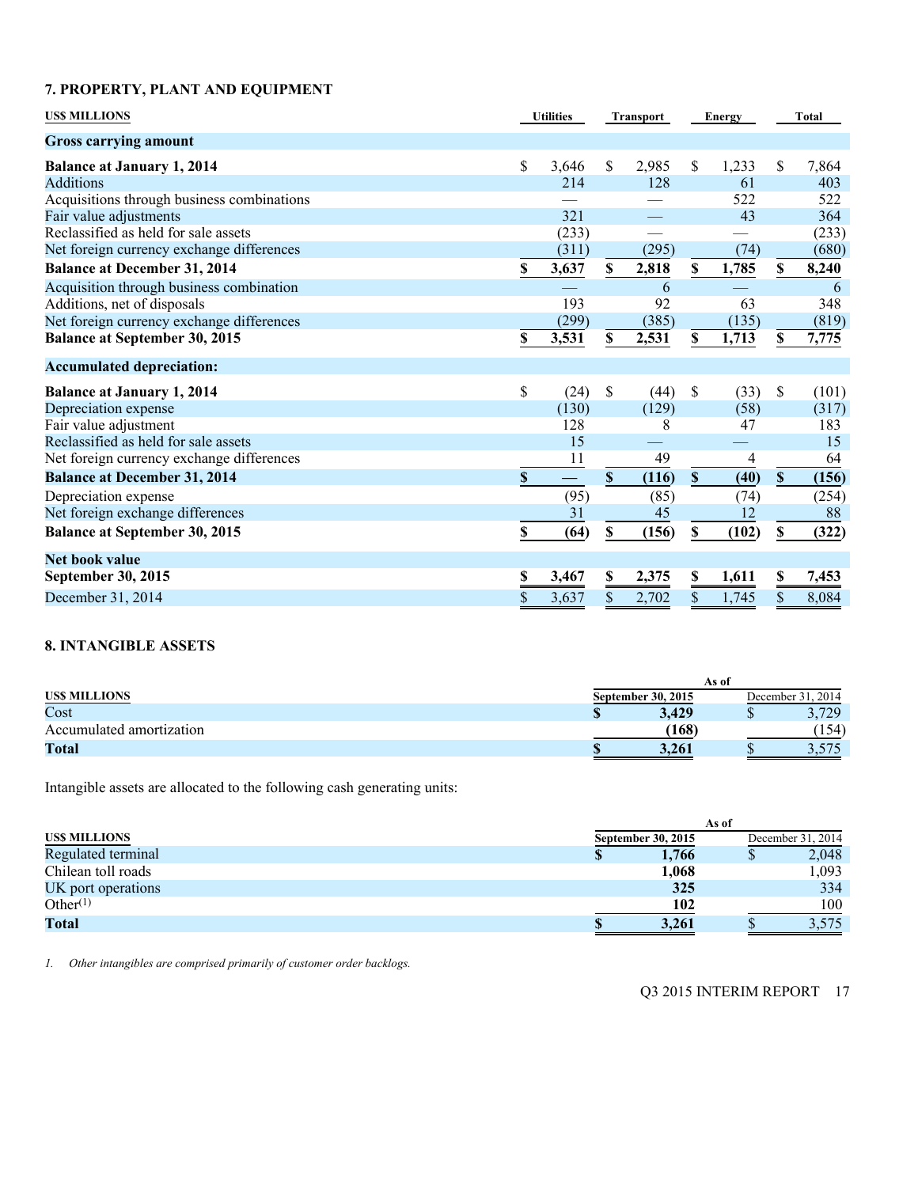## 7. PROPERTY, PLANT AND EQUIPMENT

| US$ MILLIONS | Utilities | Transport | Energy | Total |
|---|---|---|---|---|
| **Gross carrying amount** | | | | |
| **Balance at January 1, 2014** | $ 3,646 | $ 2,985 | $ 1,233 | $ 7,864 |
| Additions | 214 | 128 | 61 | 403 |
| Acquisitions through business combinations | — | — | 522 | 522 |
| Fair value adjustments | 321 | — | 43 | 364 |
| Reclassified as held for sale assets | (233) | — | — | (233) |
| Net foreign currency exchange differences | (311) | (295) | (74) | (680) |
| **Balance at December 31, 2014** | **$ 3,637** | **$ 2,818** | **$ 1,785** | **$ 8,240** |
| Acquisition through business combination | — | 6 | — | 6 |
| Additions, net of disposals | 193 | 92 | 63 | 348 |
| Net foreign currency exchange differences | (299) | (385) | (135) | (819) |
| **Balance at September 30, 2015** | **$ 3,531** | **$ 2,531** | **$ 1,713** | **$ 7,775** |
| **Accumulated depreciation:** | | | | |
| **Balance at January 1, 2014** | $ (24) | $ (44) | $ (33) | $ (101) |
| Depreciation expense | (130) | (129) | (58) | (317) |
| Fair value adjustment | 128 | 8 | 47 | 183 |
| Reclassified as held for sale assets | 15 | — | — | 15 |
| Net foreign currency exchange differences | 11 | 49 | 4 | 64 |
| **Balance at December 31, 2014** | **$ —** | **$ (116)** | **$ (40)** | **$ (156)** |
| Depreciation expense | (95) | (85) | (74) | (254) |
| Net foreign exchange differences | 31 | 45 | 12 | 88 |
| **Balance at September 30, 2015** | **$ (64)** | **$ (156)** | **$ (102)** | **$ (322)** |
| **Net book value** | | | | |
| **September 30, 2015** | **$ 3,467** | **$ 2,375** | **$ 1,611** | **$ 7,453** |
| December 31, 2014 | $ 3,637 | $ 2,702 | $ 1,745 | $ 8,084 |

## 8. INTANGIBLE ASSETS

| US$ MILLIONS | As of September 30, 2015 | As of December 31, 2014 |
|---|---|---|
| Cost | **$ 3,429** | $ 3,729 |
| Accumulated amortization | **(168)** | (154) |
| **Total** | **$ 3,261** | $ 3,575 |

Intangible assets are allocated to the following cash generating units:

| US$ MILLIONS | As of September 30, 2015 | As of December 31, 2014 |
|---|---|---|
| Regulated terminal | **$ 1,766** | $ 2,048 |
| Chilean toll roads | **1,068** | 1,093 |
| UK port operations | **325** | 334 |
| Other[1] | **102** | 100 |
| **Total** | **$ 3,261** | $ 3,575 |

*1. Other intangibles are comprised primarily of customer order backlogs.*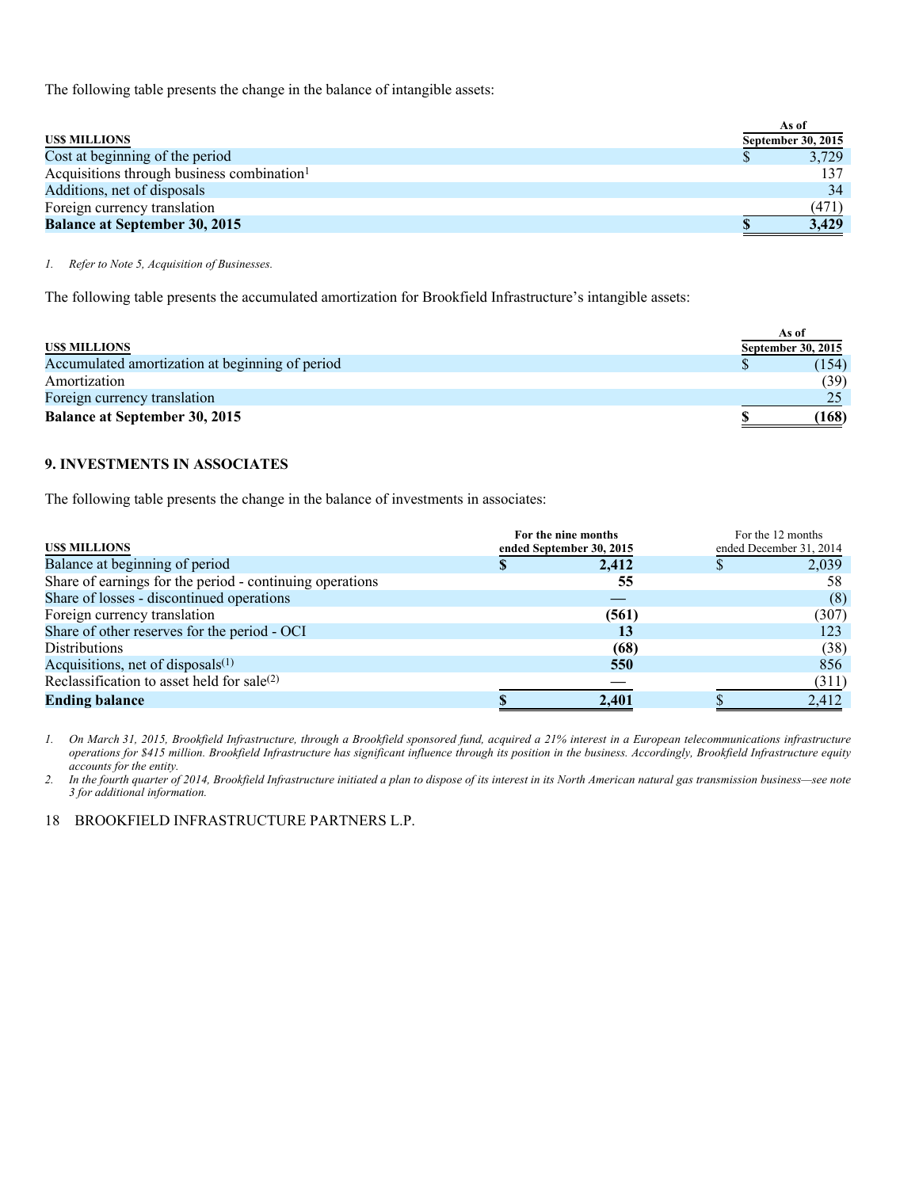The following table presents the change in the balance of intangible assets:

| US$ MILLIONS | As of September 30, 2015 |
|---|---|
| Cost at beginning of the period | $ 3,729 |
| Acquisitions through business combination[1] | 137 |
| Additions, net of disposals | 34 |
| Foreign currency translation | (471) |
| **Balance at September 30, 2015** | **$ 3,429** |

*1. Refer to Note 5, Acquisition of Businesses.*

The following table presents the accumulated amortization for Brookfield Infrastructure's intangible assets:

| US$ MILLIONS | As of September 30, 2015 |
|---|---|
| Accumulated amortization at beginning of period | $ (154) |
| Amortization | (39) |
| Foreign currency translation | 25 |
| **Balance at September 30, 2015** | **$ (168)** |

## 9. INVESTMENTS IN ASSOCIATES

The following table presents the change in the balance of investments in associates:

| US$ MILLIONS | For the nine months ended September 30, 2015 | For the 12 months ended December 31, 2014 |
|---|---|---|
| Balance at beginning of period | **$ 2,412** | $ 2,039 |
| Share of earnings for the period - continuing operations | **55** | 58 |
| Share of losses - discontinued operations | **—** | (8) |
| Foreign currency translation | **(561)** | (307) |
| Share of other reserves for the period - OCI | **13** | 123 |
| Distributions | **(68)** | (38) |
| Acquisitions, net of disposals[(1)] | **550** | 856 |
| Reclassification to asset held for sale[(2)] | **—** | (311) |
| **Ending balance** | **$ 2,401** | $ 2,412 |

*1. On March 31, 2015, Brookfield Infrastructure, through a Brookfield sponsored fund, acquired a 21% interest in a European telecommunications infrastructure operations for $415 million. Brookfield Infrastructure has significant influence through its position in the business. Accordingly, Brookfield Infrastructure equity accounts for the entity.*

*2. In the fourth quarter of 2014, Brookfield Infrastructure initiated a plan to dispose of its interest in its North American natural gas transmission business—see note 3 for additional information.*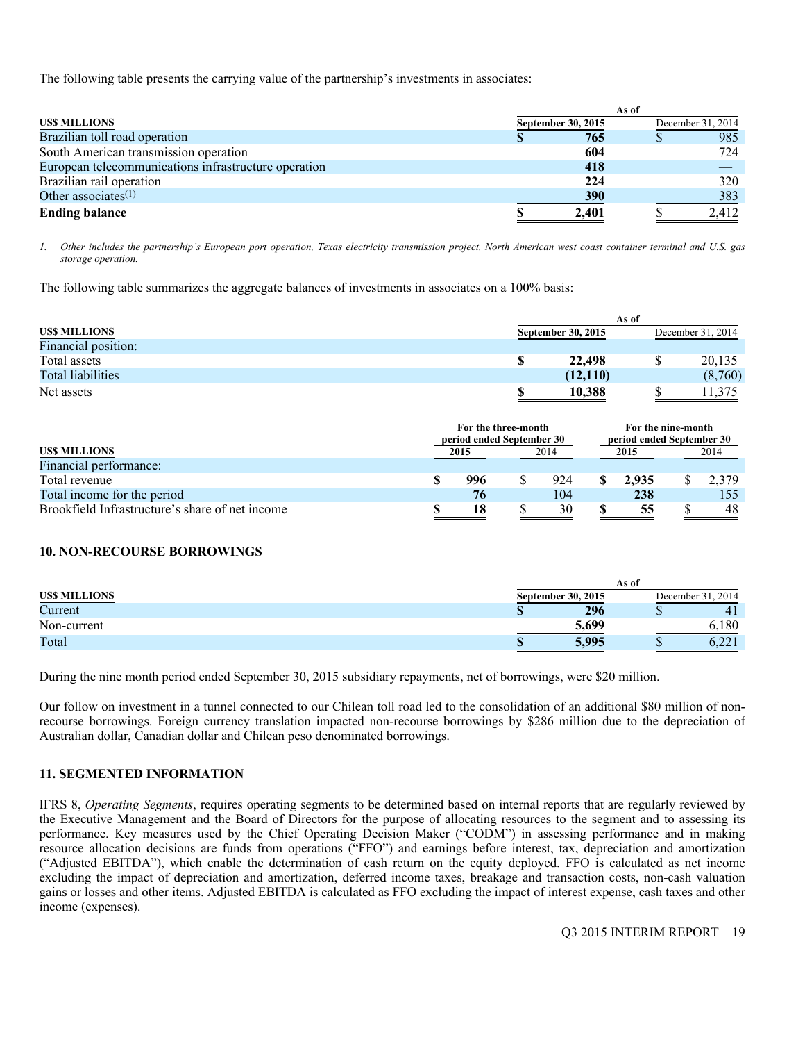The following table presents the carrying value of the partnership's investments in associates:

| US$ MILLIONS | As of September 30, 2015 | December 31, 2014 |
|---|---|---|
| Brazilian toll road operation | $ 765 | $ 985 |
| South American transmission operation | 604 | 724 |
| European telecommunications infrastructure operation | 418 | — |
| Brazilian rail operation | 224 | 320 |
| Other associates[1] | 390 | 383 |
| **Ending balance** | **$ 2,401** | $ 2,412 |

*1. Other includes the partnership's European port operation, Texas electricity transmission project, North American west coast container terminal and U.S. gas storage operation.*

The following table summarizes the aggregate balances of investments in associates on a 100% basis:

| US$ MILLIONS | As of September 30, 2015 | December 31, 2014 |
|---|---|---|
| Financial position: | | |
| Total assets | $ 22,498 | $ 20,135 |
| Total liabilities | (12,110) | (8,760) |
| Net assets | $ 10,388 | $ 11,375 |

| US$ MILLIONS | For the three-month period ended September 30 2015 | 2014 | For the nine-month period ended September 30 2015 | 2014 |
|---|---|---|---|---|
| Financial performance: | | | | |
| Total revenue | $ 996 | $ 924 | $ 2,935 | $ 2,379 |
| Total income for the period | 76 | 104 | 238 | 155 |
| Brookfield Infrastructure's share of net income | $ 18 | $ 30 | $ 55 | $ 48 |

### 10. NON-RECOURSE BORROWINGS

| US$ MILLIONS | As of September 30, 2015 | December 31, 2014 |
|---|---|---|
| Current | $ 296 | $ 41 |
| Non-current | 5,699 | 6,180 |
| Total | $ 5,995 | $ 6,221 |

During the nine month period ended September 30, 2015 subsidiary repayments, net of borrowings, were $20 million.

Our follow on investment in a tunnel connected to our Chilean toll road led to the consolidation of an additional $80 million of non-recourse borrowings. Foreign currency translation impacted non-recourse borrowings by $286 million due to the depreciation of Australian dollar, Canadian dollar and Chilean peso denominated borrowings.

### 11. SEGMENTED INFORMATION

IFRS 8, *Operating Segments*, requires operating segments to be determined based on internal reports that are regularly reviewed by the Executive Management and the Board of Directors for the purpose of allocating resources to the segment and to assessing its performance. Key measures used by the Chief Operating Decision Maker ("CODM") in assessing performance and in making resource allocation decisions are funds from operations ("FFO") and earnings before interest, tax, depreciation and amortization ("Adjusted EBITDA"), which enable the determination of cash return on the equity deployed. FFO is calculated as net income excluding the impact of depreciation and amortization, deferred income taxes, breakage and transaction costs, non-cash valuation gains or losses and other items. Adjusted EBITDA is calculated as FFO excluding the impact of interest expense, cash taxes and other income (expenses).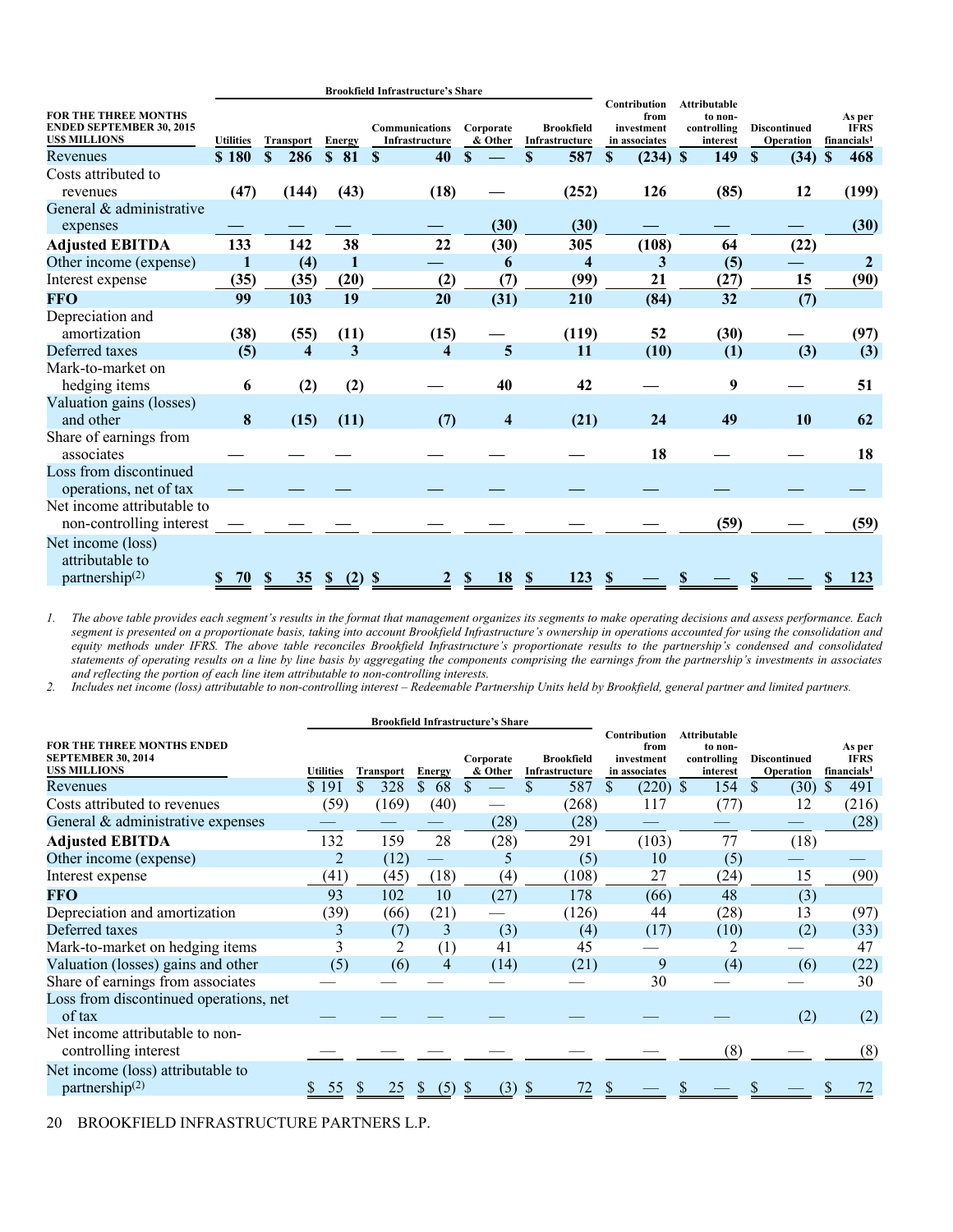| FOR THE THREE MONTHS ENDED SEPTEMBER 30, 2015 US$ MILLIONS | Brookfield Infrastructure's Share | | | | | | Contribution from investment in associates | Attributable to non-controlling interest | Discontinued Operation | As per IFRS financials[1] |
|---|---|---|---|---|---|---|---|---|---|---|
| | Utilities | Transport | Energy | Communications Infrastructure | Corporate & Other | Brookfield Infrastructure | | | | |
| Revenues | $ 180 | $ 286 | $ 81 | $ 40 | $ — | $ 587 | $ (234) | $ 149 | $ (34) | $ 468 |
| Costs attributed to revenues | (47) | (144) | (43) | (18) | — | (252) | 126 | (85) | 12 | (199) |
| General & administrative expenses | — | — | — | — | (30) | (30) | — | — | — | (30) |
| **Adjusted EBITDA** | 133 | 142 | 38 | 22 | (30) | 305 | (108) | 64 | (22) | |
| Other income (expense) | 1 | (4) | 1 | — | 6 | 4 | 3 | (5) | — | 2 |
| Interest expense | (35) | (35) | (20) | (2) | (7) | (99) | 21 | (27) | 15 | (90) |
| **FFO** | 99 | 103 | 19 | 20 | (31) | 210 | (84) | 32 | (7) | |
| Depreciation and amortization | (38) | (55) | (11) | (15) | — | (119) | 52 | (30) | — | (97) |
| Deferred taxes | (5) | 4 | 3 | 4 | 5 | 11 | (10) | (1) | (3) | (3) |
| Mark-to-market on hedging items | 6 | (2) | (2) | — | 40 | 42 | — | 9 | — | 51 |
| Valuation gains (losses) and other | 8 | (15) | (11) | (7) | 4 | (21) | 24 | 49 | 10 | 62 |
| Share of earnings from associates | — | — | — | — | — | — | 18 | — | — | 18 |
| Loss from discontinued operations, net of tax | — | — | — | — | — | — | — | — | — | — |
| Net income attributable to non-controlling interest | — | — | — | — | — | — | — | (59) | — | (59) |
| Net income (loss) attributable to partnership[(2)] | $ 70 | $ 35 | $ (2) | $ 2 | $ 18 | $ 123 | $ — | $ — | $ — | $ 123 |

*1. The above table provides each segment's results in the format that management organizes its segments to make operating decisions and assess performance. Each segment is presented on a proportionate basis, taking into account Brookfield Infrastructure's ownership in operations accounted for using the consolidation and equity methods under IFRS. The above table reconciles Brookfield Infrastructure's proportionate results to the partnership's condensed and consolidated statements of operating results on a line by line basis by aggregating the components comprising the earnings from the partnership's investments in associates and reflecting the portion of each line item attributable to non-controlling interests.*

*2. Includes net income (loss) attributable to non-controlling interest – Redeemable Partnership Units held by Brookfield, general partner and limited partners.*

| FOR THE THREE MONTHS ENDED SEPTEMBER 30, 2014 US$ MILLIONS | Brookfield Infrastructure's Share | | | | | Contribution from investment in associates | Attributable to non-controlling interest | Discontinued Operation | As per IFRS financials[1] |
|---|---|---|---|---|---|---|---|---|---|
| | Utilities | Transport | Energy | Corporate & Other | Brookfield Infrastructure | | | | |
| Revenues | $ 191 | $ 328 | $ 68 | $ — | $ 587 | $ (220) | $ 154 | $ (30) | $ 491 |
| Costs attributed to revenues | (59) | (169) | (40) | — | (268) | 117 | (77) | 12 | (216) |
| General & administrative expenses | — | — | — | (28) | (28) | — | — | — | (28) |
| **Adjusted EBITDA** | 132 | 159 | 28 | (28) | 291 | (103) | 77 | (18) | |
| Other income (expense) | 2 | (12) | — | 5 | (5) | 10 | (5) | — | — |
| Interest expense | (41) | (45) | (18) | (4) | (108) | 27 | (24) | 15 | (90) |
| **FFO** | 93 | 102 | 10 | (27) | 178 | (66) | 48 | (3) | |
| Depreciation and amortization | (39) | (66) | (21) | — | (126) | 44 | (28) | 13 | (97) |
| Deferred taxes | 3 | (7) | 3 | (3) | (4) | (17) | (10) | (2) | (33) |
| Mark-to-market on hedging items | 3 | 2 | (1) | 41 | 45 | — | 2 | — | 47 |
| Valuation (losses) gains and other | (5) | (6) | 4 | (14) | (21) | 9 | (4) | (6) | (22) |
| Share of earnings from associates | — | — | — | — | — | 30 | — | — | 30 |
| Loss from discontinued operations, net of tax | — | — | — | — | — | — | — | (2) | (2) |
| Net income attributable to non-controlling interest | — | — | — | — | — | — | (8) | — | (8) |
| Net income (loss) attributable to partnership[(2)] | $ 55 | $ 25 | $ (5) | $ (3) | $ 72 | $ — | $ — | $ — | $ 72 |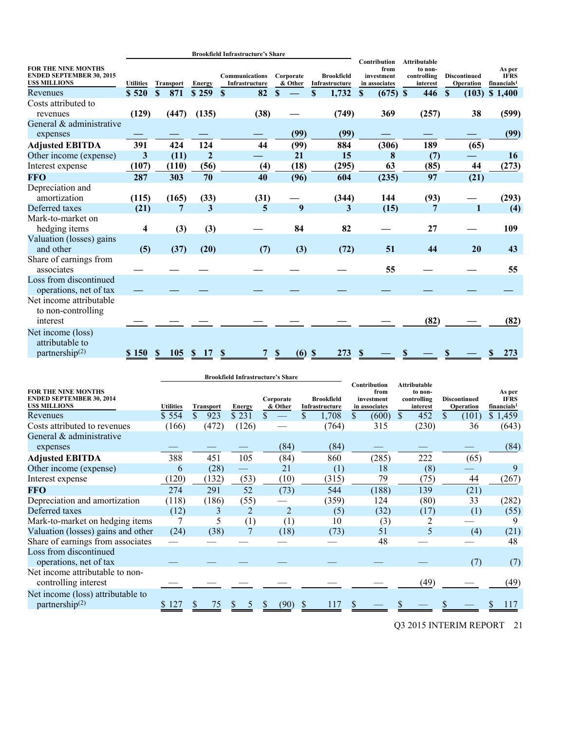| FOR THE NINE MONTHS ENDED SEPTEMBER 30, 2015 US$ MILLIONS | Brookfield Infrastructure's Share | | | | | | Contribution from investment in associates | Attributable to non-controlling interest | Discontinued Operation | As per IFRS financials[1] |
|---|---|---|---|---|---|---|---|---|---|---|
| | Utilities | Transport | Energy | Communications Infrastructure | Corporate & Other | Brookfield Infrastructure | | | | |
| Revenues | $ 520 | $ 871 | $ 259 | $ 82 | $ — | $ 1,732 | $ (675) | $ 446 | $ (103) | $ 1,400 |
| Costs attributed to revenues | (129) | (447) | (135) | (38) | — | (749) | 369 | (257) | 38 | (599) |
| General & administrative expenses | — | — | — | — | (99) | (99) | — | — | — | (99) |
| **Adjusted EBITDA** | 391 | 424 | 124 | 44 | (99) | 884 | (306) | 189 | (65) | |
| Other income (expense) | 3 | (11) | 2 | — | 21 | 15 | 8 | (7) | — | 16 |
| Interest expense | (107) | (110) | (56) | (4) | (18) | (295) | 63 | (85) | 44 | (273) |
| **FFO** | 287 | 303 | 70 | 40 | (96) | 604 | (235) | 97 | (21) | |
| Depreciation and amortization | (115) | (165) | (33) | (31) | — | (344) | 144 | (93) | — | (293) |
| Deferred taxes | (21) | 7 | 3 | 5 | 9 | 3 | (15) | 7 | 1 | (4) |
| Mark-to-market on hedging items | 4 | (3) | (3) | — | 84 | 82 | — | 27 | — | 109 |
| Valuation (losses) gains and other | (5) | (37) | (20) | (7) | (3) | (72) | 51 | 44 | 20 | 43 |
| Share of earnings from associates | — | — | — | — | — | — | 55 | — | — | 55 |
| Loss from discontinued operations, net of tax | — | — | — | — | — | — | — | — | — | — |
| Net income attributable to non-controlling interest | — | — | — | — | — | — | — | (82) | — | (82) |
| Net income (loss) attributable to partnership[(2)] | $ 150 | $ 105 | $ 17 | $ 7 | $ (6) | $ 273 | $ — | $ — | $ — | $ 273 |

| FOR THE NINE MONTHS ENDED SEPTEMBER 30, 2014 US$ MILLIONS | Brookfield Infrastructure's Share | | | | | Contribution from investment in associates | Attributable to non-controlling interest | Discontinued Operation | As per IFRS financials[1] |
|---|---|---|---|---|---|---|---|---|---|
| | Utilities | Transport | Energy | Corporate & Other | Brookfield Infrastructure | | | | |
| Revenues | $ 554 | $ 923 | $ 231 | $ — | $ 1,708 | $ (600) | $ 452 | $ (101) | $ 1,459 |
| Costs attributed to revenues | (166) | (472) | (126) | — | (764) | 315 | (230) | 36 | (643) |
| General & administrative expenses | — | — | — | (84) | (84) | — | — | — | (84) |
| **Adjusted EBITDA** | 388 | 451 | 105 | (84) | 860 | (285) | 222 | (65) | |
| Other income (expense) | 6 | (28) | — | 21 | (1) | 18 | (8) | — | 9 |
| Interest expense | (120) | (132) | (53) | (10) | (315) | 79 | (75) | 44 | (267) |
| **FFO** | 274 | 291 | 52 | (73) | 544 | (188) | 139 | (21) | |
| Depreciation and amortization | (118) | (186) | (55) | — | (359) | 124 | (80) | 33 | (282) |
| Deferred taxes | (12) | 3 | 2 | 2 | (5) | (32) | (17) | (1) | (55) |
| Mark-to-market on hedging items | 7 | 5 | (1) | (1) | 10 | (3) | 2 | — | 9 |
| Valuation (losses) gains and other | (24) | (38) | 7 | (18) | (73) | 51 | 5 | (4) | (21) |
| Share of earnings from associates | — | — | — | — | — | 48 | — | — | 48 |
| Loss from discontinued operations, net of tax | — | — | — | — | — | — | — | (7) | (7) |
| Net income attributable to non-controlling interest | — | — | — | — | — | — | (49) | — | (49) |
| Net income (loss) attributable to partnership[(2)] | $ 127 | $ 75 | $ 5 | $ (90) | $ 117 | $ — | $ — | $ — | $ 117 |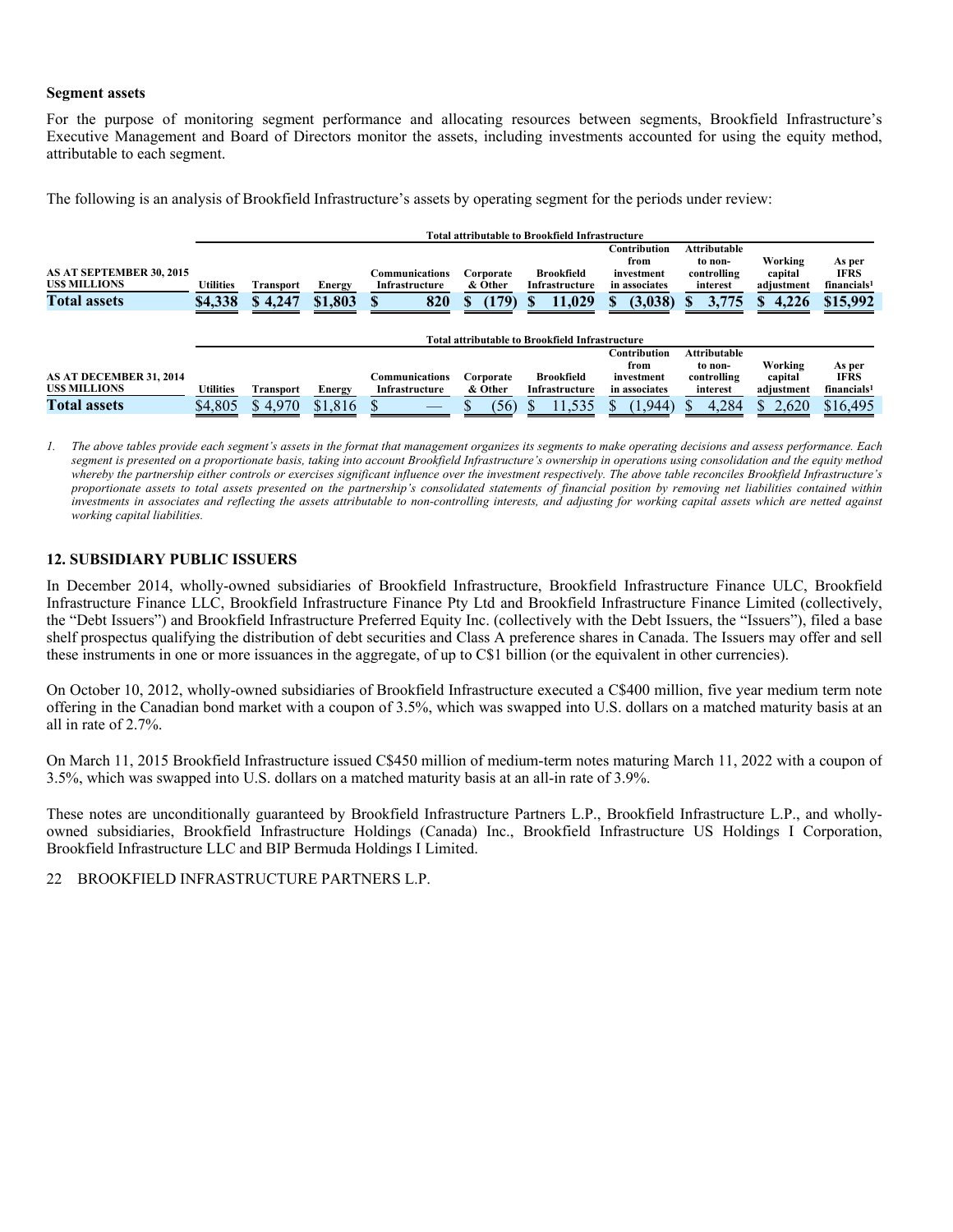**Segment assets**

For the purpose of monitoring segment performance and allocating resources between segments, Brookfield Infrastructure's Executive Management and Board of Directors monitor the assets, including investments accounted for using the equity method, attributable to each segment.

The following is an analysis of Brookfield Infrastructure's assets by operating segment for the periods under review:

| | Total attributable to Brookfield Infrastructure | | | | | | | | | |
|---|---|---|---|---|---|---|---|---|---|---|
| **AS AT SEPTEMBER 30, 2015 US$ MILLIONS** | **Utilities** | **Transport** | **Energy** | **Communications Infrastructure** | **Corporate & Other** | **Brookfield Infrastructure** | **Contribution from investment in associates** | **Attributable to non-controlling interest** | **Working capital adjustment** | **As per IFRS financials[1]** |
| **Total assets** | **$4,338** | **$ 4,247** | **$1,803** | **$ 820** | **$ (179)** | **$ 11,029** | **$ (3,038)** | **$ 3,775** | **$ 4,226** | **$15,992** |

| | Total attributable to Brookfield Infrastructure | | | | | | | | | |
|---|---|---|---|---|---|---|---|---|---|---|
| **AS AT DECEMBER 31, 2014 US$ MILLIONS** | **Utilities** | **Transport** | **Energy** | **Communications Infrastructure** | **Corporate & Other** | **Brookfield Infrastructure** | **Contribution from investment in associates** | **Attributable to non-controlling interest** | **Working capital adjustment** | **As per IFRS financials[1]** |
| **Total assets** | $4,805 | $ 4,970 | $1,816 | $ — | $ (56) | $ 11,535 | $ (1,944) | $ 4,284 | $ 2,620 | $16,495 |

*1. The above tables provide each segment's assets in the format that management organizes its segments to make operating decisions and assess performance. Each segment is presented on a proportionate basis, taking into account Brookfield Infrastructure's ownership in operations using consolidation and the equity method whereby the partnership either controls or exercises significant influence over the investment respectively. The above table reconciles Brookfield Infrastructure's proportionate assets to total assets presented on the partnership's consolidated statements of financial position by removing net liabilities contained within investments in associates and reflecting the assets attributable to non-controlling interests, and adjusting for working capital assets which are netted against working capital liabilities.*

## 12. SUBSIDIARY PUBLIC ISSUERS

In December 2014, wholly-owned subsidiaries of Brookfield Infrastructure, Brookfield Infrastructure Finance ULC, Brookfield Infrastructure Finance LLC, Brookfield Infrastructure Finance Pty Ltd and Brookfield Infrastructure Finance Limited (collectively, the "Debt Issuers") and Brookfield Infrastructure Preferred Equity Inc. (collectively with the Debt Issuers, the "Issuers"), filed a base shelf prospectus qualifying the distribution of debt securities and Class A preference shares in Canada. The Issuers may offer and sell these instruments in one or more issuances in the aggregate, of up to C$1 billion (or the equivalent in other currencies).

On October 10, 2012, wholly-owned subsidiaries of Brookfield Infrastructure executed a C$400 million, five year medium term note offering in the Canadian bond market with a coupon of 3.5%, which was swapped into U.S. dollars on a matched maturity basis at an all in rate of 2.7%.

On March 11, 2015 Brookfield Infrastructure issued C$450 million of medium-term notes maturing March 11, 2022 with a coupon of 3.5%, which was swapped into U.S. dollars on a matched maturity basis at an all-in rate of 3.9%.

These notes are unconditionally guaranteed by Brookfield Infrastructure Partners L.P., Brookfield Infrastructure L.P., and wholly-owned subsidiaries, Brookfield Infrastructure Holdings (Canada) Inc., Brookfield Infrastructure US Holdings I Corporation, Brookfield Infrastructure LLC and BIP Bermuda Holdings I Limited.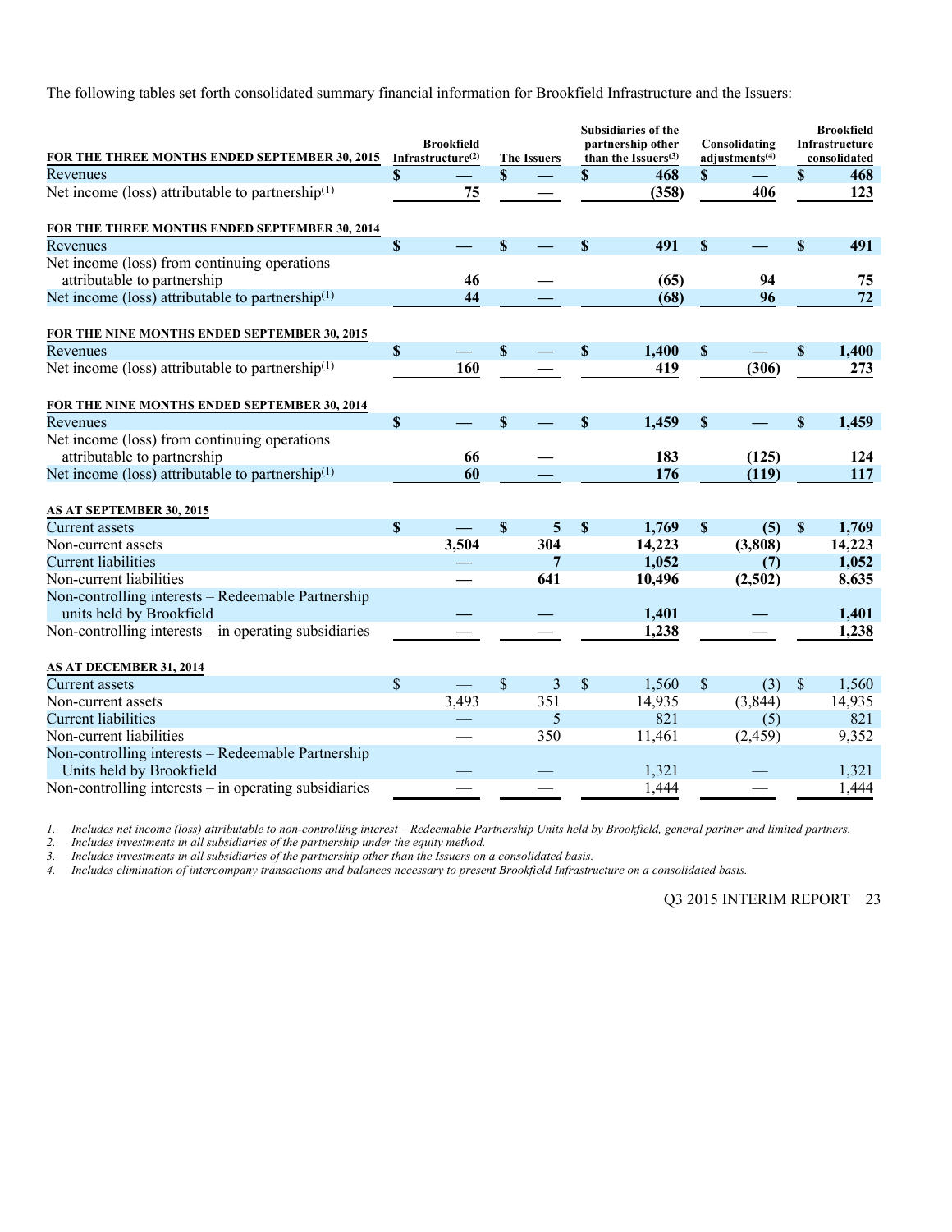The following tables set forth consolidated summary financial information for Brookfield Infrastructure and the Issuers:

| FOR THE THREE MONTHS ENDED SEPTEMBER 30, 2015 | Brookfield Infrastructure[(2)] | The Issuers | Subsidiaries of the partnership other than the Issuers[(3)] | Consolidating adjustments[(4)] | Brookfield Infrastructure consolidated |
|---|---|---|---|---|---|
| Revenues | $ — | $ — | $ 468 | $ — | $ 468 |
| Net income (loss) attributable to partnership[(1)] | 75 | — | (358) | 406 | 123 |
| **FOR THE THREE MONTHS ENDED SEPTEMBER 30, 2014** | | | | | |
| Revenues | $ — | $ — | $ 491 | $ — | $ 491 |
| Net income (loss) from continuing operations attributable to partnership | 46 | — | (65) | 94 | 75 |
| Net income (loss) attributable to partnership[(1)] | 44 | — | (68) | 96 | 72 |
| **FOR THE NINE MONTHS ENDED SEPTEMBER 30, 2015** | | | | | |
| Revenues | $ — | $ — | $ 1,400 | $ — | $ 1,400 |
| Net income (loss) attributable to partnership[(1)] | 160 | — | 419 | (306) | 273 |
| **FOR THE NINE MONTHS ENDED SEPTEMBER 30, 2014** | | | | | |
| Revenues | $ — | $ — | $ 1,459 | $ — | $ 1,459 |
| Net income (loss) from continuing operations attributable to partnership | 66 | — | 183 | (125) | 124 |
| Net income (loss) attributable to partnership[(1)] | 60 | — | 176 | (119) | 117 |
| **AS AT SEPTEMBER 30, 2015** | | | | | |
| Current assets | $ — | $ 5 | $ 1,769 | $ (5) | $ 1,769 |
| Non-current assets | 3,504 | 304 | 14,223 | (3,808) | 14,223 |
| Current liabilities | — | 7 | 1,052 | (7) | 1,052 |
| Non-current liabilities | — | 641 | 10,496 | (2,502) | 8,635 |
| Non-controlling interests – Redeemable Partnership units held by Brookfield | — | — | 1,401 | — | 1,401 |
| Non-controlling interests – in operating subsidiaries | — | — | 1,238 | — | 1,238 |
| **AS AT DECEMBER 31, 2014** | | | | | |
| Current assets | $ — | $ 3 | $ 1,560 | $ (3) | $ 1,560 |
| Non-current assets | 3,493 | 351 | 14,935 | (3,844) | 14,935 |
| Current liabilities | — | 5 | 821 | (5) | 821 |
| Non-current liabilities | — | 350 | 11,461 | (2,459) | 9,352 |
| Non-controlling interests – Redeemable Partnership Units held by Brookfield | — | — | 1,321 | — | 1,321 |
| Non-controlling interests – in operating subsidiaries | — | — | 1,444 | — | 1,444 |

1. *Includes net income (loss) attributable to non-controlling interest – Redeemable Partnership Units held by Brookfield, general partner and limited partners.*
2. *Includes investments in all subsidiaries of the partnership under the equity method.*
3. *Includes investments in all subsidiaries of the partnership other than the Issuers on a consolidated basis.*
4. *Includes elimination of intercompany transactions and balances necessary to present Brookfield Infrastructure on a consolidated basis.*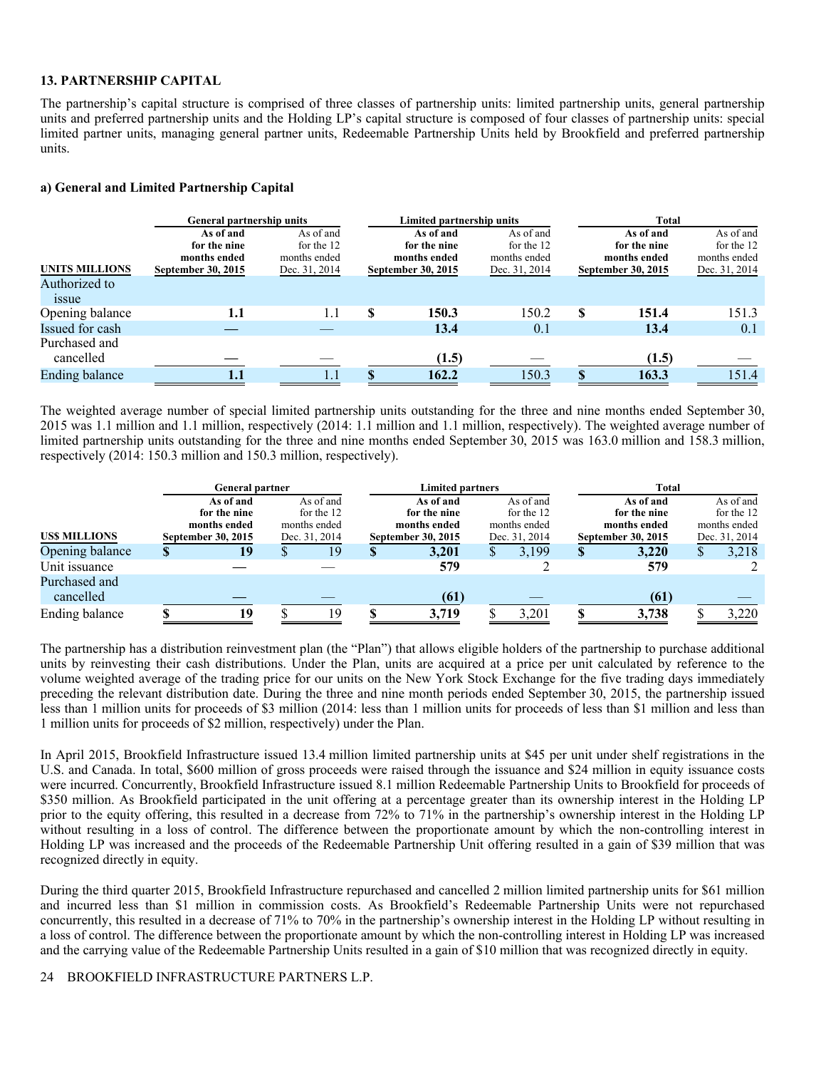## 13. PARTNERSHIP CAPITAL

The partnership's capital structure is comprised of three classes of partnership units: limited partnership units, general partnership units and preferred partnership units and the Holding LP's capital structure is composed of four classes of partnership units: special limited partner units, managing general partner units, Redeemable Partnership Units held by Brookfield and preferred partnership units.

### a) General and Limited Partnership Capital

| UNITS MILLIONS | General partnership units | | Limited partnership units | | Total | |
|---|---|---|---|---|---|---|
| | **As of and for the nine months ended September 30, 2015** | As of and for the 12 months ended Dec. 31, 2014 | **As of and for the nine months ended September 30, 2015** | As of and for the 12 months ended Dec. 31, 2014 | **As of and for the nine months ended September 30, 2015** | As of and for the 12 months ended Dec. 31, 2014 |
| Authorized to issue | | | | | | |
| Opening balance | **1.1** | 1.1 | **$ 150.3** | 150.2 | **$ 151.4** | 151.3 |
| Issued for cash | **—** | — | **13.4** | 0.1 | **13.4** | 0.1 |
| Purchased and cancelled | **—** | — | **(1.5)** | — | **(1.5)** | — |
| Ending balance | **1.1** | 1.1 | **$ 162.2** | 150.3 | **$ 163.3** | 151.4 |

The weighted average number of special limited partnership units outstanding for the three and nine months ended September 30, 2015 was 1.1 million and 1.1 million, respectively (2014: 1.1 million and 1.1 million, respectively). The weighted average number of limited partnership units outstanding for the three and nine months ended September 30, 2015 was 163.0 million and 158.3 million, respectively (2014: 150.3 million and 150.3 million, respectively).

| US$ MILLIONS | General partner | | Limited partners | | Total | |
|---|---|---|---|---|---|---|
| | **As of and for the nine months ended September 30, 2015** | As of and for the 12 months ended Dec. 31, 2014 | **As of and for the nine months ended September 30, 2015** | As of and for the 12 months ended Dec. 31, 2014 | **As of and for the nine months ended September 30, 2015** | As of and for the 12 months ended Dec. 31, 2014 |
| Opening balance | **$ 19** | $ 19 | **$ 3,201** | $ 3,199 | **$ 3,220** | $ 3,218 |
| Unit issuance | **—** | — | **579** | 2 | **579** | 2 |
| Purchased and cancelled | **—** | — | **(61)** | — | **(61)** | — |
| Ending balance | **$ 19** | $ 19 | **$ 3,719** | $ 3,201 | **$ 3,738** | $ 3,220 |

The partnership has a distribution reinvestment plan (the "Plan") that allows eligible holders of the partnership to purchase additional units by reinvesting their cash distributions. Under the Plan, units are acquired at a price per unit calculated by reference to the volume weighted average of the trading price for our units on the New York Stock Exchange for the five trading days immediately preceding the relevant distribution date. During the three and nine month periods ended September 30, 2015, the partnership issued less than 1 million units for proceeds of $3 million (2014: less than 1 million units for proceeds of less than $1 million and less than 1 million units for proceeds of $2 million, respectively) under the Plan.

In April 2015, Brookfield Infrastructure issued 13.4 million limited partnership units at $45 per unit under shelf registrations in the U.S. and Canada. In total, $600 million of gross proceeds were raised through the issuance and $24 million in equity issuance costs were incurred. Concurrently, Brookfield Infrastructure issued 8.1 million Redeemable Partnership Units to Brookfield for proceeds of $350 million. As Brookfield participated in the unit offering at a percentage greater than its ownership interest in the Holding LP prior to the equity offering, this resulted in a decrease from 72% to 71% in the partnership's ownership interest in the Holding LP without resulting in a loss of control. The difference between the proportionate amount by which the non-controlling interest in Holding LP was increased and the proceeds of the Redeemable Partnership Unit offering resulted in a gain of $39 million that was recognized directly in equity.

During the third quarter 2015, Brookfield Infrastructure repurchased and cancelled 2 million limited partnership units for $61 million and incurred less than $1 million in commission costs. As Brookfield's Redeemable Partnership Units were not repurchased concurrently, this resulted in a decrease of 71% to 70% in the partnership's ownership interest in the Holding LP without resulting in a loss of control. The difference between the proportionate amount by which the non-controlling interest in Holding LP was increased and the carrying value of the Redeemable Partnership Units resulted in a gain of $10 million that was recognized directly in equity.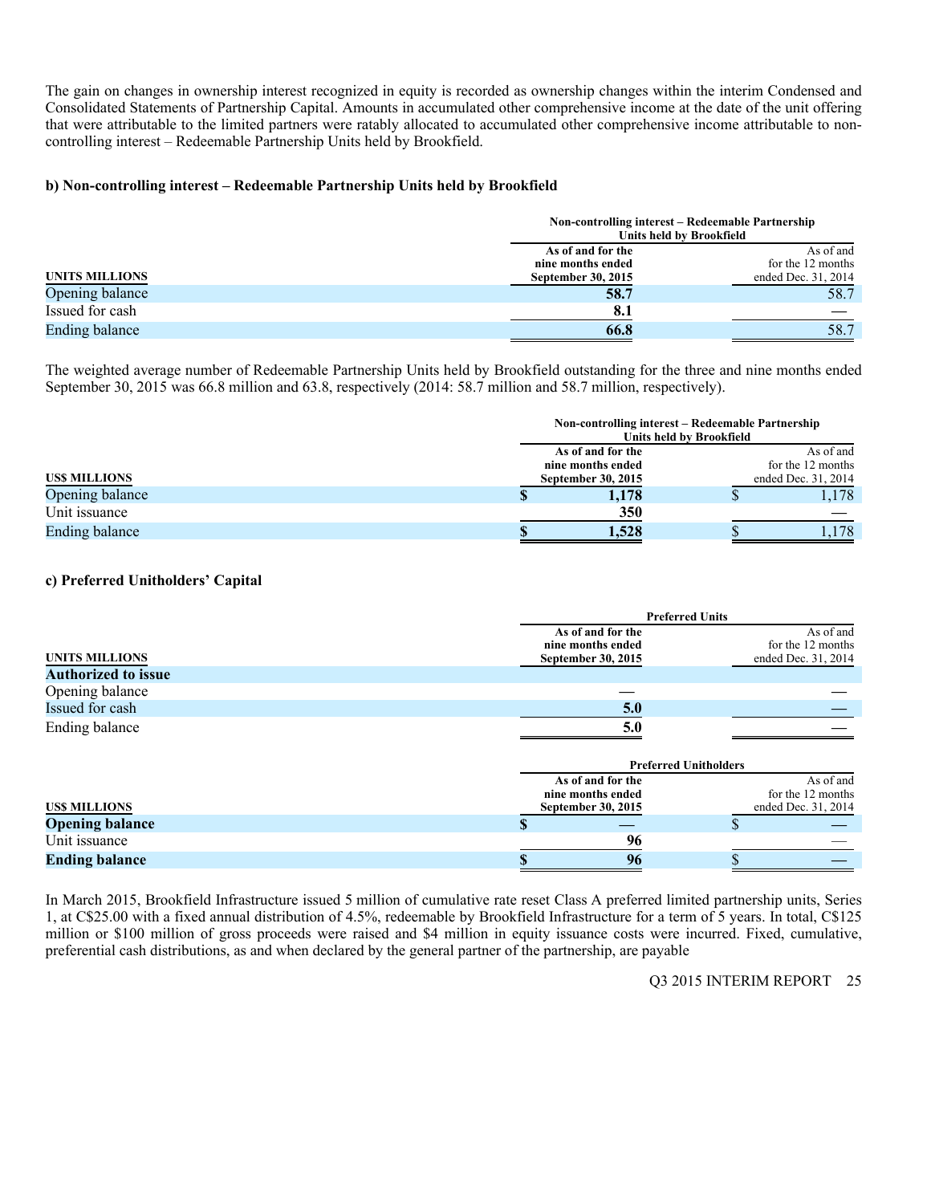The gain on changes in ownership interest recognized in equity is recorded as ownership changes within the interim Condensed and Consolidated Statements of Partnership Capital. Amounts in accumulated other comprehensive income at the date of the unit offering that were attributable to the limited partners were ratably allocated to accumulated other comprehensive income attributable to non-controlling interest – Redeemable Partnership Units held by Brookfield.

**b) Non-controlling interest – Redeemable Partnership Units held by Brookfield**

| | Non-controlling interest – Redeemable Partnership Units held by Brookfield | |
|---|---|---|
| **UNITS MILLIONS** | **As of and for the nine months ended September 30, 2015** | As of and for the 12 months ended Dec. 31, 2014 |
| Opening balance | **58.7** | 58.7 |
| Issued for cash | **8.1** | — |
| Ending balance | **66.8** | 58.7 |

The weighted average number of Redeemable Partnership Units held by Brookfield outstanding for the three and nine months ended September 30, 2015 was 66.8 million and 63.8, respectively (2014: 58.7 million and 58.7 million, respectively).

| | Non-controlling interest – Redeemable Partnership Units held by Brookfield | |
|---|---|---|
| **US$ MILLIONS** | **As of and for the nine months ended September 30, 2015** | As of and for the 12 months ended Dec. 31, 2014 |
| Opening balance | **$ 1,178** | $ 1,178 |
| Unit issuance | **350** | — |
| Ending balance | **$ 1,528** | $ 1,178 |

**c) Preferred Unitholders' Capital**

| | Preferred Units | |
|---|---|---|
| **UNITS MILLIONS** | **As of and for the nine months ended September 30, 2015** | As of and for the 12 months ended Dec. 31, 2014 |
| **Authorized to issue** | | |
| Opening balance | — | — |
| Issued for cash | **5.0** | — |
| Ending balance | **5.0** | — |

| | Preferred Unitholders | |
|---|---|---|
| **US$ MILLIONS** | **As of and for the nine months ended September 30, 2015** | As of and for the 12 months ended Dec. 31, 2014 |
| **Opening balance** | **$ —** | $ — |
| Unit issuance | **96** | — |
| **Ending balance** | **$ 96** | $ — |

In March 2015, Brookfield Infrastructure issued 5 million of cumulative rate reset Class A preferred limited partnership units, Series 1, at C$25.00 with a fixed annual distribution of 4.5%, redeemable by Brookfield Infrastructure for a term of 5 years. In total, C$125 million or $100 million of gross proceeds were raised and $4 million in equity issuance costs were incurred. Fixed, cumulative, preferential cash distributions, as and when declared by the general partner of the partnership, are payable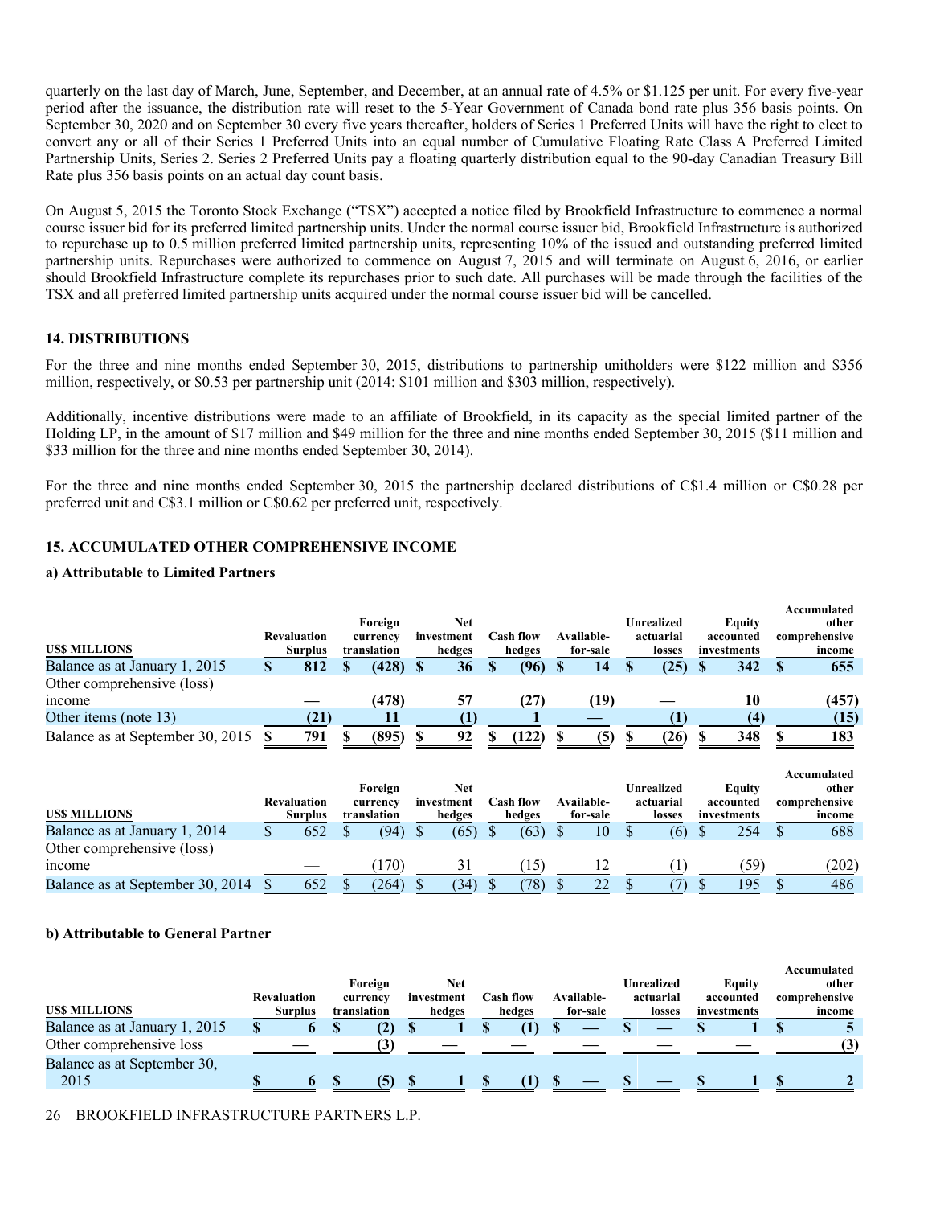quarterly on the last day of March, June, September, and December, at an annual rate of 4.5% or $1.125 per unit. For every five-year period after the issuance, the distribution rate will reset to the 5-Year Government of Canada bond rate plus 356 basis points. On September 30, 2020 and on September 30 every five years thereafter, holders of Series 1 Preferred Units will have the right to elect to convert any or all of their Series 1 Preferred Units into an equal number of Cumulative Floating Rate Class A Preferred Limited Partnership Units, Series 2. Series 2 Preferred Units pay a floating quarterly distribution equal to the 90-day Canadian Treasury Bill Rate plus 356 basis points on an actual day count basis.

On August 5, 2015 the Toronto Stock Exchange ("TSX") accepted a notice filed by Brookfield Infrastructure to commence a normal course issuer bid for its preferred limited partnership units. Under the normal course issuer bid, Brookfield Infrastructure is authorized to repurchase up to 0.5 million preferred limited partnership units, representing 10% of the issued and outstanding preferred limited partnership units. Repurchases were authorized to commence on August 7, 2015 and will terminate on August 6, 2016, or earlier should Brookfield Infrastructure complete its repurchases prior to such date. All purchases will be made through the facilities of the TSX and all preferred limited partnership units acquired under the normal course issuer bid will be cancelled.

## 14. DISTRIBUTIONS

For the three and nine months ended September 30, 2015, distributions to partnership unitholders were $122 million and $356 million, respectively, or $0.53 per partnership unit (2014: $101 million and $303 million, respectively).

Additionally, incentive distributions were made to an affiliate of Brookfield, in its capacity as the special limited partner of the Holding LP, in the amount of $17 million and $49 million for the three and nine months ended September 30, 2015 ($11 million and $33 million for the three and nine months ended September 30, 2014).

For the three and nine months ended September 30, 2015 the partnership declared distributions of C$1.4 million or C$0.28 per preferred unit and C$3.1 million or C$0.62 per preferred unit, respectively.

## 15. ACCUMULATED OTHER COMPREHENSIVE INCOME

### a) Attributable to Limited Partners

| US$ MILLIONS | Revaluation Surplus | Foreign currency translation | Net investment hedges | Cash flow hedges | Available-for-sale | Unrealized actuarial losses | Equity accounted investments | Accumulated other comprehensive income |
|---|---|---|---|---|---|---|---|---|
| **Balance as at January 1, 2015** | **$ 812** | **$ (428)** | **$ 36** | **$ (96)** | **$ 14** | **$ (25)** | **$ 342** | **$ 655** |
| **Other comprehensive (loss) income** | **—** | **(478)** | **57** | **(27)** | **(19)** | **—** | **10** | **(457)** |
| **Other items (note 13)** | **(21)** | **11** | **(1)** | **1** | **—** | **(1)** | **(4)** | **(15)** |
| **Balance as at September 30, 2015** | **$ 791** | **$ (895)** | **$ 92** | **$ (122)** | **$ (5)** | **$ (26)** | **$ 348** | **$ 183** |

| US$ MILLIONS | Revaluation Surplus | Foreign currency translation | Net investment hedges | Cash flow hedges | Available-for-sale | Unrealized actuarial losses | Equity accounted investments | Accumulated other comprehensive income |
|---|---|---|---|---|---|---|---|---|
| Balance as at January 1, 2014 | $ 652 | $ (94) | $ (65) | $ (63) | $ 10 | $ (6) | $ 254 | $ 688 |
| Other comprehensive (loss) income | — | (170) | 31 | (15) | 12 | (1) | (59) | (202) |
| Balance as at September 30, 2014 | $ 652 | $ (264) | $ (34) | $ (78) | $ 22 | $ (7) | $ 195 | $ 486 |

### b) Attributable to General Partner

| US$ MILLIONS | Revaluation Surplus | Foreign currency translation | Net investment hedges | Cash flow hedges | Available-for-sale | Unrealized actuarial losses | Equity accounted investments | Accumulated other comprehensive income |
|---|---|---|---|---|---|---|---|---|
| **Balance as at January 1, 2015** | **$ 6** | **$ (2)** | **$ 1** | **$ (1)** | **$ —** | **$ —** | **$ 1** | **$ 5** |
| **Other comprehensive loss** | **—** | **(3)** | **—** | **—** | **—** | **—** | **—** | **(3)** |
| **Balance as at September 30, 2015** | **$ 6** | **$ (5)** | **$ 1** | **$ (1)** | **$ —** | **$ —** | **$ 1** | **$ 2** |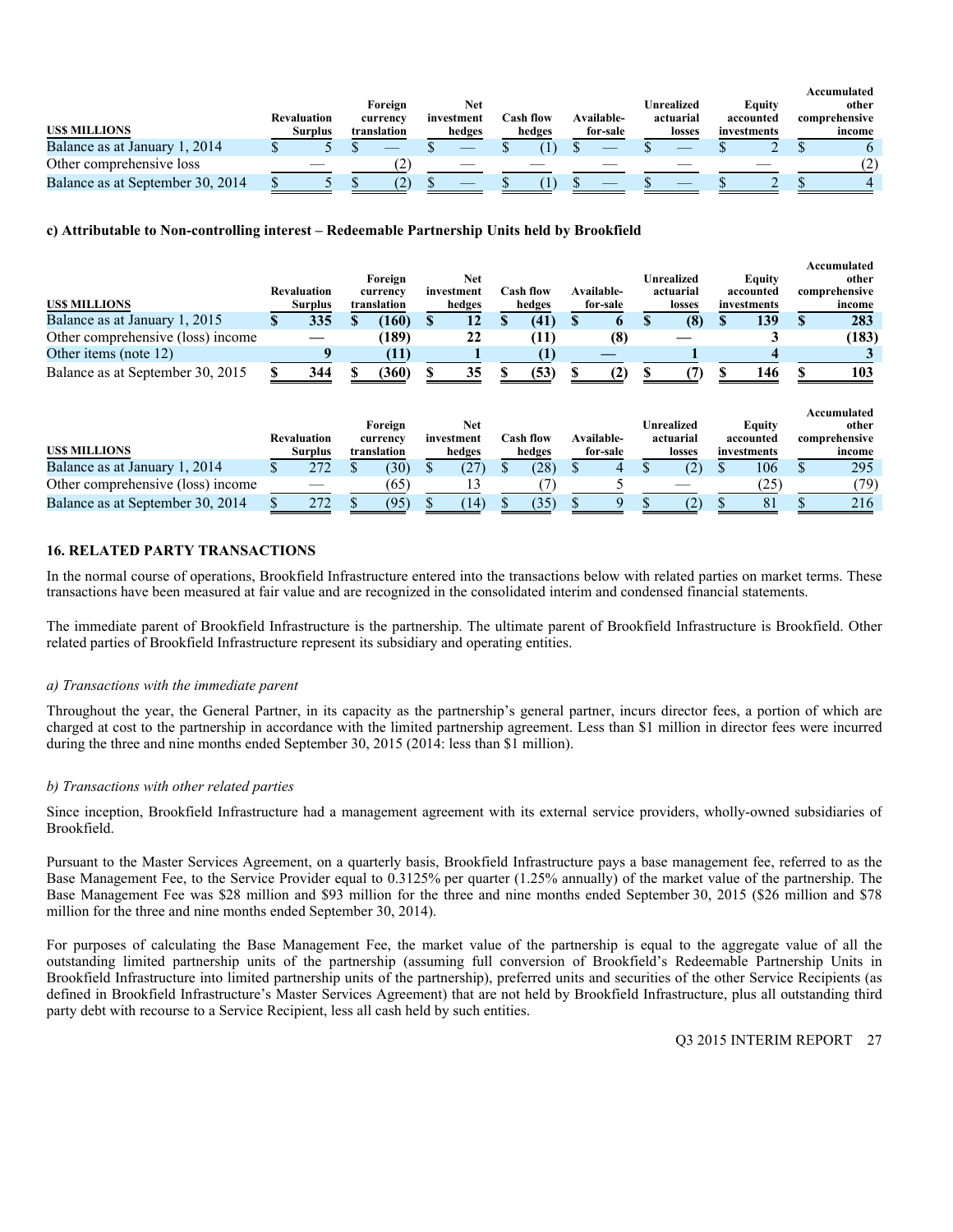| US$ MILLIONS | Revaluation Surplus | Foreign currency translation | Net investment hedges | Cash flow hedges | Available-for-sale | Unrealized actuarial losses | Equity accounted investments | Accumulated other comprehensive income |
|---|---|---|---|---|---|---|---|---|
| Balance as at January 1, 2014 | $ 5 | $ — | $ — | $ (1) | $ — | $ — | $ 2 | $ 6 |
| Other comprehensive loss | — | (2) | — | — | — | — | — | (2) |
| Balance as at September 30, 2014 | $ 5 | $ (2) | $ — | $ (1) | $ — | $ — | $ 2 | $ 4 |

**c) Attributable to Non-controlling interest – Redeemable Partnership Units held by Brookfield**

| US$ MILLIONS | Revaluation Surplus | Foreign currency translation | Net investment hedges | Cash flow hedges | Available-for-sale | Unrealized actuarial losses | Equity accounted investments | Accumulated other comprehensive income |
|---|---|---|---|---|---|---|---|---|
| **Balance as at January 1, 2015** | **$ 335** | **$ (160)** | **$ 12** | **$ (41)** | **$ 6** | **$ (8)** | **$ 139** | **$ 283** |
| **Other comprehensive (loss) income** | **—** | **(189)** | **22** | **(11)** | **(8)** | **—** | **3** | **(183)** |
| **Other items (note 12)** | **9** | **(11)** | **1** | **(1)** | **—** | **1** | **4** | **3** |
| **Balance as at September 30, 2015** | **$ 344** | **$ (360)** | **$ 35** | **$ (53)** | **$ (2)** | **$ (7)** | **$ 146** | **$ 103** |

| US$ MILLIONS | Revaluation Surplus | Foreign currency translation | Net investment hedges | Cash flow hedges | Available-for-sale | Unrealized actuarial losses | Equity accounted investments | Accumulated other comprehensive income |
|---|---|---|---|---|---|---|---|---|
| Balance as at January 1, 2014 | $ 272 | $ (30) | $ (27) | $ (28) | $ 4 | $ (2) | $ 106 | $ 295 |
| Other comprehensive (loss) income | — | (65) | 13 | (7) | 5 | — | (25) | (79) |
| Balance as at September 30, 2014 | $ 272 | $ (95) | $ (14) | $ (35) | $ 9 | $ (2) | $ 81 | $ 216 |

## 16. RELATED PARTY TRANSACTIONS

In the normal course of operations, Brookfield Infrastructure entered into the transactions below with related parties on market terms. These transactions have been measured at fair value and are recognized in the consolidated interim and condensed financial statements.

The immediate parent of Brookfield Infrastructure is the partnership. The ultimate parent of Brookfield Infrastructure is Brookfield. Other related parties of Brookfield Infrastructure represent its subsidiary and operating entities.

*a) Transactions with the immediate parent*

Throughout the year, the General Partner, in its capacity as the partnership's general partner, incurs director fees, a portion of which are charged at cost to the partnership in accordance with the limited partnership agreement. Less than $1 million in director fees were incurred during the three and nine months ended September 30, 2015 (2014: less than $1 million).

*b) Transactions with other related parties*

Since inception, Brookfield Infrastructure had a management agreement with its external service providers, wholly-owned subsidiaries of Brookfield.

Pursuant to the Master Services Agreement, on a quarterly basis, Brookfield Infrastructure pays a base management fee, referred to as the Base Management Fee, to the Service Provider equal to 0.3125% per quarter (1.25% annually) of the market value of the partnership. The Base Management Fee was $28 million and $93 million for the three and nine months ended September 30, 2015 ($26 million and $78 million for the three and nine months ended September 30, 2014).

For purposes of calculating the Base Management Fee, the market value of the partnership is equal to the aggregate value of all the outstanding limited partnership units of the partnership (assuming full conversion of Brookfield's Redeemable Partnership Units in Brookfield Infrastructure into limited partnership units of the partnership), preferred units and securities of the other Service Recipients (as defined in Brookfield Infrastructure's Master Services Agreement) that are not held by Brookfield Infrastructure, plus all outstanding third party debt with recourse to a Service Recipient, less all cash held by such entities.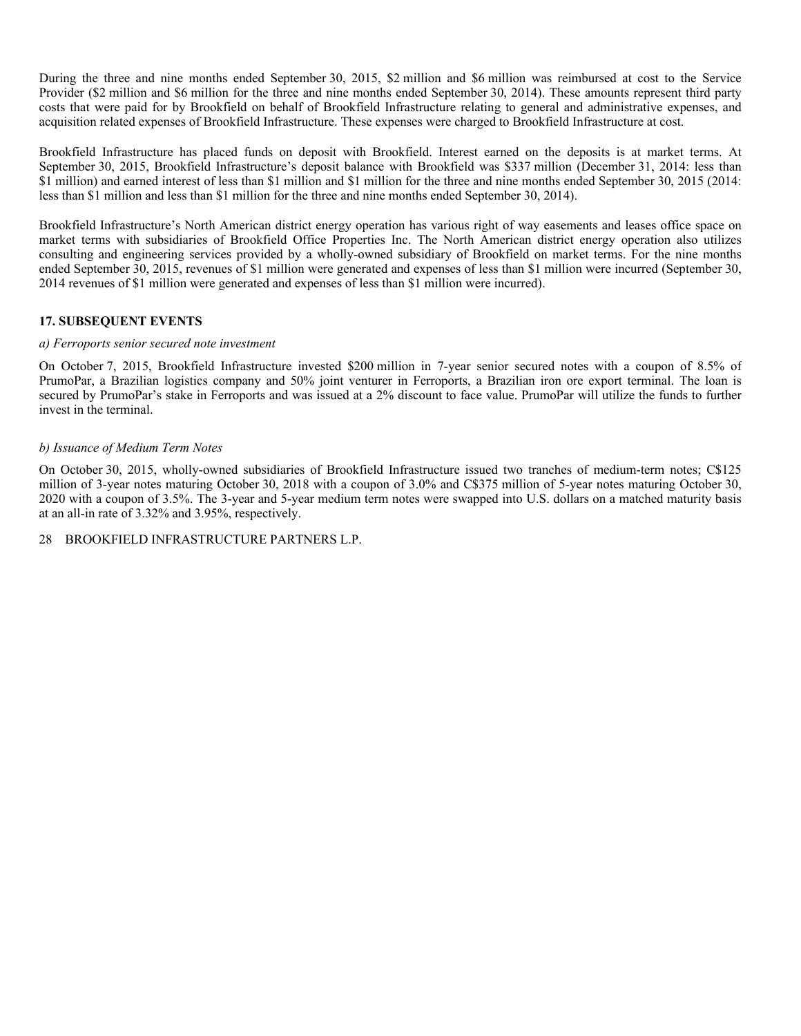During the three and nine months ended September 30, 2015, $2 million and $6 million was reimbursed at cost to the Service Provider ($2 million and $6 million for the three and nine months ended September 30, 2014). These amounts represent third party costs that were paid for by Brookfield on behalf of Brookfield Infrastructure relating to general and administrative expenses, and acquisition related expenses of Brookfield Infrastructure. These expenses were charged to Brookfield Infrastructure at cost.

Brookfield Infrastructure has placed funds on deposit with Brookfield. Interest earned on the deposits is at market terms. At September 30, 2015, Brookfield Infrastructure's deposit balance with Brookfield was $337 million (December 31, 2014: less than $1 million) and earned interest of less than $1 million and $1 million for the three and nine months ended September 30, 2015 (2014: less than $1 million and less than $1 million for the three and nine months ended September 30, 2014).

Brookfield Infrastructure's North American district energy operation has various right of way easements and leases office space on market terms with subsidiaries of Brookfield Office Properties Inc. The North American district energy operation also utilizes consulting and engineering services provided by a wholly-owned subsidiary of Brookfield on market terms. For the nine months ended September 30, 2015, revenues of $1 million were generated and expenses of less than $1 million were incurred (September 30, 2014 revenues of $1 million were generated and expenses of less than $1 million were incurred).

## 17. SUBSEQUENT EVENTS

*a) Ferroports senior secured note investment*

On October 7, 2015, Brookfield Infrastructure invested $200 million in 7-year senior secured notes with a coupon of 8.5% of PrumoPar, a Brazilian logistics company and 50% joint venturer in Ferroports, a Brazilian iron ore export terminal. The loan is secured by PrumoPar's stake in Ferroports and was issued at a 2% discount to face value. PrumoPar will utilize the funds to further invest in the terminal.

*b) Issuance of Medium Term Notes*

On October 30, 2015, wholly-owned subsidiaries of Brookfield Infrastructure issued two tranches of medium-term notes; C$125 million of 3-year notes maturing October 30, 2018 with a coupon of 3.0% and C$375 million of 5-year notes maturing October 30, 2020 with a coupon of 3.5%. The 3-year and 5-year medium term notes were swapped into U.S. dollars on a matched maturity basis at an all-in rate of 3.32% and 3.95%, respectively.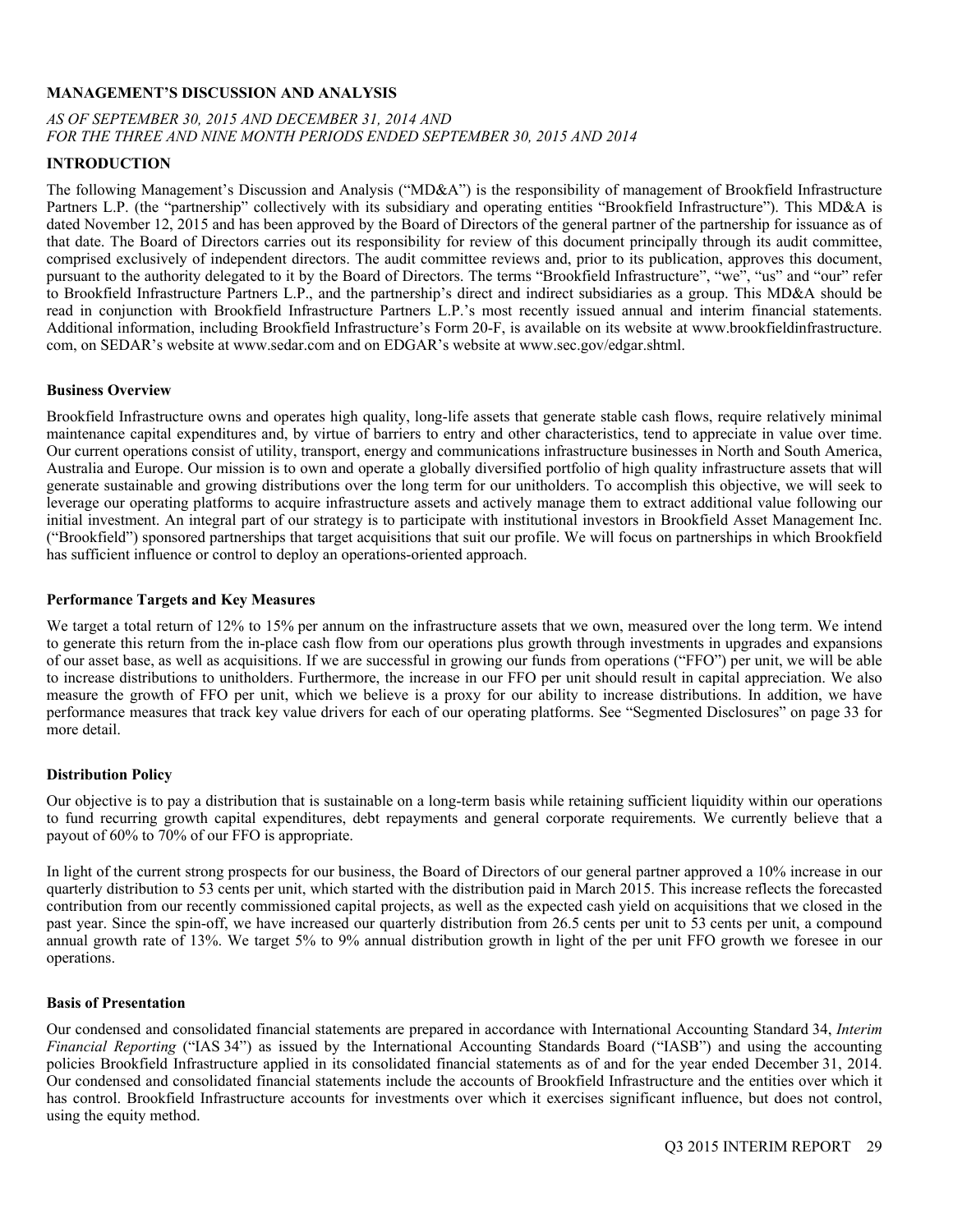# MANAGEMENT'S DISCUSSION AND ANALYSIS

*AS OF SEPTEMBER 30, 2015 AND DECEMBER 31, 2014 AND*
*FOR THE THREE AND NINE MONTH PERIODS ENDED SEPTEMBER 30, 2015 AND 2014*

## INTRODUCTION

The following Management's Discussion and Analysis ("MD&A") is the responsibility of management of Brookfield Infrastructure Partners L.P. (the "partnership" collectively with its subsidiary and operating entities "Brookfield Infrastructure"). This MD&A is dated November 12, 2015 and has been approved by the Board of Directors of the general partner of the partnership for issuance as of that date. The Board of Directors carries out its responsibility for review of this document principally through its audit committee, comprised exclusively of independent directors. The audit committee reviews and, prior to its publication, approves this document, pursuant to the authority delegated to it by the Board of Directors. The terms "Brookfield Infrastructure", "we", "us" and "our" refer to Brookfield Infrastructure Partners L.P., and the partnership's direct and indirect subsidiaries as a group. This MD&A should be read in conjunction with Brookfield Infrastructure Partners L.P.'s most recently issued annual and interim financial statements. Additional information, including Brookfield Infrastructure's Form 20-F, is available on its website at www.brookfieldinfrastructure.com, on SEDAR's website at www.sedar.com and on EDGAR's website at www.sec.gov/edgar.shtml.

### Business Overview

Brookfield Infrastructure owns and operates high quality, long-life assets that generate stable cash flows, require relatively minimal maintenance capital expenditures and, by virtue of barriers to entry and other characteristics, tend to appreciate in value over time. Our current operations consist of utility, transport, energy and communications infrastructure businesses in North and South America, Australia and Europe. Our mission is to own and operate a globally diversified portfolio of high quality infrastructure assets that will generate sustainable and growing distributions over the long term for our unitholders. To accomplish this objective, we will seek to leverage our operating platforms to acquire infrastructure assets and actively manage them to extract additional value following our initial investment. An integral part of our strategy is to participate with institutional investors in Brookfield Asset Management Inc. ("Brookfield") sponsored partnerships that target acquisitions that suit our profile. We will focus on partnerships in which Brookfield has sufficient influence or control to deploy an operations-oriented approach.

### Performance Targets and Key Measures

We target a total return of 12% to 15% per annum on the infrastructure assets that we own, measured over the long term. We intend to generate this return from the in-place cash flow from our operations plus growth through investments in upgrades and expansions of our asset base, as well as acquisitions. If we are successful in growing our funds from operations ("FFO") per unit, we will be able to increase distributions to unitholders. Furthermore, the increase in our FFO per unit should result in capital appreciation. We also measure the growth of FFO per unit, which we believe is a proxy for our ability to increase distributions. In addition, we have performance measures that track key value drivers for each of our operating platforms. See "Segmented Disclosures" on page 33 for more detail.

### Distribution Policy

Our objective is to pay a distribution that is sustainable on a long-term basis while retaining sufficient liquidity within our operations to fund recurring growth capital expenditures, debt repayments and general corporate requirements. We currently believe that a payout of 60% to 70% of our FFO is appropriate.

In light of the current strong prospects for our business, the Board of Directors of our general partner approved a 10% increase in our quarterly distribution to 53 cents per unit, which started with the distribution paid in March 2015. This increase reflects the forecasted contribution from our recently commissioned capital projects, as well as the expected cash yield on acquisitions that we closed in the past year. Since the spin-off, we have increased our quarterly distribution from 26.5 cents per unit to 53 cents per unit, a compound annual growth rate of 13%. We target 5% to 9% annual distribution growth in light of the per unit FFO growth we foresee in our operations.

### Basis of Presentation

Our condensed and consolidated financial statements are prepared in accordance with International Accounting Standard 34, *Interim Financial Reporting* ("IAS 34") as issued by the International Accounting Standards Board ("IASB") and using the accounting policies Brookfield Infrastructure applied in its consolidated financial statements as of and for the year ended December 31, 2014. Our condensed and consolidated financial statements include the accounts of Brookfield Infrastructure and the entities over which it has control. Brookfield Infrastructure accounts for investments over which it exercises significant influence, but does not control, using the equity method.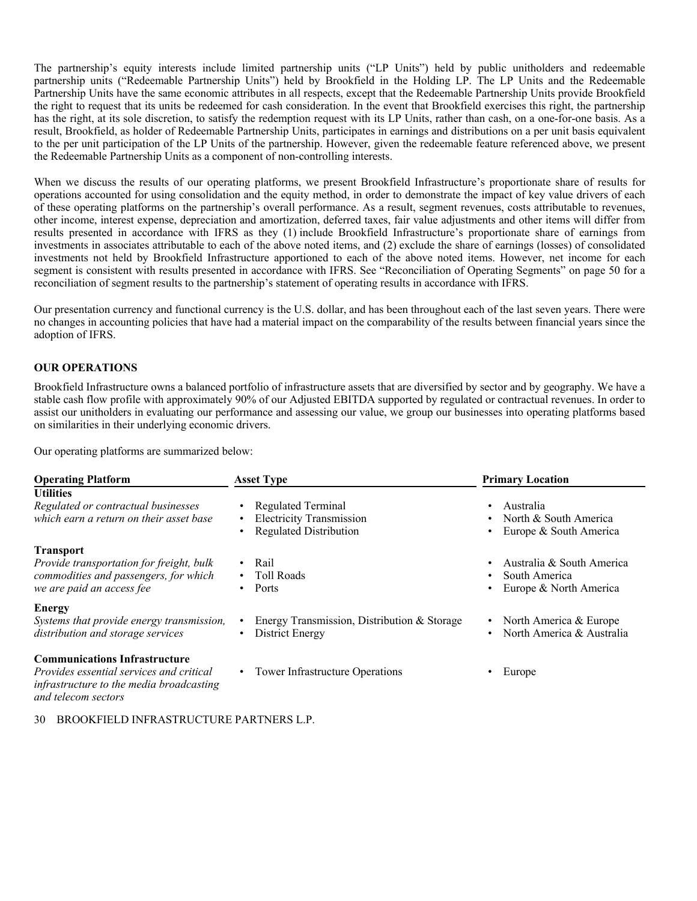The partnership's equity interests include limited partnership units ("LP Units") held by public unitholders and redeemable partnership units ("Redeemable Partnership Units") held by Brookfield in the Holding LP. The LP Units and the Redeemable Partnership Units have the same economic attributes in all respects, except that the Redeemable Partnership Units provide Brookfield the right to request that its units be redeemed for cash consideration. In the event that Brookfield exercises this right, the partnership has the right, at its sole discretion, to satisfy the redemption request with its LP Units, rather than cash, on a one-for-one basis. As a result, Brookfield, as holder of Redeemable Partnership Units, participates in earnings and distributions on a per unit basis equivalent to the per unit participation of the LP Units of the partnership. However, given the redeemable feature referenced above, we present the Redeemable Partnership Units as a component of non-controlling interests.

When we discuss the results of our operating platforms, we present Brookfield Infrastructure's proportionate share of results for operations accounted for using consolidation and the equity method, in order to demonstrate the impact of key value drivers of each of these operating platforms on the partnership's overall performance. As a result, segment revenues, costs attributable to revenues, other income, interest expense, depreciation and amortization, deferred taxes, fair value adjustments and other items will differ from results presented in accordance with IFRS as they (1) include Brookfield Infrastructure's proportionate share of earnings from investments in associates attributable to each of the above noted items, and (2) exclude the share of earnings (losses) of consolidated investments not held by Brookfield Infrastructure apportioned to each of the above noted items. However, net income for each segment is consistent with results presented in accordance with IFRS. See "Reconciliation of Operating Segments" on page 50 for a reconciliation of segment results to the partnership's statement of operating results in accordance with IFRS.

Our presentation currency and functional currency is the U.S. dollar, and has been throughout each of the last seven years. There were no changes in accounting policies that have had a material impact on the comparability of the results between financial years since the adoption of IFRS.

## OUR OPERATIONS

Brookfield Infrastructure owns a balanced portfolio of infrastructure assets that are diversified by sector and by geography. We have a stable cash flow profile with approximately 90% of our Adjusted EBITDA supported by regulated or contractual revenues. In order to assist our unitholders in evaluating our performance and assessing our value, we group our businesses into operating platforms based on similarities in their underlying economic drivers.

Our operating platforms are summarized below:

| Operating Platform | Asset Type | Primary Location |
|---|---|---|
| **Utilities**<br>*Regulated or contractual businesses which earn a return on their asset base* | • Regulated Terminal<br>• Electricity Transmission<br>• Regulated Distribution | • Australia<br>• North & South America<br>• Europe & South America |
| **Transport**<br>*Provide transportation for freight, bulk commodities and passengers, for which we are paid an access fee* | • Rail<br>• Toll Roads<br>• Ports | • Australia & South America<br>• South America<br>• Europe & North America |
| **Energy**<br>*Systems that provide energy transmission, distribution and storage services* | • Energy Transmission, Distribution & Storage<br>• District Energy | • North America & Europe<br>• North America & Australia |
| **Communications Infrastructure**<br>*Provides essential services and critical infrastructure to the media broadcasting and telecom sectors* | • Tower Infrastructure Operations | • Europe |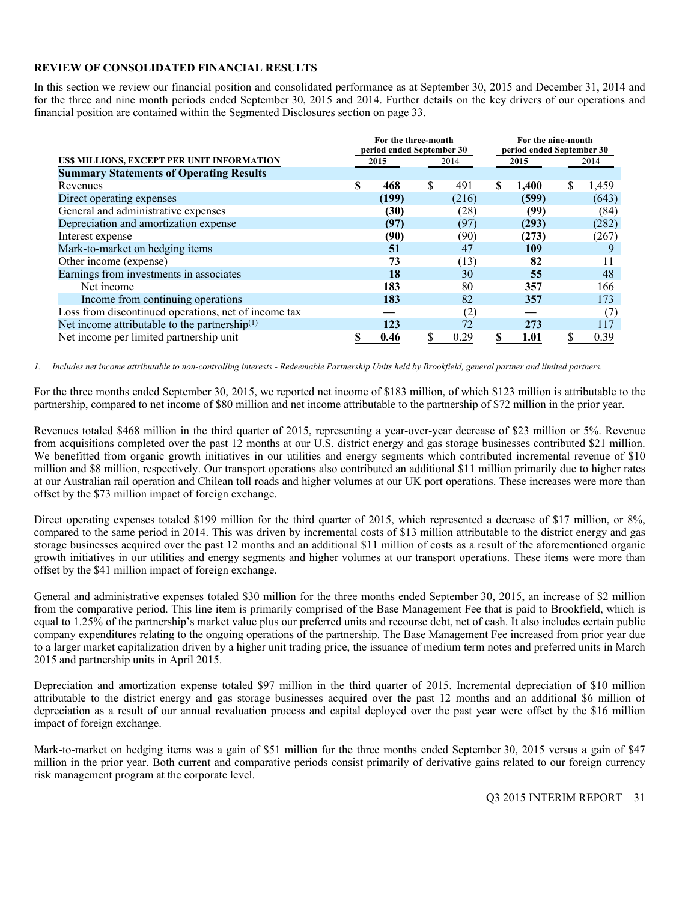**REVIEW OF CONSOLIDATED FINANCIAL RESULTS**

In this section we review our financial position and consolidated performance as at September 30, 2015 and December 31, 2014 and for the three and nine month periods ended September 30, 2015 and 2014. Further details on the key drivers of our operations and financial position are contained within the Segmented Disclosures section on page 33.

| US$ MILLIONS, EXCEPT PER UNIT INFORMATION | For the three-month period ended September 30 2015 | 2014 | For the nine-month period ended September 30 2015 | 2014 |
|---|---|---|---|---|
| **Summary Statements of Operating Results** | | | | |
| Revenues | **$ 468** | $ 491 | **$ 1,400** | $ 1,459 |
| Direct operating expenses | **(199)** | (216) | **(599)** | (643) |
| General and administrative expenses | **(30)** | (28) | **(99)** | (84) |
| Depreciation and amortization expense | **(97)** | (97) | **(293)** | (282) |
| Interest expense | **(90)** | (90) | **(273)** | (267) |
| Mark-to-market on hedging items | **51** | 47 | **109** | 9 |
| Other income (expense) | **73** | (13) | **82** | 11 |
| Earnings from investments in associates | **18** | 30 | **55** | 48 |
| Net income | **183** | 80 | **357** | 166 |
| Income from continuing operations | **183** | 82 | **357** | 173 |
| Loss from discontinued operations, net of income tax | **—** | (2) | **—** | (7) |
| Net income attributable to the partnership[1] | **123** | 72 | **273** | 117 |
| Net income per limited partnership unit | **$ 0.46** | $ 0.29 | **$ 1.01** | $ 0.39 |

*1. Includes net income attributable to non-controlling interests - Redeemable Partnership Units held by Brookfield, general partner and limited partners.*

For the three months ended September 30, 2015, we reported net income of $183 million, of which $123 million is attributable to the partnership, compared to net income of $80 million and net income attributable to the partnership of $72 million in the prior year.

Revenues totaled $468 million in the third quarter of 2015, representing a year-over-year decrease of $23 million or 5%. Revenue from acquisitions completed over the past 12 months at our U.S. district energy and gas storage businesses contributed $21 million. We benefitted from organic growth initiatives in our utilities and energy segments which contributed incremental revenue of $10 million and $8 million, respectively. Our transport operations also contributed an additional $11 million primarily due to higher rates at our Australian rail operation and Chilean toll roads and higher volumes at our UK port operations. These increases were more than offset by the $73 million impact of foreign exchange.

Direct operating expenses totaled $199 million for the third quarter of 2015, which represented a decrease of $17 million, or 8%, compared to the same period in 2014. This was driven by incremental costs of $13 million attributable to the district energy and gas storage businesses acquired over the past 12 months and an additional $11 million of costs as a result of the aforementioned organic growth initiatives in our utilities and energy segments and higher volumes at our transport operations. These items were more than offset by the $41 million impact of foreign exchange.

General and administrative expenses totaled $30 million for the three months ended September 30, 2015, an increase of $2 million from the comparative period. This line item is primarily comprised of the Base Management Fee that is paid to Brookfield, which is equal to 1.25% of the partnership's market value plus our preferred units and recourse debt, net of cash. It also includes certain public company expenditures relating to the ongoing operations of the partnership. The Base Management Fee increased from prior year due to a larger market capitalization driven by a higher unit trading price, the issuance of medium term notes and preferred units in March 2015 and partnership units in April 2015.

Depreciation and amortization expense totaled $97 million in the third quarter of 2015. Incremental depreciation of $10 million attributable to the district energy and gas storage businesses acquired over the past 12 months and an additional $6 million of depreciation as a result of our annual revaluation process and capital deployed over the past year were offset by the $16 million impact of foreign exchange.

Mark-to-market on hedging items was a gain of $51 million for the three months ended September 30, 2015 versus a gain of $47 million in the prior year. Both current and comparative periods consist primarily of derivative gains related to our foreign currency risk management program at the corporate level.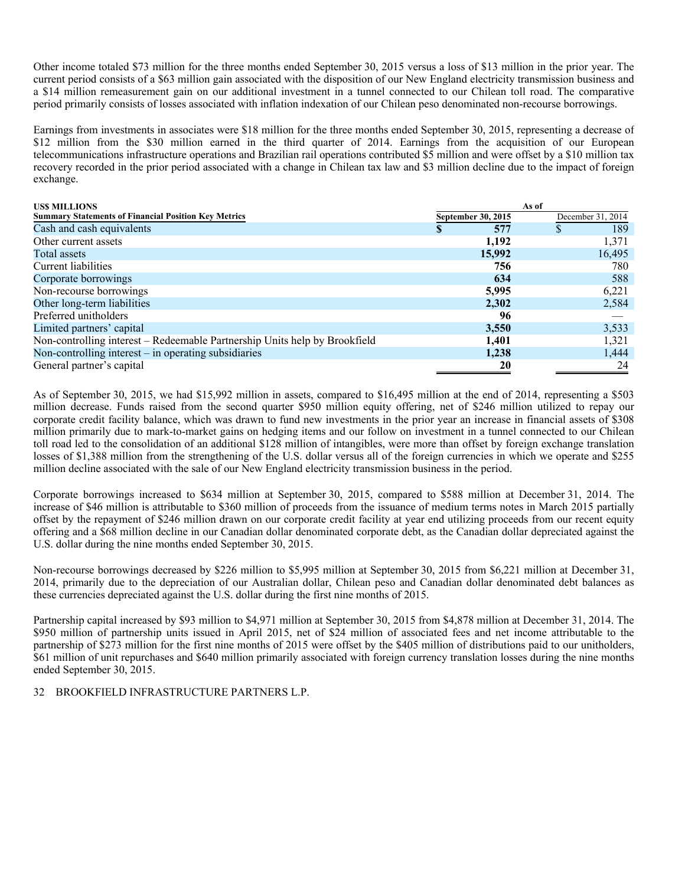Other income totaled $73 million for the three months ended September 30, 2015 versus a loss of $13 million in the prior year. The current period consists of a $63 million gain associated with the disposition of our New England electricity transmission business and a $14 million remeasurement gain on our additional investment in a tunnel connected to our Chilean toll road. The comparative period primarily consists of losses associated with inflation indexation of our Chilean peso denominated non-recourse borrowings.

Earnings from investments in associates were $18 million for the three months ended September 30, 2015, representing a decrease of $12 million from the $30 million earned in the third quarter of 2014. Earnings from the acquisition of our European telecommunications infrastructure operations and Brazilian rail operations contributed $5 million and were offset by a $10 million tax recovery recorded in the prior period associated with a change in Chilean tax law and $3 million decline due to the impact of foreign exchange.

| **US$ MILLIONS** | **As of** | |
|---|---|---|
| **Summary Statements of Financial Position Key Metrics** | **September 30, 2015** | December 31, 2014 |
| Cash and cash equivalents | **$ 577** | $ 189 |
| Other current assets | **1,192** | 1,371 |
| Total assets | **15,992** | 16,495 |
| Current liabilities | **756** | 780 |
| Corporate borrowings | **634** | 588 |
| Non-recourse borrowings | **5,995** | 6,221 |
| Other long-term liabilities | **2,302** | 2,584 |
| Preferred unitholders | **96** | — |
| Limited partners' capital | **3,550** | 3,533 |
| Non-controlling interest – Redeemable Partnership Units help by Brookfield | **1,401** | 1,321 |
| Non-controlling interest – in operating subsidiaries | **1,238** | 1,444 |
| General partner's capital | **20** | 24 |

As of September 30, 2015, we had $15,992 million in assets, compared to $16,495 million at the end of 2014, representing a $503 million decrease. Funds raised from the second quarter $950 million equity offering, net of $246 million utilized to repay our corporate credit facility balance, which was drawn to fund new investments in the prior year an increase in financial assets of $308 million primarily due to mark-to-market gains on hedging items and our follow on investment in a tunnel connected to our Chilean toll road led to the consolidation of an additional $128 million of intangibles, were more than offset by foreign exchange translation losses of $1,388 million from the strengthening of the U.S. dollar versus all of the foreign currencies in which we operate and $255 million decline associated with the sale of our New England electricity transmission business in the period.

Corporate borrowings increased to $634 million at September 30, 2015, compared to $588 million at December 31, 2014. The increase of $46 million is attributable to $360 million of proceeds from the issuance of medium terms notes in March 2015 partially offset by the repayment of $246 million drawn on our corporate credit facility at year end utilizing proceeds from our recent equity offering and a $68 million decline in our Canadian dollar denominated corporate debt, as the Canadian dollar depreciated against the U.S. dollar during the nine months ended September 30, 2015.

Non-recourse borrowings decreased by $226 million to $5,995 million at September 30, 2015 from $6,221 million at December 31, 2014, primarily due to the depreciation of our Australian dollar, Chilean peso and Canadian dollar denominated debt balances as these currencies depreciated against the U.S. dollar during the first nine months of 2015.

Partnership capital increased by $93 million to $4,971 million at September 30, 2015 from $4,878 million at December 31, 2014. The $950 million of partnership units issued in April 2015, net of $24 million of associated fees and net income attributable to the partnership of $273 million for the first nine months of 2015 were offset by the $405 million of distributions paid to our unitholders, $61 million of unit repurchases and $640 million primarily associated with foreign currency translation losses during the nine months ended September 30, 2015.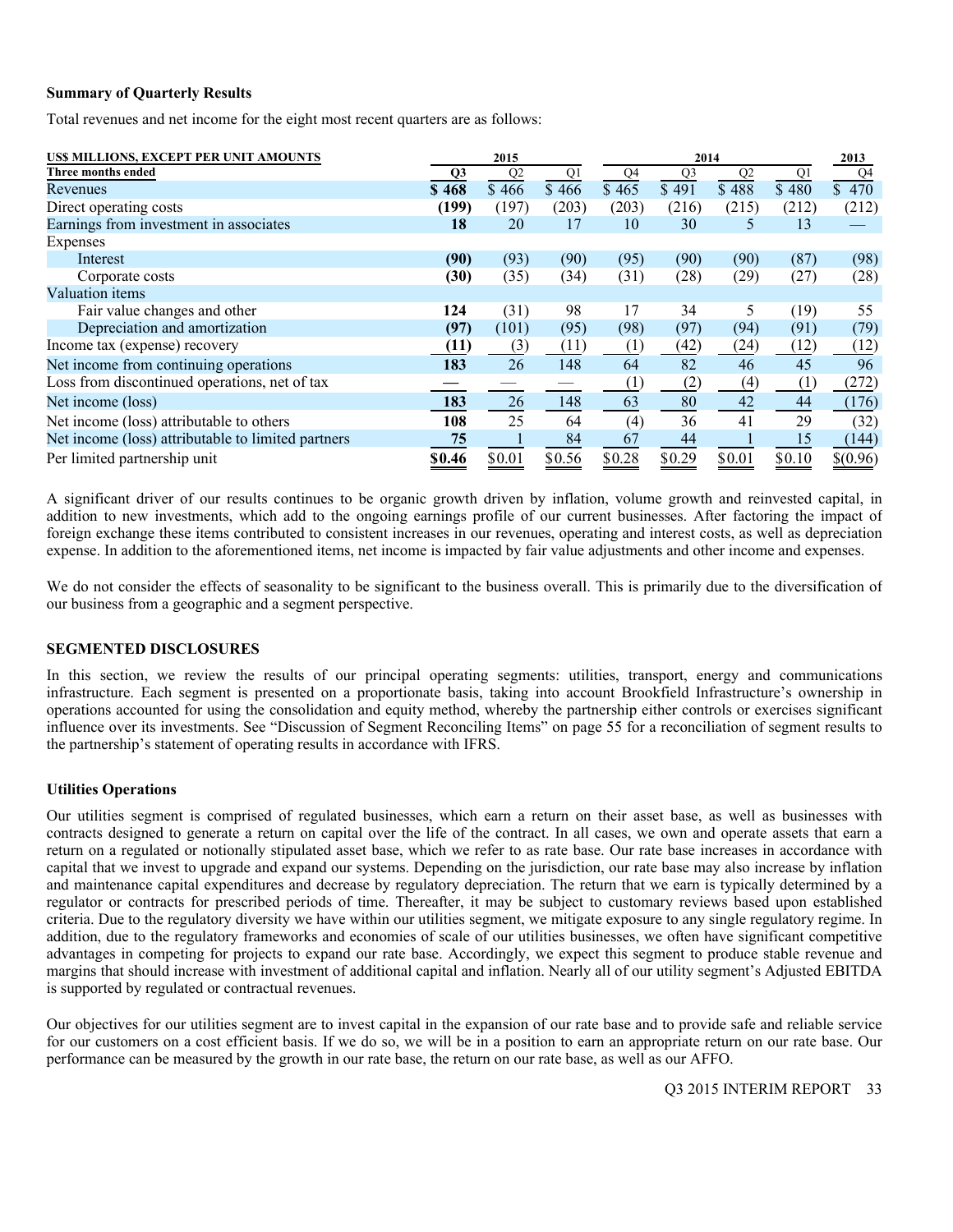### Summary of Quarterly Results

Total revenues and net income for the eight most recent quarters are as follows:

| US$ MILLIONS, EXCEPT PER UNIT AMOUNTS | 2015 | | | 2014 | | | | 2013 |
|---|---|---|---|---|---|---|---|---|
| Three months ended | Q3 | Q2 | Q1 | Q4 | Q3 | Q2 | Q1 | Q4 |
| Revenues | **$ 468** | $ 466 | $ 466 | $ 465 | $ 491 | $ 488 | $ 480 | $ 470 |
| Direct operating costs | **(199)** | (197) | (203) | (203) | (216) | (215) | (212) | (212) |
| Earnings from investment in associates | **18** | 20 | 17 | 10 | 30 | 5 | 13 | — |
| Expenses | | | | | | | | |
| Interest | **(90)** | (93) | (90) | (95) | (90) | (90) | (87) | (98) |
| Corporate costs | **(30)** | (35) | (34) | (31) | (28) | (29) | (27) | (28) |
| Valuation items | | | | | | | | |
| Fair value changes and other | **124** | (31) | 98 | 17 | 34 | 5 | (19) | 55 |
| Depreciation and amortization | **(97)** | (101) | (95) | (98) | (97) | (94) | (91) | (79) |
| Income tax (expense) recovery | **(11)** | (3) | (11) | (1) | (42) | (24) | (12) | (12) |
| Net income from continuing operations | **183** | 26 | 148 | 64 | 82 | 46 | 45 | 96 |
| Loss from discontinued operations, net of tax | **—** | — | — | (1) | (2) | (4) | (1) | (272) |
| Net income (loss) | **183** | 26 | 148 | 63 | 80 | 42 | 44 | (176) |
| Net income (loss) attributable to others | **108** | 25 | 64 | (4) | 36 | 41 | 29 | (32) |
| Net income (loss) attributable to limited partners | **75** | 1 | 84 | 67 | 44 | 1 | 15 | (144) |
| Per limited partnership unit | **$0.46** | $0.01 | $0.56 | $0.28 | $0.29 | $0.01 | $0.10 | $(0.96) |

A significant driver of our results continues to be organic growth driven by inflation, volume growth and reinvested capital, in addition to new investments, which add to the ongoing earnings profile of our current businesses. After factoring the impact of foreign exchange these items contributed to consistent increases in our revenues, operating and interest costs, as well as depreciation expense. In addition to the aforementioned items, net income is impacted by fair value adjustments and other income and expenses.

We do not consider the effects of seasonality to be significant to the business overall. This is primarily due to the diversification of our business from a geographic and a segment perspective.

## SEGMENTED DISCLOSURES

In this section, we review the results of our principal operating segments: utilities, transport, energy and communications infrastructure. Each segment is presented on a proportionate basis, taking into account Brookfield Infrastructure's ownership in operations accounted for using the consolidation and equity method, whereby the partnership either controls or exercises significant influence over its investments. See "Discussion of Segment Reconciling Items" on page 55 for a reconciliation of segment results to the partnership's statement of operating results in accordance with IFRS.

### Utilities Operations

Our utilities segment is comprised of regulated businesses, which earn a return on their asset base, as well as businesses with contracts designed to generate a return on capital over the life of the contract. In all cases, we own and operate assets that earn a return on a regulated or notionally stipulated asset base, which we refer to as rate base. Our rate base increases in accordance with capital that we invest to upgrade and expand our systems. Depending on the jurisdiction, our rate base may also increase by inflation and maintenance capital expenditures and decrease by regulatory depreciation. The return that we earn is typically determined by a regulator or contracts for prescribed periods of time. Thereafter, it may be subject to customary reviews based upon established criteria. Due to the regulatory diversity we have within our utilities segment, we mitigate exposure to any single regulatory regime. In addition, due to the regulatory frameworks and economies of scale of our utilities businesses, we often have significant competitive advantages in competing for projects to expand our rate base. Accordingly, we expect this segment to produce stable revenue and margins that should increase with investment of additional capital and inflation. Nearly all of our utility segment's Adjusted EBITDA is supported by regulated or contractual revenues.

Our objectives for our utilities segment are to invest capital in the expansion of our rate base and to provide safe and reliable service for our customers on a cost efficient basis. If we do so, we will be in a position to earn an appropriate return on our rate base. Our performance can be measured by the growth in our rate base, the return on our rate base, as well as our AFFO.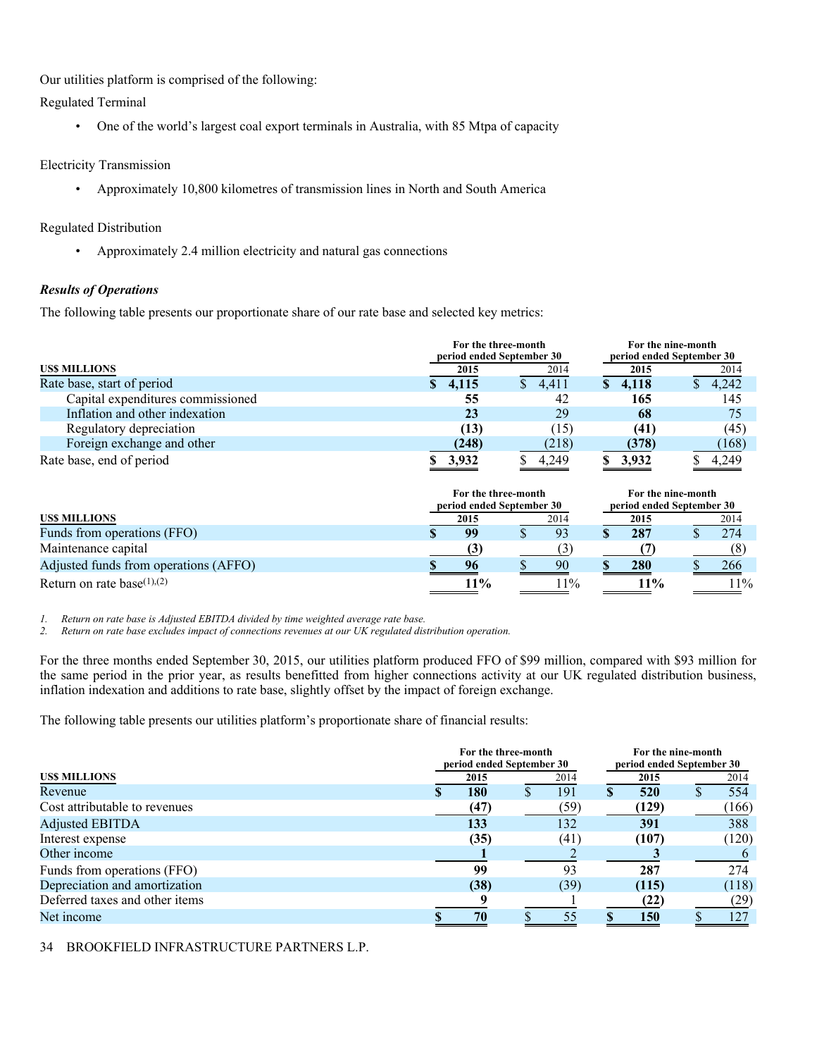Our utilities platform is comprised of the following:

Regulated Terminal

- One of the world's largest coal export terminals in Australia, with 85 Mtpa of capacity

Electricity Transmission

- Approximately 10,800 kilometres of transmission lines in North and South America

Regulated Distribution

- Approximately 2.4 million electricity and natural gas connections

***Results of Operations***

The following table presents our proportionate share of our rate base and selected key metrics:

| US$ MILLIONS | For the three-month period ended September 30 2015 | 2014 | For the nine-month period ended September 30 2015 | 2014 |
|---|---|---|---|---|
| Rate base, start of period | **$ 4,115** | $ 4,411 | **$ 4,118** | $ 4,242 |
| Capital expenditures commissioned | **55** | 42 | **165** | 145 |
| Inflation and other indexation | **23** | 29 | **68** | 75 |
| Regulatory depreciation | **(13)** | (15) | **(41)** | (45) |
| Foreign exchange and other | **(248)** | (218) | **(378)** | (168) |
| Rate base, end of period | **$ 3,932** | $ 4,249 | **$ 3,932** | $ 4,249 |

| US$ MILLIONS | For the three-month period ended September 30 2015 | 2014 | For the nine-month period ended September 30 2015 | 2014 |
|---|---|---|---|---|
| Funds from operations (FFO) | **$ 99** | $ 93 | **$ 287** | $ 274 |
| Maintenance capital | **(3)** | (3) | **(7)** | (8) |
| Adjusted funds from operations (AFFO) | **$ 96** | $ 90 | **$ 280** | $ 266 |
| Return on rate base[(1),(2)] | **11%** | 11% | **11%** | 11% |

1. *Return on rate base is Adjusted EBITDA divided by time weighted average rate base.*
2. *Return on rate base excludes impact of connections revenues at our UK regulated distribution operation.*

For the three months ended September 30, 2015, our utilities platform produced FFO of $99 million, compared with $93 million for the same period in the prior year, as results benefitted from higher connections activity at our UK regulated distribution business, inflation indexation and additions to rate base, slightly offset by the impact of foreign exchange.

The following table presents our utilities platform's proportionate share of financial results:

| US$ MILLIONS | For the three-month period ended September 30 2015 | 2014 | For the nine-month period ended September 30 2015 | 2014 |
|---|---|---|---|---|
| Revenue | **$ 180** | $ 191 | **$ 520** | $ 554 |
| Cost attributable to revenues | **(47)** | (59) | **(129)** | (166) |
| Adjusted EBITDA | **133** | 132 | **391** | 388 |
| Interest expense | **(35)** | (41) | **(107)** | (120) |
| Other income | **1** | 2 | **3** | 6 |
| Funds from operations (FFO) | **99** | 93 | **287** | 274 |
| Depreciation and amortization | **(38)** | (39) | **(115)** | (118) |
| Deferred taxes and other items | **9** | 1 | **(22)** | (29) |
| Net income | **$ 70** | $ 55 | **$ 150** | $ 127 |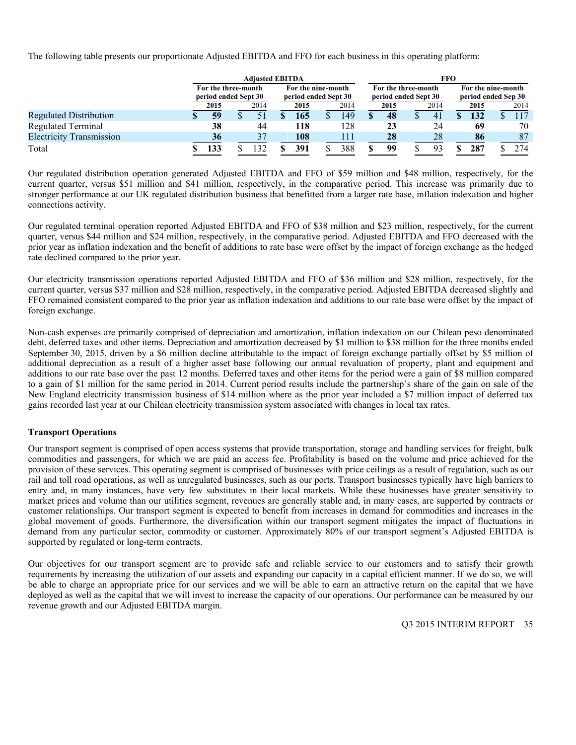The following table presents our proportionate Adjusted EBITDA and FFO for each business in this operating platform:

| | Adjusted EBITDA | | | | FFO | | | |
|---|---|---|---|---|---|---|---|---|
| | For the three-month period ended Sept 30 | | For the nine-month period ended Sept 30 | | For the three-month period ended Sept 30 | | For the nine-month period ended Sep 30 | |
| | **2015** | 2014 | **2015** | 2014 | **2015** | 2014 | **2015** | 2014 |
| Regulated Distribution | **$ 59** | $ 51 | **$ 165** | $ 149 | **$ 48** | $ 41 | **$ 132** | $ 117 |
| Regulated Terminal | **38** | 44 | **118** | 128 | **23** | 24 | **69** | 70 |
| Electricity Transmission | **36** | 37 | **108** | 111 | **28** | 28 | **86** | 87 |
| Total | **$ 133** | $ 132 | **$ 391** | $ 388 | **$ 99** | $ 93 | **$ 287** | $ 274 |

Our regulated distribution operation generated Adjusted EBITDA and FFO of $59 million and $48 million, respectively, for the current quarter, versus $51 million and $41 million, respectively, in the comparative period. This increase was primarily due to stronger performance at our UK regulated distribution business that benefitted from a larger rate base, inflation indexation and higher connections activity.

Our regulated terminal operation reported Adjusted EBITDA and FFO of $38 million and $23 million, respectively, for the current quarter, versus $44 million and $24 million, respectively, in the comparative period. Adjusted EBITDA and FFO decreased with the prior year as inflation indexation and the benefit of additions to rate base were offset by the impact of foreign exchange as the hedged rate declined compared to the prior year.

Our electricity transmission operations reported Adjusted EBITDA and FFO of $36 million and $28 million, respectively, for the current quarter, versus $37 million and $28 million, respectively, in the comparative period. Adjusted EBITDA decreased slightly and FFO remained consistent compared to the prior year as inflation indexation and additions to our rate base were offset by the impact of foreign exchange.

Non-cash expenses are primarily comprised of depreciation and amortization, inflation indexation on our Chilean peso denominated debt, deferred taxes and other items. Depreciation and amortization decreased by $1 million to $38 million for the three months ended September 30, 2015, driven by a $6 million decline attributable to the impact of foreign exchange partially offset by $5 million of additional depreciation as a result of a higher asset base following our annual revaluation of property, plant and equipment and additions to our rate base over the past 12 months. Deferred taxes and other items for the period were a gain of $8 million compared to a gain of $1 million for the same period in 2014. Current period results include the partnership's share of the gain on sale of the New England electricity transmission business of $14 million where as the prior year included a $7 million impact of deferred tax gains recorded last year at our Chilean electricity transmission system associated with changes in local tax rates.

**Transport Operations**

Our transport segment is comprised of open access systems that provide transportation, storage and handling services for freight, bulk commodities and passengers, for which we are paid an access fee. Profitability is based on the volume and price achieved for the provision of these services. This operating segment is comprised of businesses with price ceilings as a result of regulation, such as our rail and toll road operations, as well as unregulated businesses, such as our ports. Transport businesses typically have high barriers to entry and, in many instances, have very few substitutes in their local markets. While these businesses have greater sensitivity to market prices and volume than our utilities segment, revenues are generally stable and, in many cases, are supported by contracts or customer relationships. Our transport segment is expected to benefit from increases in demand for commodities and increases in the global movement of goods. Furthermore, the diversification within our transport segment mitigates the impact of fluctuations in demand from any particular sector, commodity or customer. Approximately 80% of our transport segment's Adjusted EBITDA is supported by regulated or long-term contracts.

Our objectives for our transport segment are to provide safe and reliable service to our customers and to satisfy their growth requirements by increasing the utilization of our assets and expanding our capacity in a capital efficient manner. If we do so, we will be able to charge an appropriate price for our services and we will be able to earn an attractive return on the capital that we have deployed as well as the capital that we will invest to increase the capacity of our operations. Our performance can be measured by our revenue growth and our Adjusted EBITDA margin.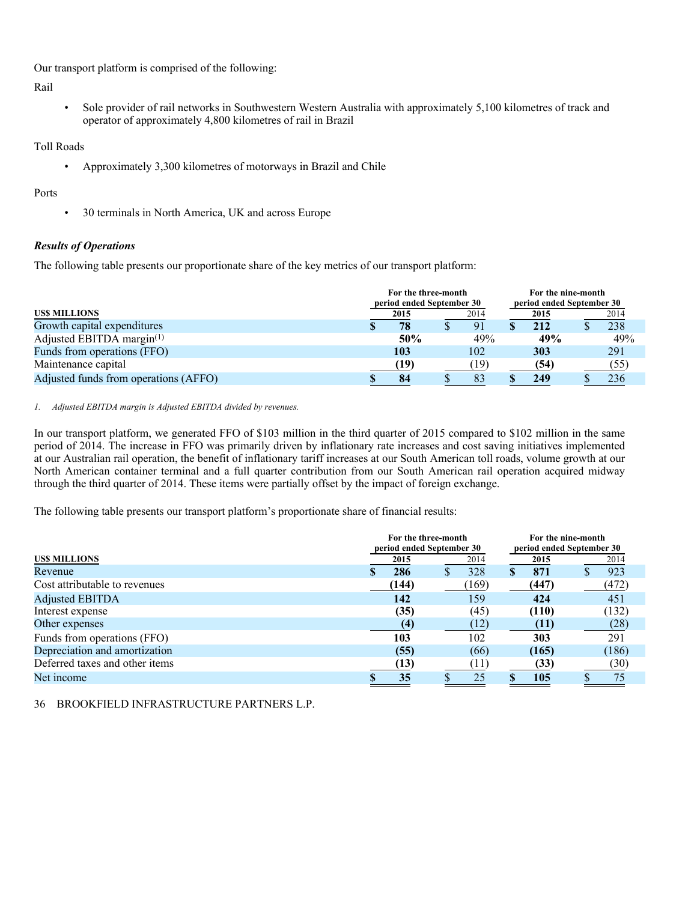Our transport platform is comprised of the following:

Rail

- Sole provider of rail networks in Southwestern Western Australia with approximately 5,100 kilometres of track and operator of approximately 4,800 kilometres of rail in Brazil

Toll Roads

- Approximately 3,300 kilometres of motorways in Brazil and Chile

Ports

- 30 terminals in North America, UK and across Europe

***Results of Operations***

The following table presents our proportionate share of the key metrics of our transport platform:

| US$ MILLIONS | For the three-month period ended September 30 2015 | 2014 | For the nine-month period ended September 30 2015 | 2014 |
|---|---|---|---|---|
| Growth capital expenditures | **$ 78** | $ 91 | **$ 212** | $ 238 |
| Adjusted EBITDA margin[1] | **50%** | 49% | **49%** | 49% |
| Funds from operations (FFO) | **103** | 102 | **303** | 291 |
| Maintenance capital | **(19)** | (19) | **(54)** | (55) |
| Adjusted funds from operations (AFFO) | **$ 84** | $ 83 | **$ 249** | $ 236 |

*1. Adjusted EBITDA margin is Adjusted EBITDA divided by revenues.*

In our transport platform, we generated FFO of $103 million in the third quarter of 2015 compared to $102 million in the same period of 2014. The increase in FFO was primarily driven by inflationary rate increases and cost saving initiatives implemented at our Australian rail operation, the benefit of inflationary tariff increases at our South American toll roads, volume growth at our North American container terminal and a full quarter contribution from our South American rail operation acquired midway through the third quarter of 2014. These items were partially offset by the impact of foreign exchange.

The following table presents our transport platform's proportionate share of financial results:

| US$ MILLIONS | For the three-month period ended September 30 2015 | 2014 | For the nine-month period ended September 30 2015 | 2014 |
|---|---|---|---|---|
| Revenue | **$ 286** | $ 328 | **$ 871** | $ 923 |
| Cost attributable to revenues | **(144)** | (169) | **(447)** | (472) |
| Adjusted EBITDA | **142** | 159 | **424** | 451 |
| Interest expense | **(35)** | (45) | **(110)** | (132) |
| Other expenses | **(4)** | (12) | **(11)** | (28) |
| Funds from operations (FFO) | **103** | 102 | **303** | 291 |
| Depreciation and amortization | **(55)** | (66) | **(165)** | (186) |
| Deferred taxes and other items | **(13)** | (11) | **(33)** | (30) |
| Net income | **$ 35** | $ 25 | **$ 105** | $ 75 |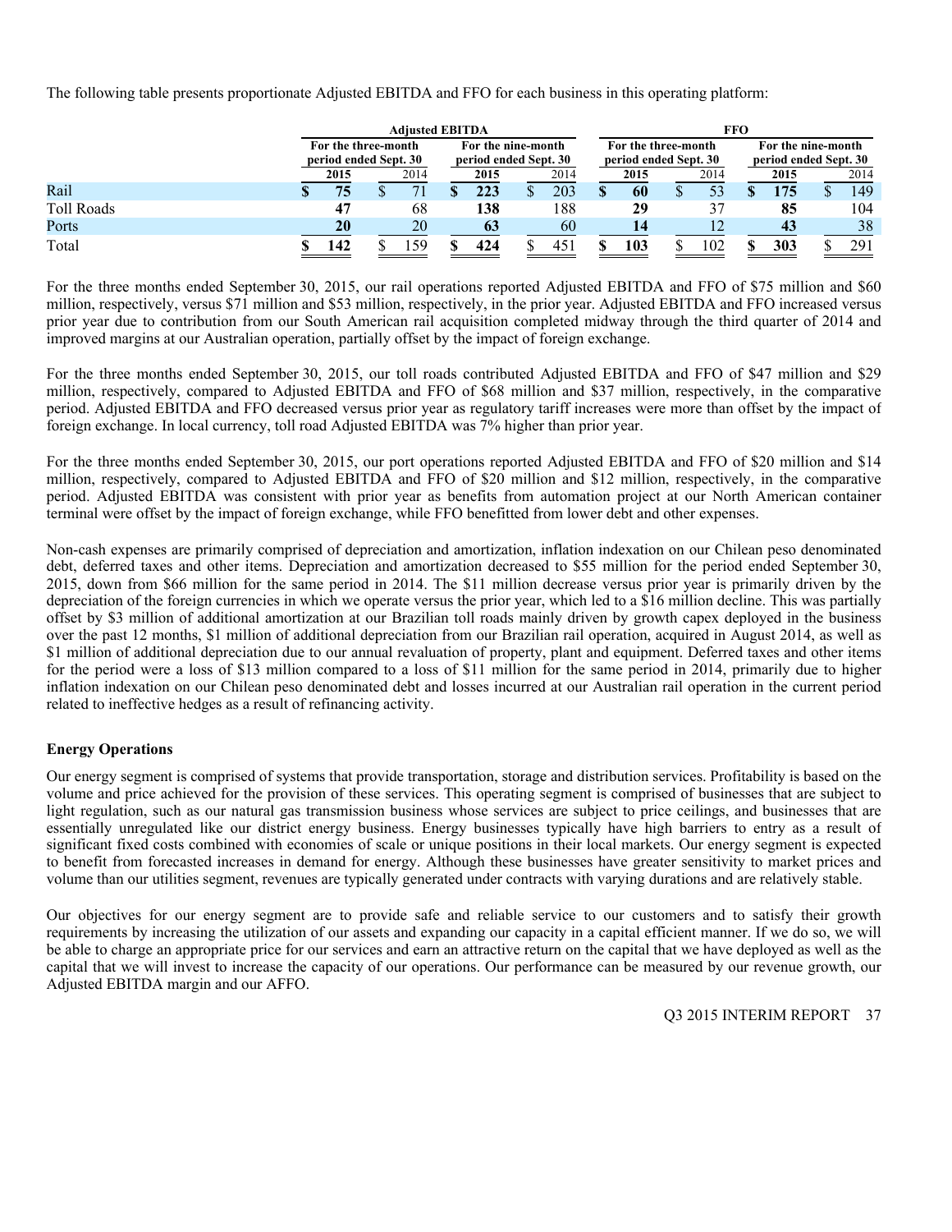The following table presents proportionate Adjusted EBITDA and FFO for each business in this operating platform:

| | Adjusted EBITDA | | | | FFO | | | |
|---|---|---|---|---|---|---|---|---|
| | For the three-month period ended Sept. 30 | | For the nine-month period ended Sept. 30 | | For the three-month period ended Sept. 30 | | For the nine-month period ended Sept. 30 | |
| | **2015** | 2014 | **2015** | 2014 | **2015** | 2014 | **2015** | 2014 |
| Rail | **$ 75** | $ 71 | **$ 223** | $ 203 | **$ 60** | $ 53 | **$ 175** | $ 149 |
| Toll Roads | **47** | 68 | **138** | 188 | **29** | 37 | **85** | 104 |
| Ports | **20** | 20 | **63** | 60 | **14** | 12 | **43** | 38 |
| Total | **$ 142** | $ 159 | **$ 424** | $ 451 | **$ 103** | $ 102 | **$ 303** | $ 291 |

For the three months ended September 30, 2015, our rail operations reported Adjusted EBITDA and FFO of $75 million and $60 million, respectively, versus $71 million and $53 million, respectively, in the prior year. Adjusted EBITDA and FFO increased versus prior year due to contribution from our South American rail acquisition completed midway through the third quarter of 2014 and improved margins at our Australian operation, partially offset by the impact of foreign exchange.

For the three months ended September 30, 2015, our toll roads contributed Adjusted EBITDA and FFO of $47 million and $29 million, respectively, compared to Adjusted EBITDA and FFO of $68 million and $37 million, respectively, in the comparative period. Adjusted EBITDA and FFO decreased versus prior year as regulatory tariff increases were more than offset by the impact of foreign exchange. In local currency, toll road Adjusted EBITDA was 7% higher than prior year.

For the three months ended September 30, 2015, our port operations reported Adjusted EBITDA and FFO of $20 million and $14 million, respectively, compared to Adjusted EBITDA and FFO of $20 million and $12 million, respectively, in the comparative period. Adjusted EBITDA was consistent with prior year as benefits from automation project at our North American container terminal were offset by the impact of foreign exchange, while FFO benefitted from lower debt and other expenses.

Non-cash expenses are primarily comprised of depreciation and amortization, inflation indexation on our Chilean peso denominated debt, deferred taxes and other items. Depreciation and amortization decreased to $55 million for the period ended September 30, 2015, down from $66 million for the same period in 2014. The $11 million decrease versus prior year is primarily driven by the depreciation of the foreign currencies in which we operate versus the prior year, which led to a $16 million decline. This was partially offset by $3 million of additional amortization at our Brazilian toll roads mainly driven by growth capex deployed in the business over the past 12 months, $1 million of additional depreciation from our Brazilian rail operation, acquired in August 2014, as well as $1 million of additional depreciation due to our annual revaluation of property, plant and equipment. Deferred taxes and other items for the period were a loss of $13 million compared to a loss of $11 million for the same period in 2014, primarily due to higher inflation indexation on our Chilean peso denominated debt and losses incurred at our Australian rail operation in the current period related to ineffective hedges as a result of refinancing activity.

### Energy Operations

Our energy segment is comprised of systems that provide transportation, storage and distribution services. Profitability is based on the volume and price achieved for the provision of these services. This operating segment is comprised of businesses that are subject to light regulation, such as our natural gas transmission business whose services are subject to price ceilings, and businesses that are essentially unregulated like our district energy business. Energy businesses typically have high barriers to entry as a result of significant fixed costs combined with economies of scale or unique positions in their local markets. Our energy segment is expected to benefit from forecasted increases in demand for energy. Although these businesses have greater sensitivity to market prices and volume than our utilities segment, revenues are typically generated under contracts with varying durations and are relatively stable.

Our objectives for our energy segment are to provide safe and reliable service to our customers and to satisfy their growth requirements by increasing the utilization of our assets and expanding our capacity in a capital efficient manner. If we do so, we will be able to charge an appropriate price for our services and earn an attractive return on the capital that we have deployed as well as the capital that we will invest to increase the capacity of our operations. Our performance can be measured by our revenue growth, our Adjusted EBITDA margin and our AFFO.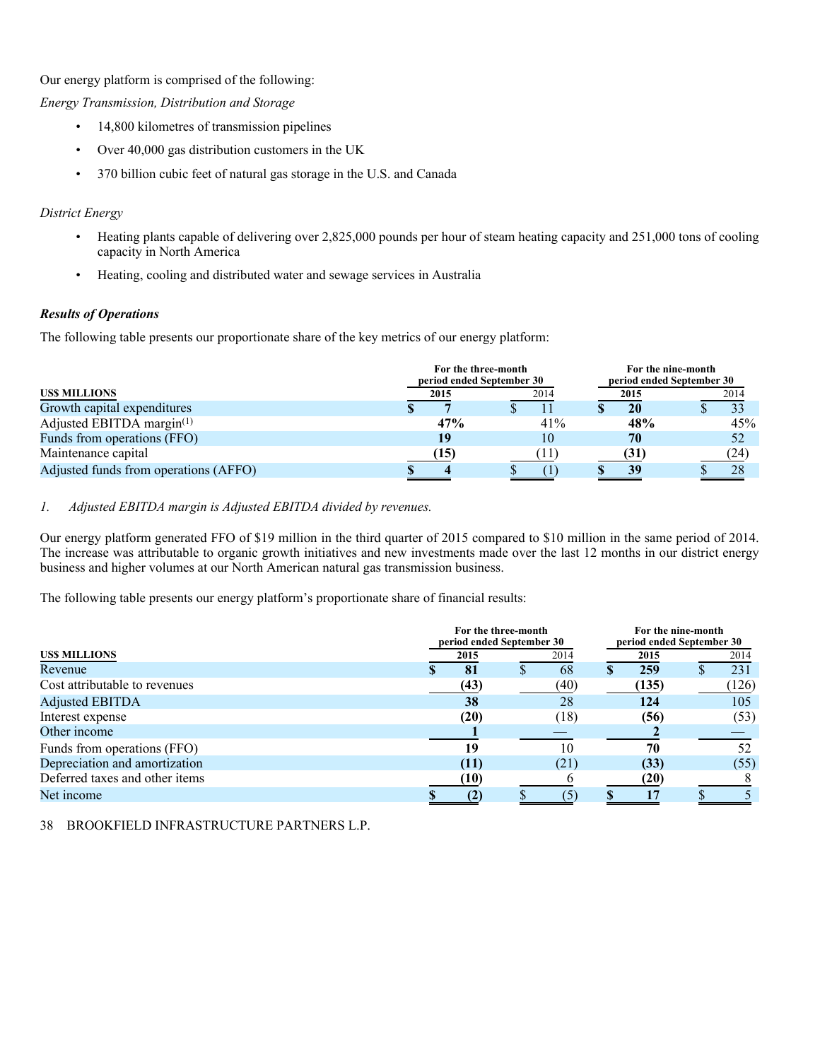Our energy platform is comprised of the following:

*Energy Transmission, Distribution and Storage*

- 14,800 kilometres of transmission pipelines
- Over 40,000 gas distribution customers in the UK
- 370 billion cubic feet of natural gas storage in the U.S. and Canada

*District Energy*

- Heating plants capable of delivering over 2,825,000 pounds per hour of steam heating capacity and 251,000 tons of cooling capacity in North America
- Heating, cooling and distributed water and sewage services in Australia

***Results of Operations***

The following table presents our proportionate share of the key metrics of our energy platform:

| US$ MILLIONS | For the three-month period ended September 30 2015 | 2014 | For the nine-month period ended September 30 2015 | 2014 |
|---|---|---|---|---|
| Growth capital expenditures | **$ 7** | $ 11 | **$ 20** | $ 33 |
| Adjusted EBITDA margin[1] | **47%** | 41% | **48%** | 45% |
| Funds from operations (FFO) | **19** | 10 | **70** | 52 |
| Maintenance capital | **(15)** | (11) | **(31)** | (24) |
| Adjusted funds from operations (AFFO) | **$ 4** | $ (1) | **$ 39** | $ 28 |

1. *Adjusted EBITDA margin is Adjusted EBITDA divided by revenues.*

Our energy platform generated FFO of $19 million in the third quarter of 2015 compared to $10 million in the same period of 2014. The increase was attributable to organic growth initiatives and new investments made over the last 12 months in our district energy business and higher volumes at our North American natural gas transmission business.

The following table presents our energy platform's proportionate share of financial results:

| US$ MILLIONS | For the three-month period ended September 30 2015 | 2014 | For the nine-month period ended September 30 2015 | 2014 |
|---|---|---|---|---|
| Revenue | **$ 81** | $ 68 | **$ 259** | $ 231 |
| Cost attributable to revenues | **(43)** | (40) | **(135)** | (126) |
| Adjusted EBITDA | **38** | 28 | **124** | 105 |
| Interest expense | **(20)** | (18) | **(56)** | (53) |
| Other income | **1** | — | **2** | — |
| Funds from operations (FFO) | **19** | 10 | **70** | 52 |
| Depreciation and amortization | **(11)** | (21) | **(33)** | (55) |
| Deferred taxes and other items | **(10)** | 6 | **(20)** | 8 |
| Net income | **$ (2)** | $ (5) | **$ 17** | $ 5 |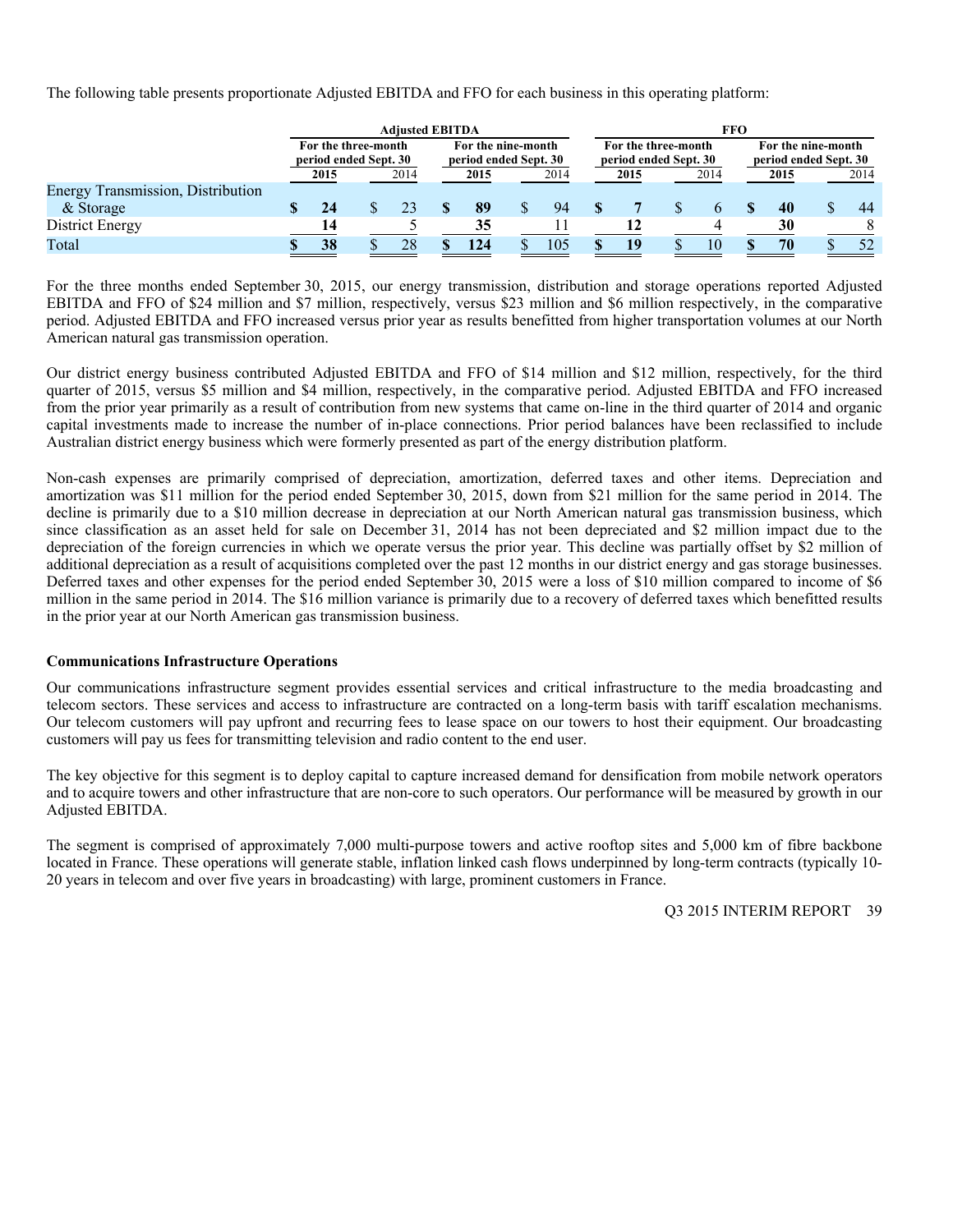The following table presents proportionate Adjusted EBITDA and FFO for each business in this operating platform:

| | Adjusted EBITDA | | | | FFO | | | |
|---|---|---|---|---|---|---|---|---|
| | For the three-month period ended Sept. 30 | | For the nine-month period ended Sept. 30 | | For the three-month period ended Sept. 30 | | For the nine-month period ended Sept. 30 | |
| | **2015** | 2014 | **2015** | 2014 | **2015** | 2014 | **2015** | 2014 |
| Energy Transmission, Distribution & Storage | **$ 24** | $ 23 | **$ 89** | $ 94 | **$ 7** | $ 6 | **$ 40** | $ 44 |
| District Energy | **14** | 5 | **35** | 11 | **12** | 4 | **30** | 8 |
| Total | **$ 38** | $ 28 | **$ 124** | $ 105 | **$ 19** | $ 10 | **$ 70** | $ 52 |

For the three months ended September 30, 2015, our energy transmission, distribution and storage operations reported Adjusted EBITDA and FFO of $24 million and $7 million, respectively, versus $23 million and $6 million respectively, in the comparative period. Adjusted EBITDA and FFO increased versus prior year as results benefitted from higher transportation volumes at our North American natural gas transmission operation.

Our district energy business contributed Adjusted EBITDA and FFO of $14 million and $12 million, respectively, for the third quarter of 2015, versus $5 million and $4 million, respectively, in the comparative period. Adjusted EBITDA and FFO increased from the prior year primarily as a result of contribution from new systems that came on-line in the third quarter of 2014 and organic capital investments made to increase the number of in-place connections. Prior period balances have been reclassified to include Australian district energy business which were formerly presented as part of the energy distribution platform.

Non-cash expenses are primarily comprised of depreciation, amortization, deferred taxes and other items. Depreciation and amortization was $11 million for the period ended September 30, 2015, down from $21 million for the same period in 2014. The decline is primarily due to a $10 million decrease in depreciation at our North American natural gas transmission business, which since classification as an asset held for sale on December 31, 2014 has not been depreciated and $2 million impact due to the depreciation of the foreign currencies in which we operate versus the prior year. This decline was partially offset by $2 million of additional depreciation as a result of acquisitions completed over the past 12 months in our district energy and gas storage businesses. Deferred taxes and other expenses for the period ended September 30, 2015 were a loss of $10 million compared to income of $6 million in the same period in 2014. The $16 million variance is primarily due to a recovery of deferred taxes which benefitted results in the prior year at our North American gas transmission business.

### Communications Infrastructure Operations

Our communications infrastructure segment provides essential services and critical infrastructure to the media broadcasting and telecom sectors. These services and access to infrastructure are contracted on a long-term basis with tariff escalation mechanisms. Our telecom customers will pay upfront and recurring fees to lease space on our towers to host their equipment. Our broadcasting customers will pay us fees for transmitting television and radio content to the end user.

The key objective for this segment is to deploy capital to capture increased demand for densification from mobile network operators and to acquire towers and other infrastructure that are non-core to such operators. Our performance will be measured by growth in our Adjusted EBITDA.

The segment is comprised of approximately 7,000 multi-purpose towers and active rooftop sites and 5,000 km of fibre backbone located in France. These operations will generate stable, inflation linked cash flows underpinned by long-term contracts (typically 10-20 years in telecom and over five years in broadcasting) with large, prominent customers in France.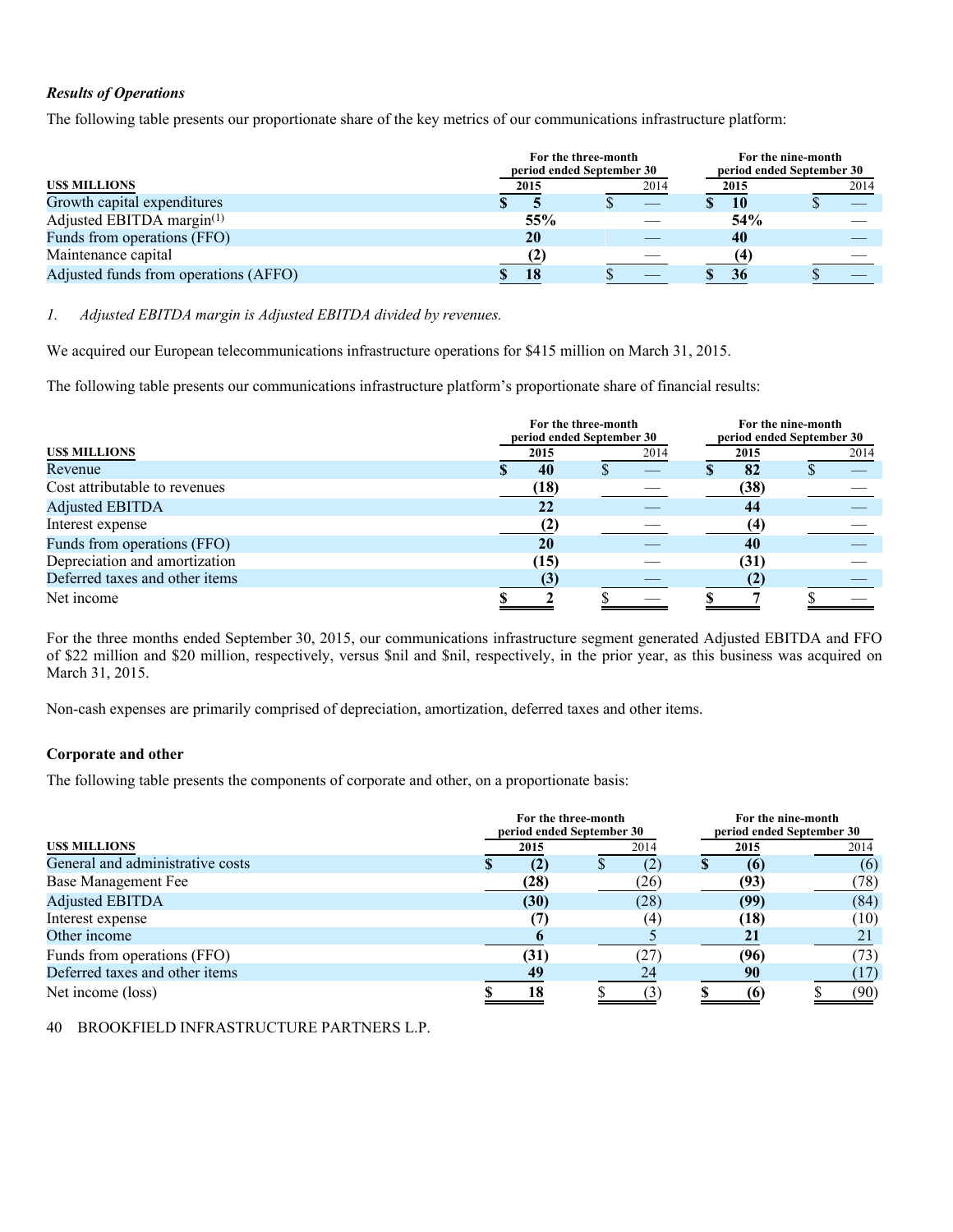### *Results of Operations*

The following table presents our proportionate share of the key metrics of our communications infrastructure platform:

| US$ MILLIONS | For the three-month period ended September 30 2015 | 2014 | For the nine-month period ended September 30 2015 | 2014 |
|---|---|---|---|---|
| Growth capital expenditures | **$ 5** | $ — | **$ 10** | $ — |
| Adjusted EBITDA margin[1] | **55%** | — | **54%** | — |
| Funds from operations (FFO) | **20** | — | **40** | — |
| Maintenance capital | **(2)** | — | **(4)** | — |
| Adjusted funds from operations (AFFO) | **$ 18** | $ — | **$ 36** | $ — |

1. *Adjusted EBITDA margin is Adjusted EBITDA divided by revenues.*

We acquired our European telecommunications infrastructure operations for $415 million on March 31, 2015.

The following table presents our communications infrastructure platform's proportionate share of financial results:

| US$ MILLIONS | For the three-month period ended September 30 2015 | 2014 | For the nine-month period ended September 30 2015 | 2014 |
|---|---|---|---|---|
| Revenue | **$ 40** | $ — | **$ 82** | $ — |
| Cost attributable to revenues | **(18)** | — | **(38)** | — |
| Adjusted EBITDA | **22** | — | **44** | — |
| Interest expense | **(2)** | — | **(4)** | — |
| Funds from operations (FFO) | **20** | — | **40** | — |
| Depreciation and amortization | **(15)** | — | **(31)** | — |
| Deferred taxes and other items | **(3)** | — | **(2)** | — |
| Net income | **$ 2** | $ — | **$ 7** | $ — |

For the three months ended September 30, 2015, our communications infrastructure segment generated Adjusted EBITDA and FFO of $22 million and $20 million, respectively, versus $nil and $nil, respectively, in the prior year, as this business was acquired on March 31, 2015.

Non-cash expenses are primarily comprised of depreciation, amortization, deferred taxes and other items.

### Corporate and other

The following table presents the components of corporate and other, on a proportionate basis:

| US$ MILLIONS | For the three-month period ended September 30 2015 | 2014 | For the nine-month period ended September 30 2015 | 2014 |
|---|---|---|---|---|
| General and administrative costs | **$ (2)** | $ (2) | **$ (6)** | (6) |
| Base Management Fee | **(28)** | (26) | **(93)** | (78) |
| Adjusted EBITDA | **(30)** | (28) | **(99)** | (84) |
| Interest expense | **(7)** | (4) | **(18)** | (10) |
| Other income | **6** | 5 | **21** | 21 |
| Funds from operations (FFO) | **(31)** | (27) | **(96)** | (73) |
| Deferred taxes and other items | **49** | 24 | **90** | (17) |
| Net income (loss) | **$ 18** | $ (3) | **$ (6)** | $ (90) |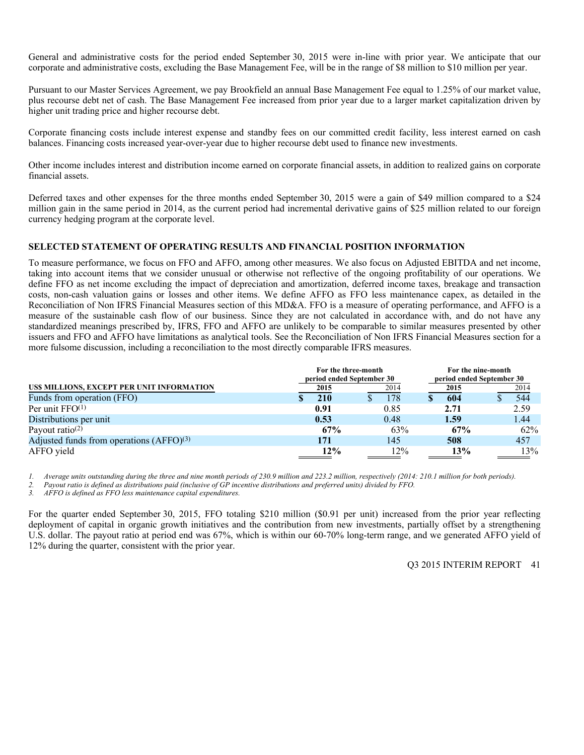General and administrative costs for the period ended September 30, 2015 were in-line with prior year. We anticipate that our corporate and administrative costs, excluding the Base Management Fee, will be in the range of \$8 million to \$10 million per year.

Pursuant to our Master Services Agreement, we pay Brookfield an annual Base Management Fee equal to 1.25% of our market value, plus recourse debt net of cash. The Base Management Fee increased from prior year due to a larger market capitalization driven by higher unit trading price and higher recourse debt.

Corporate financing costs include interest expense and standby fees on our committed credit facility, less interest earned on cash balances. Financing costs increased year-over-year due to higher recourse debt used to finance new investments.

Other income includes interest and distribution income earned on corporate financial assets, in addition to realized gains on corporate financial assets.

Deferred taxes and other expenses for the three months ended September 30, 2015 were a gain of \$49 million compared to a \$24 million gain in the same period in 2014, as the current period had incremental derivative gains of \$25 million related to our foreign currency hedging program at the corporate level.

## SELECTED STATEMENT OF OPERATING RESULTS AND FINANCIAL POSITION INFORMATION

To measure performance, we focus on FFO and AFFO, among other measures. We also focus on Adjusted EBITDA and net income, taking into account items that we consider unusual or otherwise not reflective of the ongoing profitability of our operations. We define FFO as net income excluding the impact of depreciation and amortization, deferred income taxes, breakage and transaction costs, non-cash valuation gains or losses and other items. We define AFFO as FFO less maintenance capex, as detailed in the Reconciliation of Non IFRS Financial Measures section of this MD&A. FFO is a measure of operating performance, and AFFO is a measure of the sustainable cash flow of our business. Since they are not calculated in accordance with, and do not have any standardized meanings prescribed by, IFRS, FFO and AFFO are unlikely to be comparable to similar measures presented by other issuers and FFO and AFFO have limitations as analytical tools. See the Reconciliation of Non IFRS Financial Measures section for a more fulsome discussion, including a reconciliation to the most directly comparable IFRS measures.

| | For the three-month period ended September 30 | | For the nine-month period ended September 30 | |
|---|---|---|---|---|
| **US\$ MILLIONS, EXCEPT PER UNIT INFORMATION** | **2015** | 2014 | **2015** | 2014 |
| Funds from operation (FFO) | **\$ 210** | \$ 178 | **\$ 604** | \$ 544 |
| Per unit FFO[1] | **0.91** | 0.85 | **2.71** | 2.59 |
| Distributions per unit | **0.53** | 0.48 | **1.59** | 1.44 |
| Payout ratio[2] | **67%** | 63% | **67%** | 62% |
| Adjusted funds from operations (AFFO)[3] | **171** | 145 | **508** | 457 |
| AFFO yield | **12%** | 12% | **13%** | 13% |

1. *Average units outstanding during the three and nine month periods of 230.9 million and 223.2 million, respectively (2014: 210.1 million for both periods).*
2. *Payout ratio is defined as distributions paid (inclusive of GP incentive distributions and preferred units) divided by FFO.*
3. *AFFO is defined as FFO less maintenance capital expenditures.*

For the quarter ended September 30, 2015, FFO totaling \$210 million (\$0.91 per unit) increased from the prior year reflecting deployment of capital in organic growth initiatives and the contribution from new investments, partially offset by a strengthening U.S. dollar. The payout ratio at period end was 67%, which is within our 60-70% long-term range, and we generated AFFO yield of 12% during the quarter, consistent with the prior year.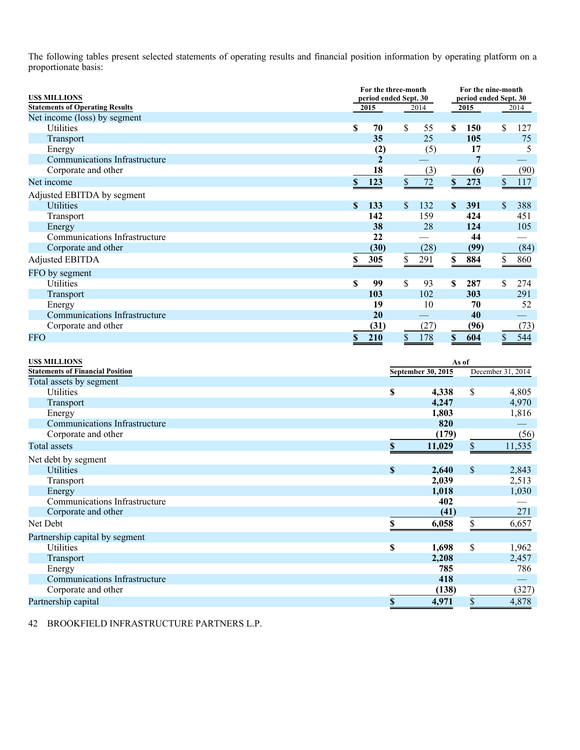The following tables present selected statements of operating results and financial position information by operating platform on a proportionate basis:

| US$ MILLIONS | For the three-month period ended Sept. 30 | | For the nine-month period ended Sept. 30 | |
|---|---|---|---|---|
| **Statements of Operating Results** | **2015** | 2014 | **2015** | 2014 |
| Net income (loss) by segment | | | | |
| Utilities | **$ 70** | $ 55 | **$ 150** | $ 127 |
| Transport | **35** | 25 | **105** | 75 |
| Energy | **(2)** | (5) | **17** | 5 |
| Communications Infrastructure | **2** | — | **7** | — |
| Corporate and other | **18** | (3) | **(6)** | (90) |
| Net income | **$ 123** | $ 72 | **$ 273** | $ 117 |
| Adjusted EBITDA by segment | | | | |
| Utilities | **$ 133** | $ 132 | **$ 391** | $ 388 |
| Transport | **142** | 159 | **424** | 451 |
| Energy | **38** | 28 | **124** | 105 |
| Communications Infrastructure | **22** | — | **44** | — |
| Corporate and other | **(30)** | (28) | **(99)** | (84) |
| Adjusted EBITDA | **$ 305** | $ 291 | **$ 884** | $ 860 |
| FFO by segment | | | | |
| Utilities | **$ 99** | $ 93 | **$ 287** | $ 274 |
| Transport | **103** | 102 | **303** | 291 |
| Energy | **19** | 10 | **70** | 52 |
| Communications Infrastructure | **20** | — | **40** | — |
| Corporate and other | **(31)** | (27) | **(96)** | (73) |
| FFO | **$ 210** | $ 178 | **$ 604** | $ 544 |

| US$ MILLIONS | As of | |
|---|---|---|
| **Statements of Financial Position** | **September 30, 2015** | December 31, 2014 |
| Total assets by segment | | |
| Utilities | **$ 4,338** | $ 4,805 |
| Transport | **4,247** | 4,970 |
| Energy | **1,803** | 1,816 |
| Communications Infrastructure | **820** | — |
| Corporate and other | **(179)** | (56) |
| Total assets | **$ 11,029** | $ 11,535 |
| Net debt by segment | | |
| Utilities | **$ 2,640** | $ 2,843 |
| Transport | **2,039** | 2,513 |
| Energy | **1,018** | 1,030 |
| Communications Infrastructure | **402** | — |
| Corporate and other | **(41)** | 271 |
| Net Debt | **$ 6,058** | $ 6,657 |
| Partnership capital by segment | | |
| Utilities | **$ 1,698** | $ 1,962 |
| Transport | **2,208** | 2,457 |
| Energy | **785** | 786 |
| Communications Infrastructure | **418** | — |
| Corporate and other | **(138)** | (327) |
| Partnership capital | **$ 4,971** | $ 4,878 |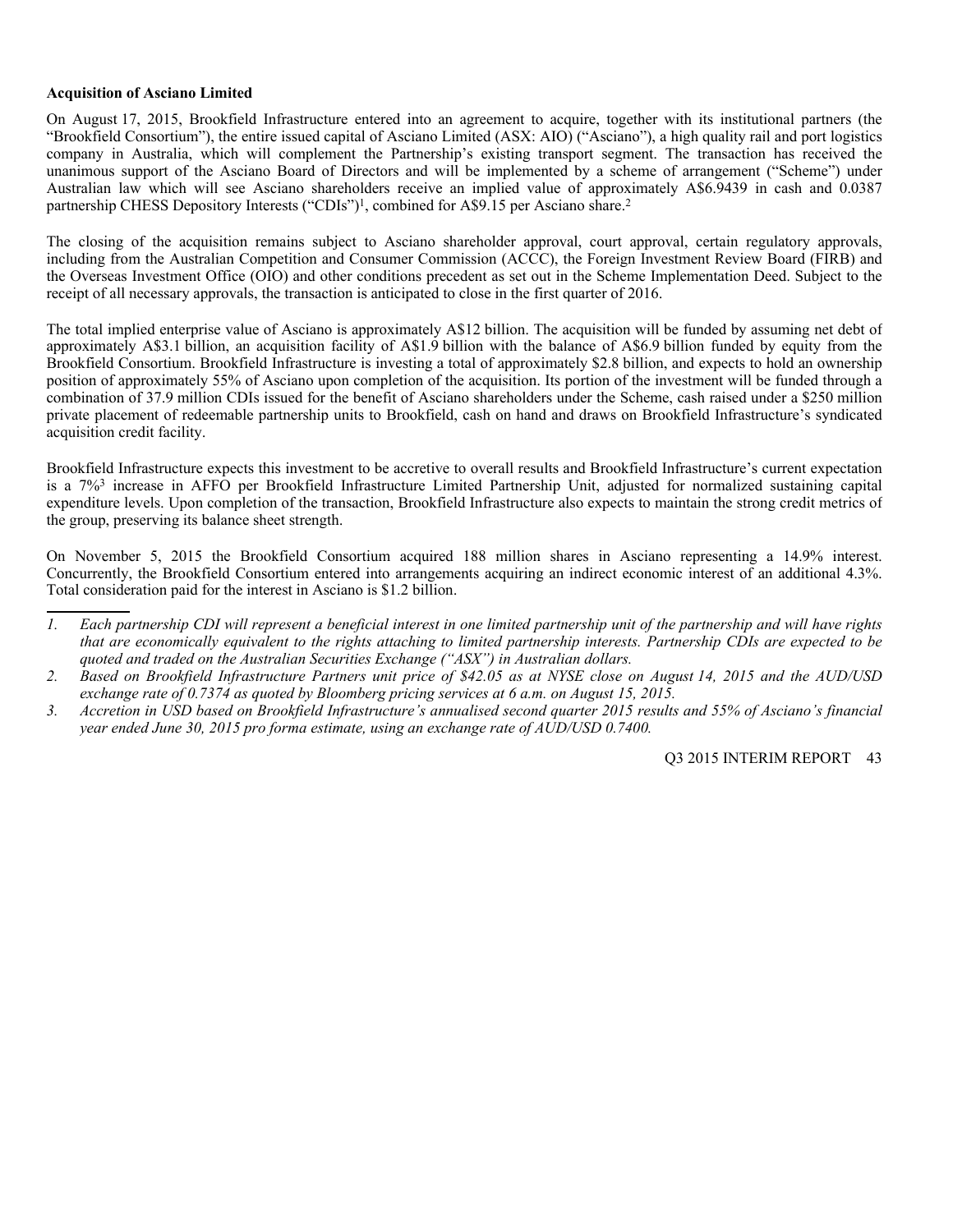**Acquisition of Asciano Limited**

On August 17, 2015, Brookfield Infrastructure entered into an agreement to acquire, together with its institutional partners (the "Brookfield Consortium"), the entire issued capital of Asciano Limited (ASX: AIO) ("Asciano"), a high quality rail and port logistics company in Australia, which will complement the Partnership's existing transport segment. The transaction has received the unanimous support of the Asciano Board of Directors and will be implemented by a scheme of arrangement ("Scheme") under Australian law which will see Asciano shareholders receive an implied value of approximately A$6.9439 in cash and 0.0387 partnership CHESS Depository Interests ("CDIs")[1], combined for A$9.15 per Asciano share.[2]

The closing of the acquisition remains subject to Asciano shareholder approval, court approval, certain regulatory approvals, including from the Australian Competition and Consumer Commission (ACCC), the Foreign Investment Review Board (FIRB) and the Overseas Investment Office (OIO) and other conditions precedent as set out in the Scheme Implementation Deed. Subject to the receipt of all necessary approvals, the transaction is anticipated to close in the first quarter of 2016.

The total implied enterprise value of Asciano is approximately A$12 billion. The acquisition will be funded by assuming net debt of approximately A$3.1 billion, an acquisition facility of A$1.9 billion with the balance of A$6.9 billion funded by equity from the Brookfield Consortium. Brookfield Infrastructure is investing a total of approximately $2.8 billion, and expects to hold an ownership position of approximately 55% of Asciano upon completion of the acquisition. Its portion of the investment will be funded through a combination of 37.9 million CDIs issued for the benefit of Asciano shareholders under the Scheme, cash raised under a $250 million private placement of redeemable partnership units to Brookfield, cash on hand and draws on Brookfield Infrastructure's syndicated acquisition credit facility.

Brookfield Infrastructure expects this investment to be accretive to overall results and Brookfield Infrastructure's current expectation is a 7%[3] increase in AFFO per Brookfield Infrastructure Limited Partnership Unit, adjusted for normalized sustaining capital expenditure levels. Upon completion of the transaction, Brookfield Infrastructure also expects to maintain the strong credit metrics of the group, preserving its balance sheet strength.

On November 5, 2015 the Brookfield Consortium acquired 188 million shares in Asciano representing a 14.9% interest. Concurrently, the Brookfield Consortium entered into arrangements acquiring an indirect economic interest of an additional 4.3%. Total consideration paid for the interest in Asciano is $1.2 billion.

---

1. *Each partnership CDI will represent a beneficial interest in one limited partnership unit of the partnership and will have rights that are economically equivalent to the rights attaching to limited partnership interests. Partnership CDIs are expected to be quoted and traded on the Australian Securities Exchange ("ASX") in Australian dollars.*
2. *Based on Brookfield Infrastructure Partners unit price of $42.05 as at NYSE close on August 14, 2015 and the AUD/USD exchange rate of 0.7374 as quoted by Bloomberg pricing services at 6 a.m. on August 15, 2015.*
3. *Accretion in USD based on Brookfield Infrastructure's annualised second quarter 2015 results and 55% of Asciano's financial year ended June 30, 2015 pro forma estimate, using an exchange rate of AUD/USD 0.7400.*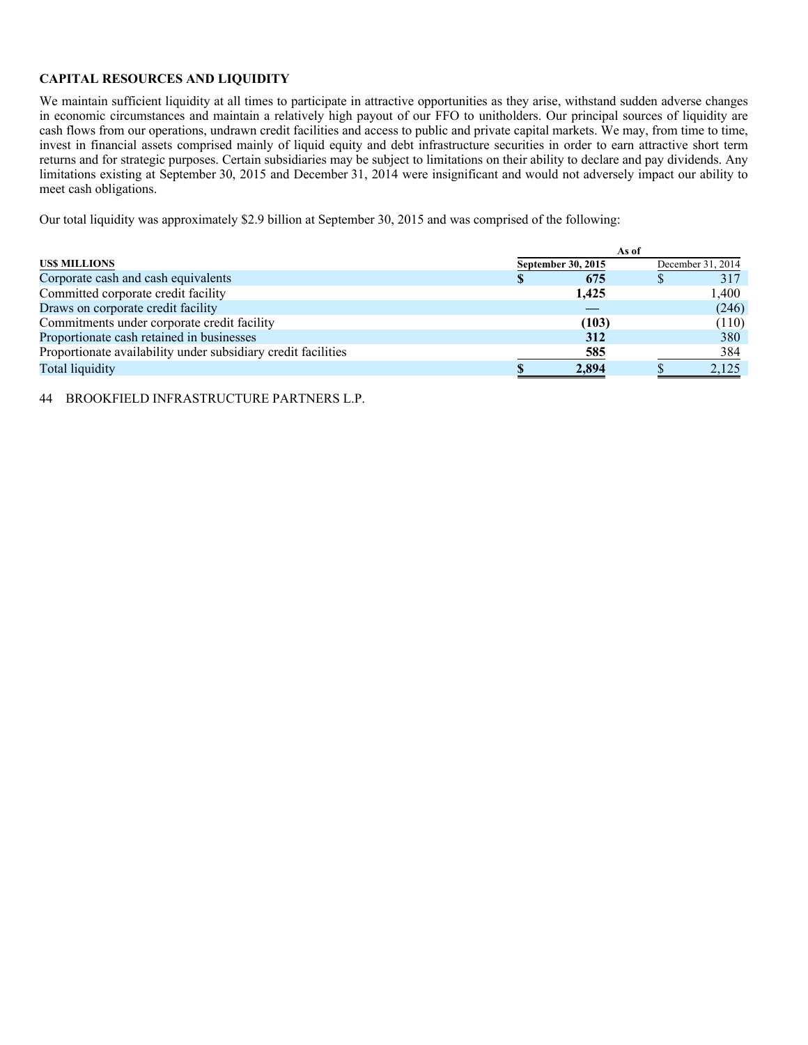## CAPITAL RESOURCES AND LIQUIDITY

We maintain sufficient liquidity at all times to participate in attractive opportunities as they arise, withstand sudden adverse changes in economic circumstances and maintain a relatively high payout of our FFO to unitholders. Our principal sources of liquidity are cash flows from our operations, undrawn credit facilities and access to public and private capital markets. We may, from time to time, invest in financial assets comprised mainly of liquid equity and debt infrastructure securities in order to earn attractive short term returns and for strategic purposes. Certain subsidiaries may be subject to limitations on their ability to declare and pay dividends. Any limitations existing at September 30, 2015 and December 31, 2014 were insignificant and would not adversely impact our ability to meet cash obligations.

Our total liquidity was approximately $2.9 billion at September 30, 2015 and was comprised of the following:

| US$ MILLIONS | As of September 30, 2015 | As of December 31, 2014 |
|---|---|---|
| Corporate cash and cash equivalents | **$ 675** | $ 317 |
| Committed corporate credit facility | **1,425** | 1,400 |
| Draws on corporate credit facility | **—** | (246) |
| Commitments under corporate credit facility | **(103)** | (110) |
| Proportionate cash retained in businesses | **312** | 380 |
| Proportionate availability under subsidiary credit facilities | **585** | 384 |
| Total liquidity | **$ 2,894** | $ 2,125 |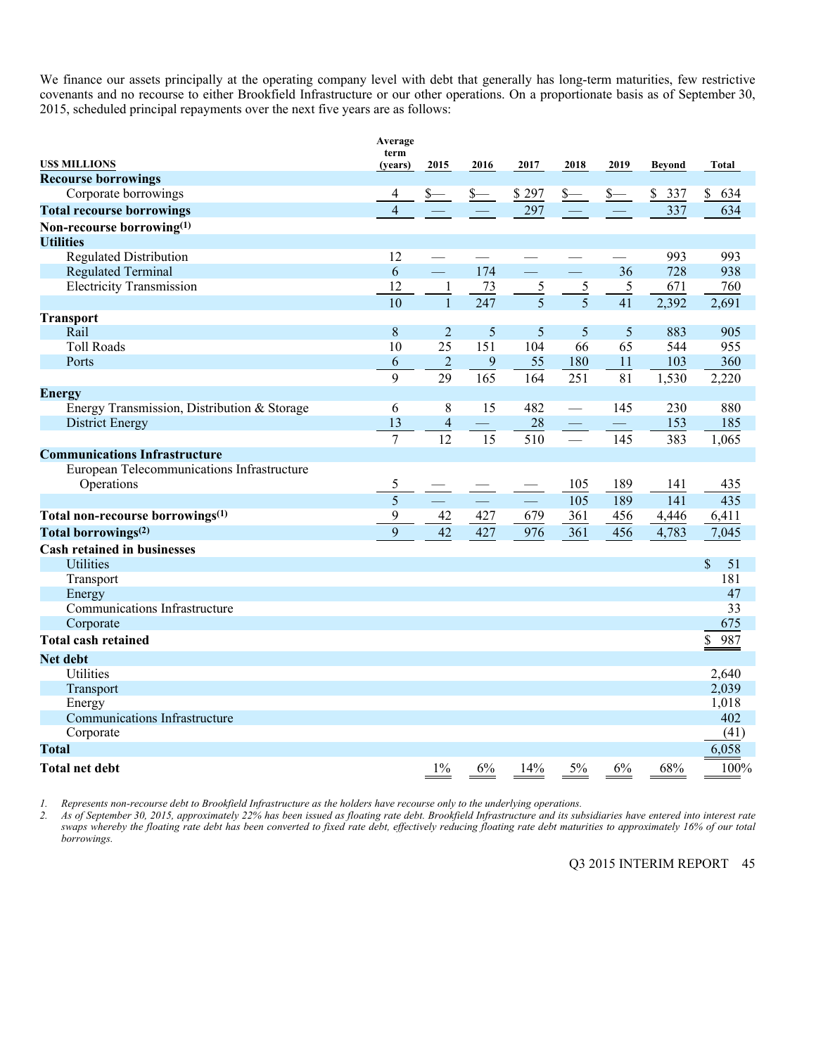We finance our assets principally at the operating company level with debt that generally has long-term maturities, few restrictive covenants and no recourse to either Brookfield Infrastructure or our other operations. On a proportionate basis as of September 30, 2015, scheduled principal repayments over the next five years are as follows:

| US$ MILLIONS | Average term (years) | 2015 | 2016 | 2017 | 2018 | 2019 | Beyond | Total |
|---|---|---|---|---|---|---|---|---|
| **Recourse borrowings** | | | | | | | | |
| Corporate borrowings | 4 | $— | $— | $ 297 | $— | $— | $ 337 | $ 634 |
| **Total recourse borrowings** | 4 | — | — | 297 | — | — | 337 | 634 |
| **Non-recourse borrowing[(1)]** | | | | | | | | |
| **Utilities** | | | | | | | | |
| Regulated Distribution | 12 | — | — | — | — | — | 993 | 993 |
| Regulated Terminal | 6 | — | 174 | — | — | 36 | 728 | 938 |
| Electricity Transmission | 12 | 1 | 73 | 5 | 5 | 5 | 671 | 760 |
| | 10 | 1 | 247 | 5 | 5 | 41 | 2,392 | 2,691 |
| **Transport** | | | | | | | | |
| Rail | 8 | 2 | 5 | 5 | 5 | 5 | 883 | 905 |
| Toll Roads | 10 | 25 | 151 | 104 | 66 | 65 | 544 | 955 |
| Ports | 6 | 2 | 9 | 55 | 180 | 11 | 103 | 360 |
| | 9 | 29 | 165 | 164 | 251 | 81 | 1,530 | 2,220 |
| **Energy** | | | | | | | | |
| Energy Transmission, Distribution & Storage | 6 | 8 | 15 | 482 | — | 145 | 230 | 880 |
| District Energy | 13 | 4 | — | 28 | — | — | 153 | 185 |
| | 7 | 12 | 15 | 510 | — | 145 | 383 | 1,065 |
| **Communications Infrastructure** | | | | | | | | |
| European Telecommunications Infrastructure Operations | 5 | — | — | — | 105 | 189 | 141 | 435 |
| | 5 | — | — | — | 105 | 189 | 141 | 435 |
| **Total non-recourse borrowings[(1)]** | 9 | 42 | 427 | 679 | 361 | 456 | 4,446 | 6,411 |
| **Total borrowings[(2)]** | 9 | 42 | 427 | 976 | 361 | 456 | 4,783 | 7,045 |
| **Cash retained in businesses** | | | | | | | | |
| Utilities | | | | | | | | $ 51 |
| Transport | | | | | | | | 181 |
| Energy | | | | | | | | 47 |
| Communications Infrastructure | | | | | | | | 33 |
| Corporate | | | | | | | | 675 |
| **Total cash retained** | | | | | | | | $ 987 |
| **Net debt** | | | | | | | | |
| Utilities | | | | | | | | 2,640 |
| Transport | | | | | | | | 2,039 |
| Energy | | | | | | | | 1,018 |
| Communications Infrastructure | | | | | | | | 402 |
| Corporate | | | | | | | | (41) |
| **Total** | | | | | | | | 6,058 |
| **Total net debt** | | 1% | 6% | 14% | 5% | 6% | 68% | 100% |

*1. Represents non-recourse debt to Brookfield Infrastructure as the holders have recourse only to the underlying operations.*

*2. As of September 30, 2015, approximately 22% has been issued as floating rate debt. Brookfield Infrastructure and its subsidiaries have entered into interest rate swaps whereby the floating rate debt has been converted to fixed rate debt, effectively reducing floating rate debt maturities to approximately 16% of our total borrowings.*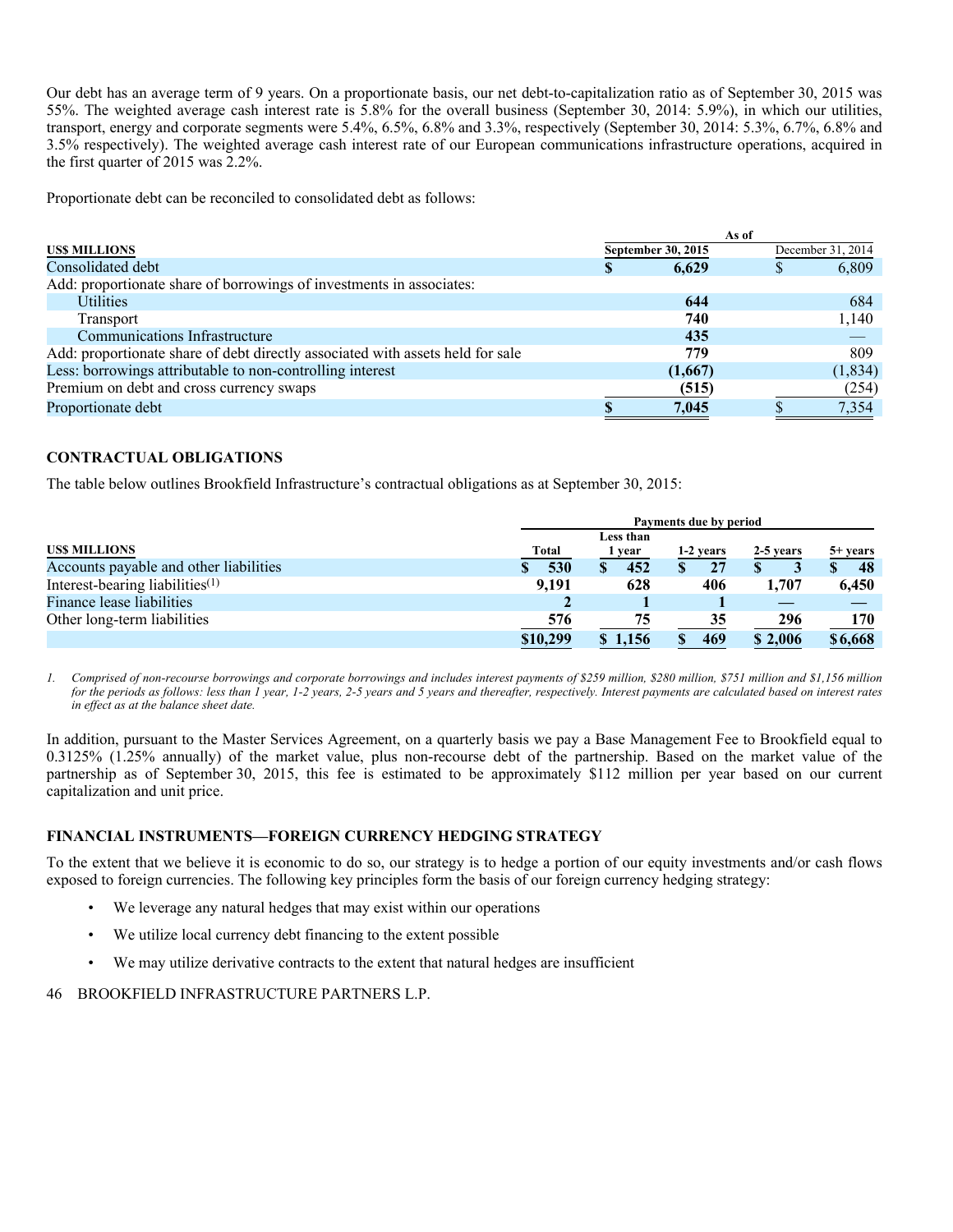Our debt has an average term of 9 years. On a proportionate basis, our net debt-to-capitalization ratio as of September 30, 2015 was 55%. The weighted average cash interest rate is 5.8% for the overall business (September 30, 2014: 5.9%), in which our utilities, transport, energy and corporate segments were 5.4%, 6.5%, 6.8% and 3.3%, respectively (September 30, 2014: 5.3%, 6.7%, 6.8% and 3.5% respectively). The weighted average cash interest rate of our European communications infrastructure operations, acquired in the first quarter of 2015 was 2.2%.

Proportionate debt can be reconciled to consolidated debt as follows:

| US$ MILLIONS | As of September 30, 2015 | As of December 31, 2014 |
|---|---|---|
| Consolidated debt | **$ 6,629** | $ 6,809 |
| Add: proportionate share of borrowings of investments in associates: | | |
| Utilities | **644** | 684 |
| Transport | **740** | 1,140 |
| Communications Infrastructure | **435** | — |
| Add: proportionate share of debt directly associated with assets held for sale | **779** | 809 |
| Less: borrowings attributable to non-controlling interest | **(1,667)** | (1,834) |
| Premium on debt and cross currency swaps | **(515)** | (254) |
| Proportionate debt | **$ 7,045** | $ 7,354 |

## CONTRACTUAL OBLIGATIONS

The table below outlines Brookfield Infrastructure's contractual obligations as at September 30, 2015:

| | Payments due by period | | | | |
|---|---|---|---|---|---|
| US$ MILLIONS | Total | Less than 1 year | 1-2 years | 2-5 years | 5+ years |
| Accounts payable and other liabilities | **$ 530** | **$ 452** | **$ 27** | **$ 3** | **$ 48** |
| Interest-bearing liabilities[1] | **9,191** | **628** | **406** | **1,707** | **6,450** |
| Finance lease liabilities | **2** | **1** | **1** | **—** | **—** |
| Other long-term liabilities | **576** | **75** | **35** | **296** | **170** |
| | **$10,299** | **$ 1,156** | **$ 469** | **$ 2,006** | **$ 6,668** |

*1. Comprised of non-recourse borrowings and corporate borrowings and includes interest payments of $259 million, $280 million, $751 million and $1,156 million for the periods as follows: less than 1 year, 1-2 years, 2-5 years and 5 years and thereafter, respectively. Interest payments are calculated based on interest rates in effect as at the balance sheet date.*

In addition, pursuant to the Master Services Agreement, on a quarterly basis we pay a Base Management Fee to Brookfield equal to 0.3125% (1.25% annually) of the market value, plus non-recourse debt of the partnership. Based on the market value of the partnership as of September 30, 2015, this fee is estimated to be approximately $112 million per year based on our current capitalization and unit price.

## FINANCIAL INSTRUMENTS—FOREIGN CURRENCY HEDGING STRATEGY

To the extent that we believe it is economic to do so, our strategy is to hedge a portion of our equity investments and/or cash flows exposed to foreign currencies. The following key principles form the basis of our foreign currency hedging strategy:

- We leverage any natural hedges that may exist within our operations
- We utilize local currency debt financing to the extent possible
- We may utilize derivative contracts to the extent that natural hedges are insufficient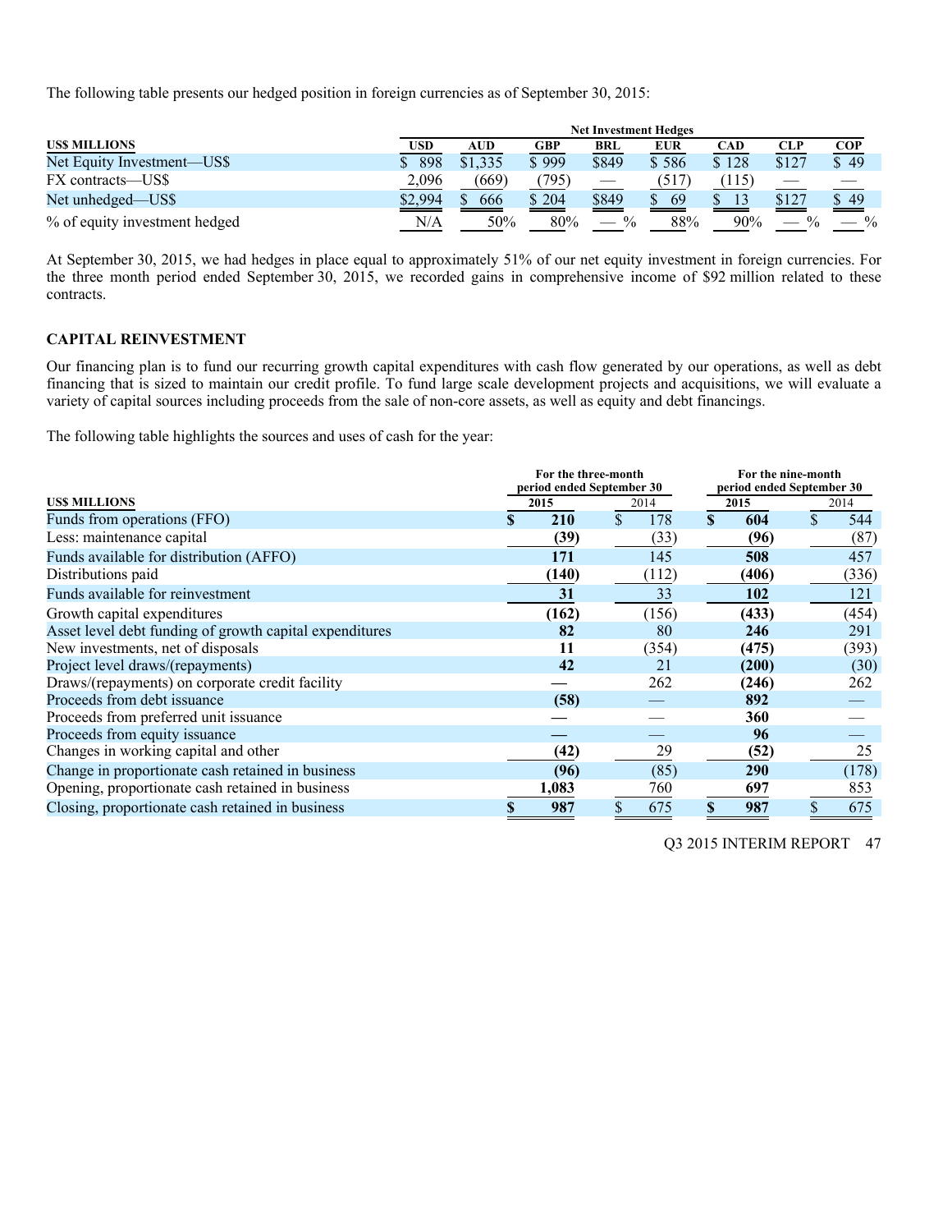The following table presents our hedged position in foreign currencies as of September 30, 2015:

| | Net Investment Hedges | | | | | | | |
|---|---|---|---|---|---|---|---|---|
| **US$ MILLIONS** | **USD** | **AUD** | **GBP** | **BRL** | **EUR** | **CAD** | **CLP** | **COP** |
| Net Equity Investment—US$ | $ 898 | $1,335 | $ 999 | $849 | $ 586 | $ 128 | $127 | $ 49 |
| FX contracts—US$ | 2,096 | (669) | (795) | — | (517) | (115) | — | — |
| Net unhedged—US$ | $2,994 | $ 666 | $ 204 | $849 | $ 69 | $ 13 | $127 | $ 49 |
| % of equity investment hedged | N/A | 50% | 80% | — % | 88% | 90% | — % | — % |

At September 30, 2015, we had hedges in place equal to approximately 51% of our net equity investment in foreign currencies. For the three month period ended September 30, 2015, we recorded gains in comprehensive income of $92 million related to these contracts.

## CAPITAL REINVESTMENT

Our financing plan is to fund our recurring growth capital expenditures with cash flow generated by our operations, as well as debt financing that is sized to maintain our credit profile. To fund large scale development projects and acquisitions, we will evaluate a variety of capital sources including proceeds from the sale of non-core assets, as well as equity and debt financings.

The following table highlights the sources and uses of cash for the year:

| | For the three-month period ended September 30 | | For the nine-month period ended September 30 | |
|---|---|---|---|---|
| **US$ MILLIONS** | **2015** | 2014 | **2015** | 2014 |
| Funds from operations (FFO) | **$ 210** | $ 178 | **$ 604** | $ 544 |
| Less: maintenance capital | **(39)** | (33) | **(96)** | (87) |
| Funds available for distribution (AFFO) | **171** | 145 | **508** | 457 |
| Distributions paid | **(140)** | (112) | **(406)** | (336) |
| Funds available for reinvestment | **31** | 33 | **102** | 121 |
| Growth capital expenditures | **(162)** | (156) | **(433)** | (454) |
| Asset level debt funding of growth capital expenditures | **82** | 80 | **246** | 291 |
| New investments, net of disposals | **11** | (354) | **(475)** | (393) |
| Project level draws/(repayments) | **42** | 21 | **(200)** | (30) |
| Draws/(repayments) on corporate credit facility | **—** | 262 | **(246)** | 262 |
| Proceeds from debt issuance | **(58)** | — | **892** | — |
| Proceeds from preferred unit issuance | **—** | — | **360** | — |
| Proceeds from equity issuance | **—** | — | **96** | — |
| Changes in working capital and other | **(42)** | 29 | **(52)** | 25 |
| Change in proportionate cash retained in business | **(96)** | (85) | **290** | (178) |
| Opening, proportionate cash retained in business | **1,083** | 760 | **697** | 853 |
| Closing, proportionate cash retained in business | **$ 987** | $ 675 | **$ 987** | $ 675 |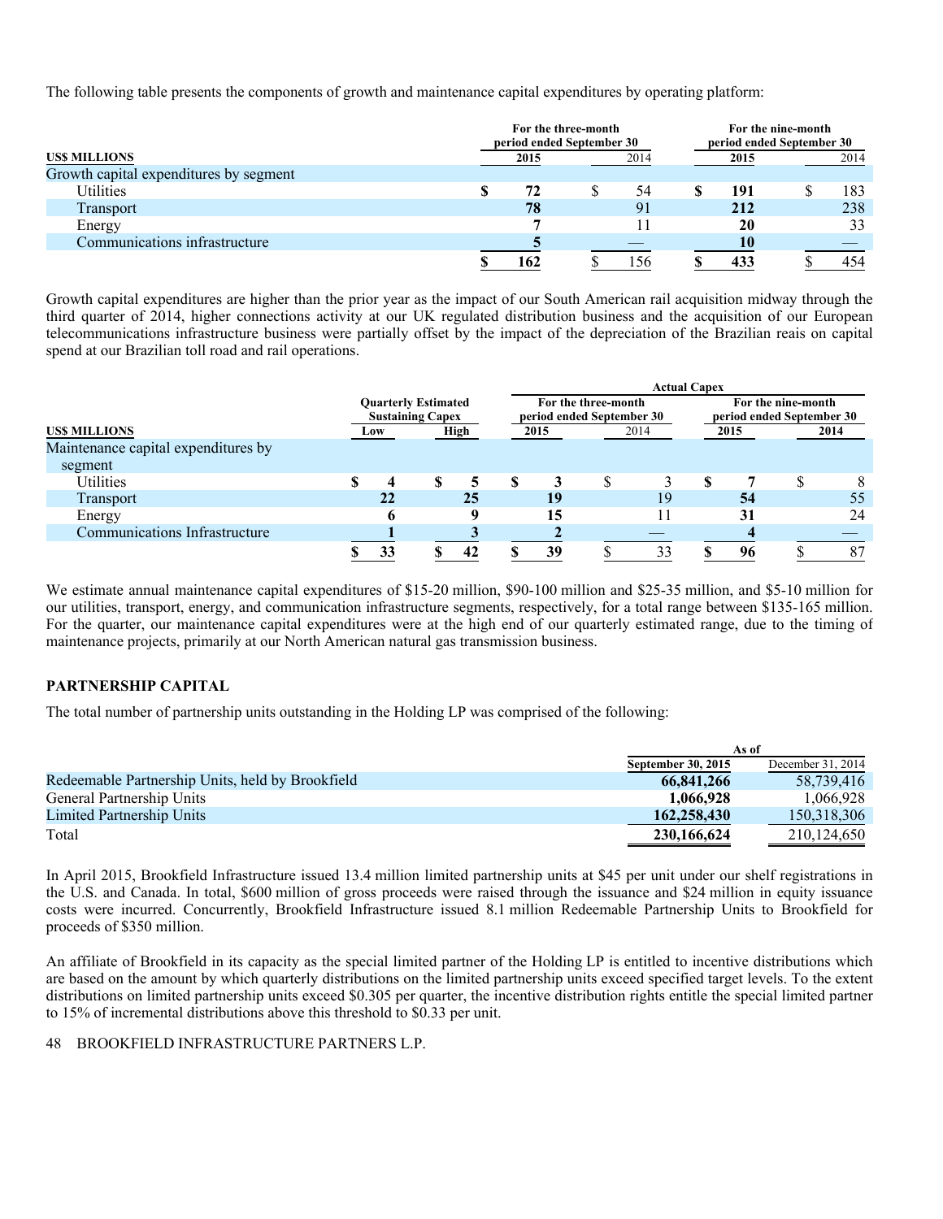The following table presents the components of growth and maintenance capital expenditures by operating platform:

| US$ MILLIONS | For the three-month period ended September 30 2015 | 2014 | For the nine-month period ended September 30 2015 | 2014 |
|---|---|---|---|---|
| Growth capital expenditures by segment | | | | |
| Utilities | **$ 72** | $ 54 | **$ 191** | $ 183 |
| Transport | **78** | 91 | **212** | 238 |
| Energy | **7** | 11 | **20** | 33 |
| Communications infrastructure | **5** | — | **10** | — |
| | **$ 162** | $ 156 | **$ 433** | $ 454 |

Growth capital expenditures are higher than the prior year as the impact of our South American rail acquisition midway through the third quarter of 2014, higher connections activity at our UK regulated distribution business and the acquisition of our European telecommunications infrastructure business were partially offset by the impact of the depreciation of the Brazilian reais on capital spend at our Brazilian toll road and rail operations.

| | Quarterly Estimated Sustaining Capex | | Actual Capex | | | |
|---|---|---|---|---|---|---|
| | | | For the three-month period ended September 30 | | For the nine-month period ended September 30 | |
| US$ MILLIONS | Low | High | 2015 | 2014 | 2015 | 2014 |
| Maintenance capital expenditures by segment | | | | | | |
| Utilities | **$ 4** | **$ 5** | **$ 3** | $ 3 | **$ 7** | $ 8 |
| Transport | **22** | **25** | **19** | 19 | **54** | 55 |
| Energy | **6** | **9** | **15** | 11 | **31** | 24 |
| Communications Infrastructure | **1** | **3** | **2** | — | **4** | — |
| | **$ 33** | **$ 42** | **$ 39** | $ 33 | **$ 96** | $ 87 |

We estimate annual maintenance capital expenditures of $15-20 million, $90-100 million and $25-35 million, and $5-10 million for our utilities, transport, energy, and communication infrastructure segments, respectively, for a total range between $135-165 million. For the quarter, our maintenance capital expenditures were at the high end of our quarterly estimated range, due to the timing of maintenance projects, primarily at our North American natural gas transmission business.

## PARTNERSHIP CAPITAL

The total number of partnership units outstanding in the Holding LP was comprised of the following:

| | As of September 30, 2015 | As of December 31, 2014 |
|---|---|---|
| Redeemable Partnership Units, held by Brookfield | **66,841,266** | 58,739,416 |
| General Partnership Units | **1,066,928** | 1,066,928 |
| Limited Partnership Units | **162,258,430** | 150,318,306 |
| Total | **230,166,624** | 210,124,650 |

In April 2015, Brookfield Infrastructure issued 13.4 million limited partnership units at $45 per unit under our shelf registrations in the U.S. and Canada. In total, $600 million of gross proceeds were raised through the issuance and $24 million in equity issuance costs were incurred. Concurrently, Brookfield Infrastructure issued 8.1 million Redeemable Partnership Units to Brookfield for proceeds of $350 million.

An affiliate of Brookfield in its capacity as the special limited partner of the Holding LP is entitled to incentive distributions which are based on the amount by which quarterly distributions on the limited partnership units exceed specified target levels. To the extent distributions on limited partnership units exceed $0.305 per quarter, the incentive distribution rights entitle the special limited partner to 15% of incremental distributions above this threshold to $0.33 per unit.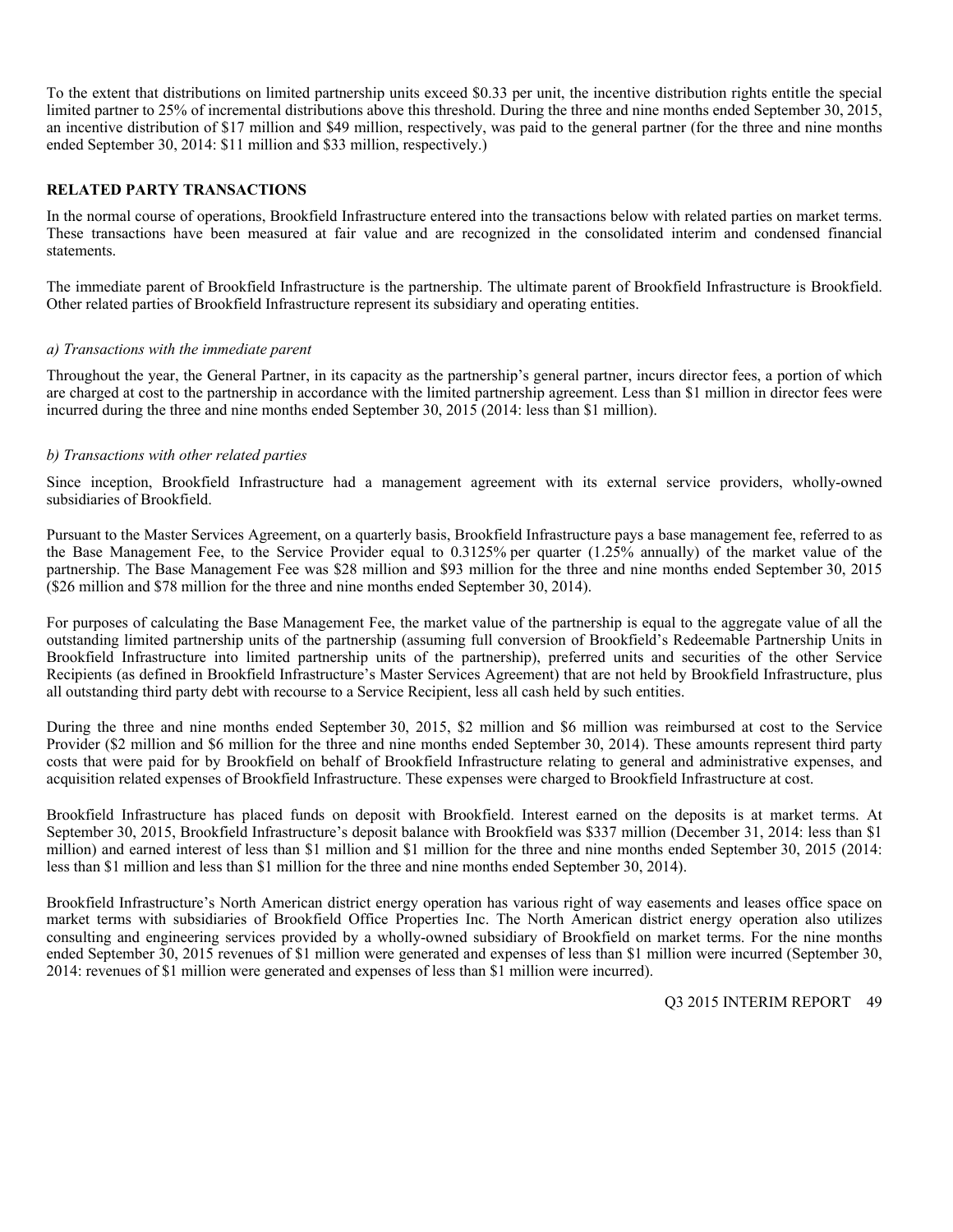To the extent that distributions on limited partnership units exceed $0.33 per unit, the incentive distribution rights entitle the special limited partner to 25% of incremental distributions above this threshold. During the three and nine months ended September 30, 2015, an incentive distribution of $17 million and $49 million, respectively, was paid to the general partner (for the three and nine months ended September 30, 2014: $11 million and $33 million, respectively.)

## RELATED PARTY TRANSACTIONS

In the normal course of operations, Brookfield Infrastructure entered into the transactions below with related parties on market terms. These transactions have been measured at fair value and are recognized in the consolidated interim and condensed financial statements.

The immediate parent of Brookfield Infrastructure is the partnership. The ultimate parent of Brookfield Infrastructure is Brookfield. Other related parties of Brookfield Infrastructure represent its subsidiary and operating entities.

*a) Transactions with the immediate parent*

Throughout the year, the General Partner, in its capacity as the partnership's general partner, incurs director fees, a portion of which are charged at cost to the partnership in accordance with the limited partnership agreement. Less than $1 million in director fees were incurred during the three and nine months ended September 30, 2015 (2014: less than $1 million).

*b) Transactions with other related parties*

Since inception, Brookfield Infrastructure had a management agreement with its external service providers, wholly-owned subsidiaries of Brookfield.

Pursuant to the Master Services Agreement, on a quarterly basis, Brookfield Infrastructure pays a base management fee, referred to as the Base Management Fee, to the Service Provider equal to 0.3125% per quarter (1.25% annually) of the market value of the partnership. The Base Management Fee was $28 million and $93 million for the three and nine months ended September 30, 2015 ($26 million and $78 million for the three and nine months ended September 30, 2014).

For purposes of calculating the Base Management Fee, the market value of the partnership is equal to the aggregate value of all the outstanding limited partnership units of the partnership (assuming full conversion of Brookfield's Redeemable Partnership Units in Brookfield Infrastructure into limited partnership units of the partnership), preferred units and securities of the other Service Recipients (as defined in Brookfield Infrastructure's Master Services Agreement) that are not held by Brookfield Infrastructure, plus all outstanding third party debt with recourse to a Service Recipient, less all cash held by such entities.

During the three and nine months ended September 30, 2015, $2 million and $6 million was reimbursed at cost to the Service Provider ($2 million and $6 million for the three and nine months ended September 30, 2014). These amounts represent third party costs that were paid for by Brookfield on behalf of Brookfield Infrastructure relating to general and administrative expenses, and acquisition related expenses of Brookfield Infrastructure. These expenses were charged to Brookfield Infrastructure at cost.

Brookfield Infrastructure has placed funds on deposit with Brookfield. Interest earned on the deposits is at market terms. At September 30, 2015, Brookfield Infrastructure's deposit balance with Brookfield was $337 million (December 31, 2014: less than $1 million) and earned interest of less than $1 million and $1 million for the three and nine months ended September 30, 2015 (2014: less than $1 million and less than $1 million for the three and nine months ended September 30, 2014).

Brookfield Infrastructure's North American district energy operation has various right of way easements and leases office space on market terms with subsidiaries of Brookfield Office Properties Inc. The North American district energy operation also utilizes consulting and engineering services provided by a wholly-owned subsidiary of Brookfield on market terms. For the nine months ended September 30, 2015 revenues of $1 million were generated and expenses of less than $1 million were incurred (September 30, 2014: revenues of $1 million were generated and expenses of less than $1 million were incurred).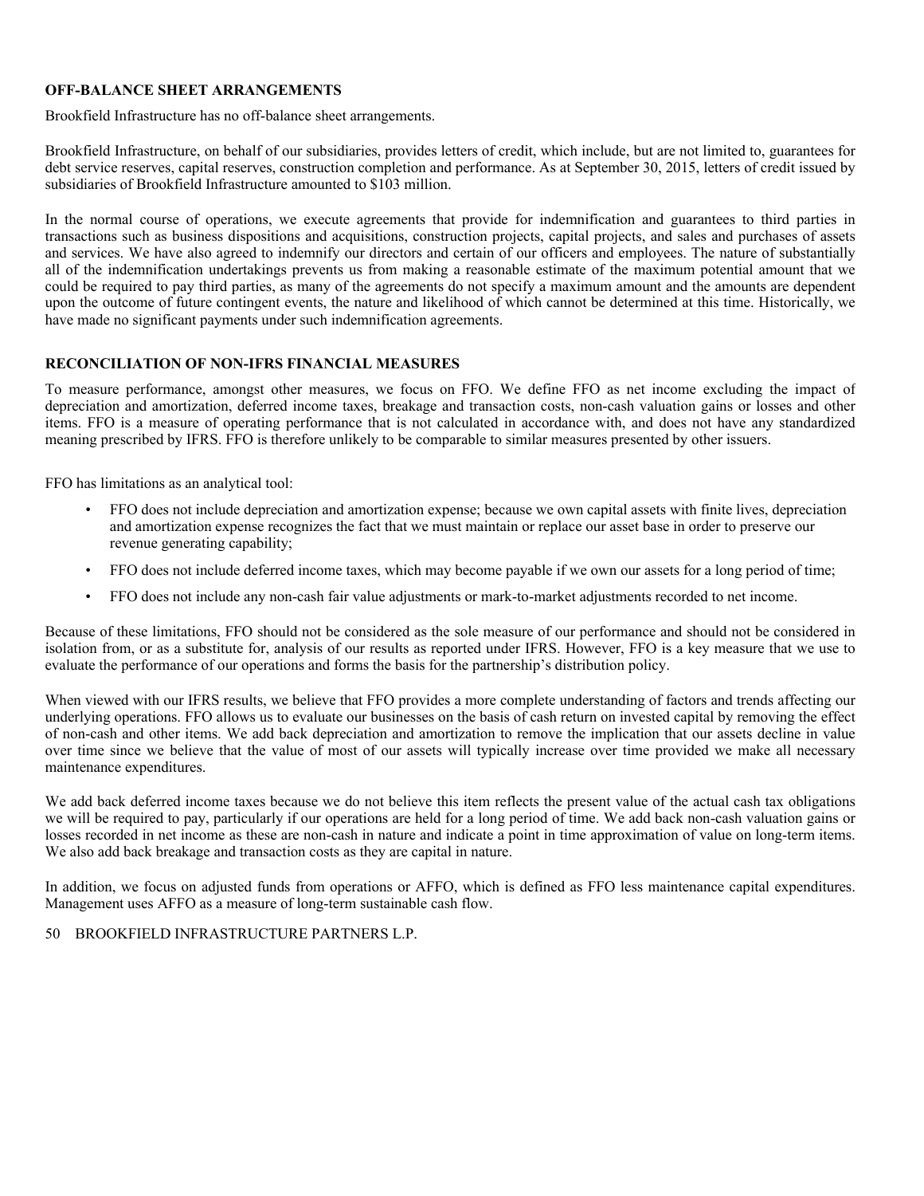## OFF-BALANCE SHEET ARRANGEMENTS

Brookfield Infrastructure has no off-balance sheet arrangements.

Brookfield Infrastructure, on behalf of our subsidiaries, provides letters of credit, which include, but are not limited to, guarantees for debt service reserves, capital reserves, construction completion and performance. As at September 30, 2015, letters of credit issued by subsidiaries of Brookfield Infrastructure amounted to $103 million.

In the normal course of operations, we execute agreements that provide for indemnification and guarantees to third parties in transactions such as business dispositions and acquisitions, construction projects, capital projects, and sales and purchases of assets and services. We have also agreed to indemnify our directors and certain of our officers and employees. The nature of substantially all of the indemnification undertakings prevents us from making a reasonable estimate of the maximum potential amount that we could be required to pay third parties, as many of the agreements do not specify a maximum amount and the amounts are dependent upon the outcome of future contingent events, the nature and likelihood of which cannot be determined at this time. Historically, we have made no significant payments under such indemnification agreements.

## RECONCILIATION OF NON-IFRS FINANCIAL MEASURES

To measure performance, amongst other measures, we focus on FFO. We define FFO as net income excluding the impact of depreciation and amortization, deferred income taxes, breakage and transaction costs, non-cash valuation gains or losses and other items. FFO is a measure of operating performance that is not calculated in accordance with, and does not have any standardized meaning prescribed by IFRS. FFO is therefore unlikely to be comparable to similar measures presented by other issuers.

FFO has limitations as an analytical tool:

- FFO does not include depreciation and amortization expense; because we own capital assets with finite lives, depreciation and amortization expense recognizes the fact that we must maintain or replace our asset base in order to preserve our revenue generating capability;
- FFO does not include deferred income taxes, which may become payable if we own our assets for a long period of time;
- FFO does not include any non-cash fair value adjustments or mark-to-market adjustments recorded to net income.

Because of these limitations, FFO should not be considered as the sole measure of our performance and should not be considered in isolation from, or as a substitute for, analysis of our results as reported under IFRS. However, FFO is a key measure that we use to evaluate the performance of our operations and forms the basis for the partnership's distribution policy.

When viewed with our IFRS results, we believe that FFO provides a more complete understanding of factors and trends affecting our underlying operations. FFO allows us to evaluate our businesses on the basis of cash return on invested capital by removing the effect of non-cash and other items. We add back depreciation and amortization to remove the implication that our assets decline in value over time since we believe that the value of most of our assets will typically increase over time provided we make all necessary maintenance expenditures.

We add back deferred income taxes because we do not believe this item reflects the present value of the actual cash tax obligations we will be required to pay, particularly if our operations are held for a long period of time. We add back non-cash valuation gains or losses recorded in net income as these are non-cash in nature and indicate a point in time approximation of value on long-term items. We also add back breakage and transaction costs as they are capital in nature.

In addition, we focus on adjusted funds from operations or AFFO, which is defined as FFO less maintenance capital expenditures. Management uses AFFO as a measure of long-term sustainable cash flow.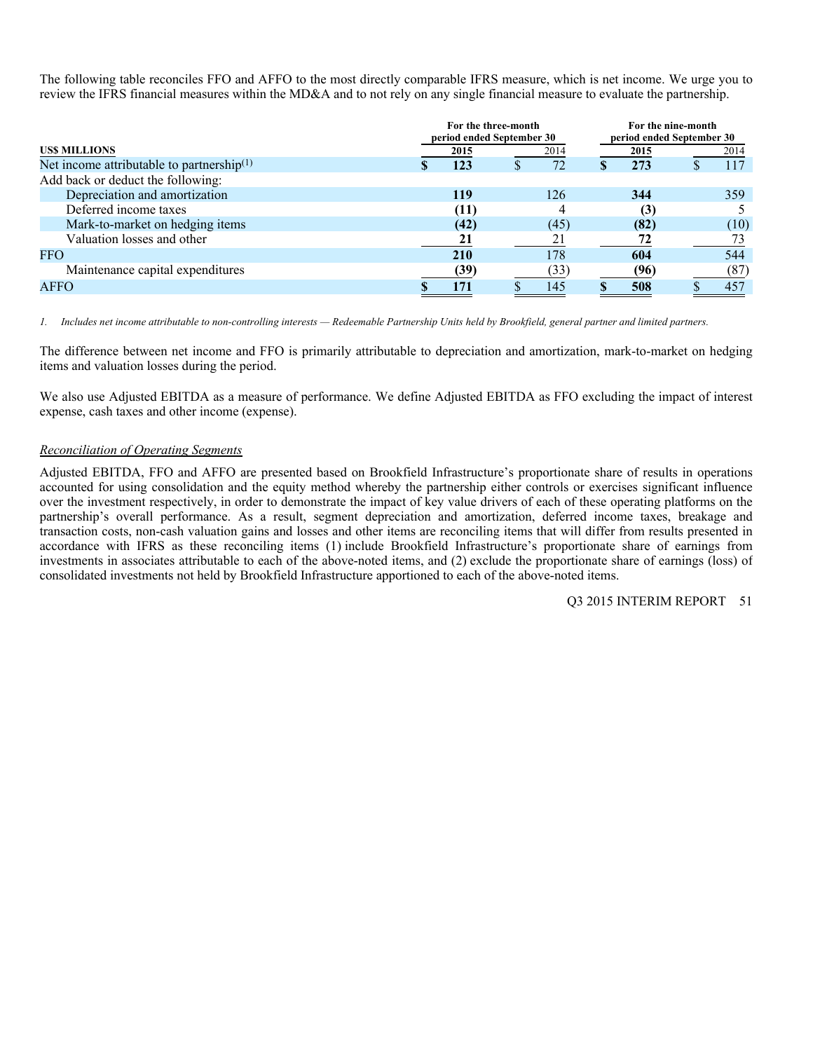The following table reconciles FFO and AFFO to the most directly comparable IFRS measure, which is net income. We urge you to review the IFRS financial measures within the MD&A and to not rely on any single financial measure to evaluate the partnership.

| US$ MILLIONS | For the three-month period ended September 30 | | For the nine-month period ended September 30 | |
|---|---|---|---|---|
| | **2015** | 2014 | **2015** | 2014 |
| Net income attributable to partnership[1] | **$ 123** | $ 72 | **$ 273** | $ 117 |
| Add back or deduct the following: | | | | |
| Depreciation and amortization | **119** | 126 | **344** | 359 |
| Deferred income taxes | **(11)** | 4 | **(3)** | 5 |
| Mark-to-market on hedging items | **(42)** | (45) | **(82)** | (10) |
| Valuation losses and other | **21** | 21 | **72** | 73 |
| FFO | **210** | 178 | **604** | 544 |
| Maintenance capital expenditures | **(39)** | (33) | **(96)** | (87) |
| AFFO | **$ 171** | $ 145 | **$ 508** | $ 457 |

*1. Includes net income attributable to non-controlling interests — Redeemable Partnership Units held by Brookfield, general partner and limited partners.*

The difference between net income and FFO is primarily attributable to depreciation and amortization, mark-to-market on hedging items and valuation losses during the period.

We also use Adjusted EBITDA as a measure of performance. We define Adjusted EBITDA as FFO excluding the impact of interest expense, cash taxes and other income (expense).

*Reconciliation of Operating Segments*

Adjusted EBITDA, FFO and AFFO are presented based on Brookfield Infrastructure's proportionate share of results in operations accounted for using consolidation and the equity method whereby the partnership either controls or exercises significant influence over the investment respectively, in order to demonstrate the impact of key value drivers of each of these operating platforms on the partnership's overall performance. As a result, segment depreciation and amortization, deferred income taxes, breakage and transaction costs, non-cash valuation gains and losses and other items are reconciling items that will differ from results presented in accordance with IFRS as these reconciling items (1) include Brookfield Infrastructure's proportionate share of earnings from investments in associates attributable to each of the above-noted items, and (2) exclude the proportionate share of earnings (loss) of consolidated investments not held by Brookfield Infrastructure apportioned to each of the above-noted items.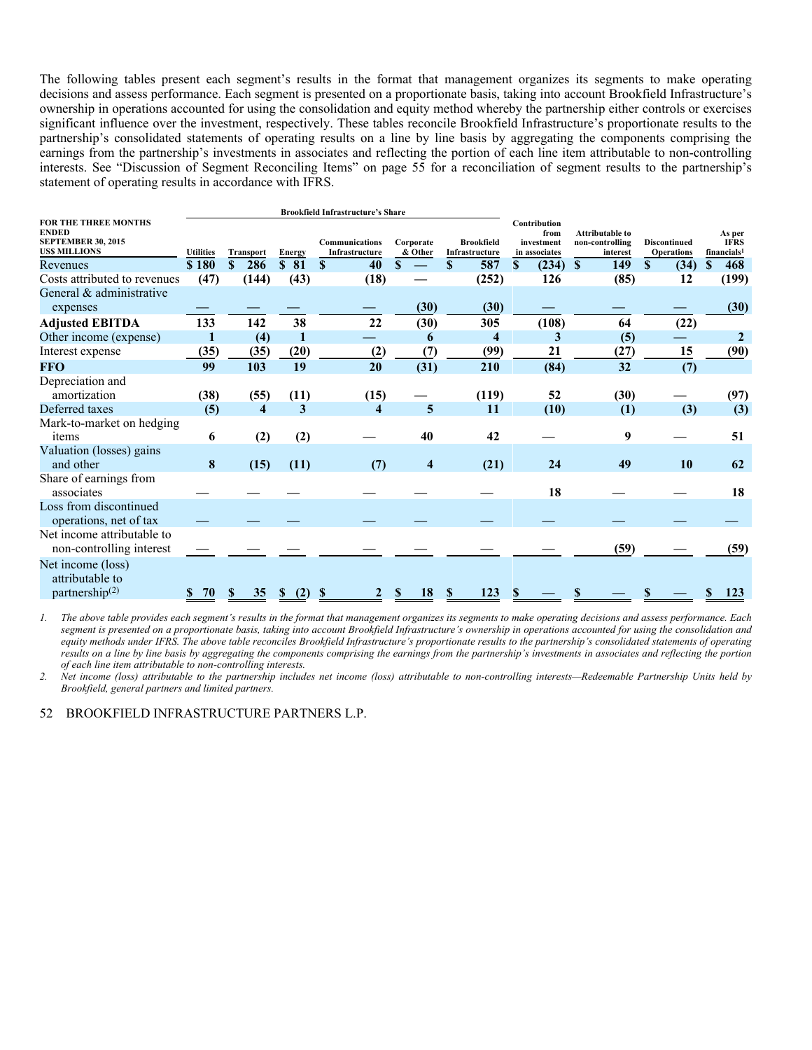The following tables present each segment's results in the format that management organizes its segments to make operating decisions and assess performance. Each segment is presented on a proportionate basis, taking into account Brookfield Infrastructure's ownership in operations accounted for using the consolidation and equity method whereby the partnership either controls or exercises significant influence over the investment, respectively. These tables reconcile Brookfield Infrastructure's proportionate results to the partnership's consolidated statements of operating results on a line by line basis by aggregating the components comprising the earnings from the partnership's investments in associates and reflecting the portion of each line item attributable to non-controlling interests. See "Discussion of Segment Reconciling Items" on page 55 for a reconciliation of segment results to the partnership's statement of operating results in accordance with IFRS.

| FOR THE THREE MONTHS ENDED SEPTEMBER 30, 2015 US$ MILLIONS | Brookfield Infrastructure's Share | | | | | | Contribution from investment in associates | Attributable to non-controlling interest | Discontinued Operations | As per IFRS financials[1] |
|---|---|---|---|---|---|---|---|---|---|---|
| | Utilities | Transport | Energy | Communications Infrastructure | Corporate & Other | Brookfield Infrastructure | | | | |
| Revenues | $ 180 | $ 286 | $ 81 | $ 40 | $ — | $ 587 | $ (234) | $ 149 | $ (34) | $ 468 |
| Costs attributed to revenues | (47) | (144) | (43) | (18) | — | (252) | 126 | (85) | 12 | (199) |
| General & administrative expenses | — | — | — | — | (30) | (30) | — | — | — | (30) |
| **Adjusted EBITDA** | 133 | 142 | 38 | 22 | (30) | 305 | (108) | 64 | (22) | |
| Other income (expense) | 1 | (4) | 1 | — | 6 | 4 | 3 | (5) | — | 2 |
| Interest expense | (35) | (35) | (20) | (2) | (7) | (99) | 21 | (27) | 15 | (90) |
| **FFO** | 99 | 103 | 19 | 20 | (31) | 210 | (84) | 32 | (7) | |
| Depreciation and amortization | (38) | (55) | (11) | (15) | — | (119) | 52 | (30) | — | (97) |
| Deferred taxes | (5) | 4 | 3 | 4 | 5 | 11 | (10) | (1) | (3) | (3) |
| Mark-to-market on hedging items | 6 | (2) | (2) | — | 40 | 42 | — | 9 | — | 51 |
| Valuation (losses) gains and other | 8 | (15) | (11) | (7) | 4 | (21) | 24 | 49 | 10 | 62 |
| Share of earnings from associates | — | — | — | — | — | — | 18 | — | — | 18 |
| Loss from discontinued operations, net of tax | — | — | — | — | — | — | — | — | — | — |
| Net income attributable to non-controlling interest | — | — | — | — | — | — | — | (59) | — | (59) |
| Net income (loss) attributable to partnership[(2)] | $ 70 | $ 35 | $ (2) | $ 2 | $ 18 | $ 123 | $ — | $ — | $ — | $ 123 |

1. *The above table provides each segment's results in the format that management organizes its segments to make operating decisions and assess performance. Each segment is presented on a proportionate basis, taking into account Brookfield Infrastructure's ownership in operations accounted for using the consolidation and equity methods under IFRS. The above table reconciles Brookfield Infrastructure's proportionate results to the partnership's consolidated statements of operating results on a line by line basis by aggregating the components comprising the earnings from the partnership's investments in associates and reflecting the portion of each line item attributable to non-controlling interests.*
2. *Net income (loss) attributable to the partnership includes net income (loss) attributable to non-controlling interests—Redeemable Partnership Units held by Brookfield, general partners and limited partners.*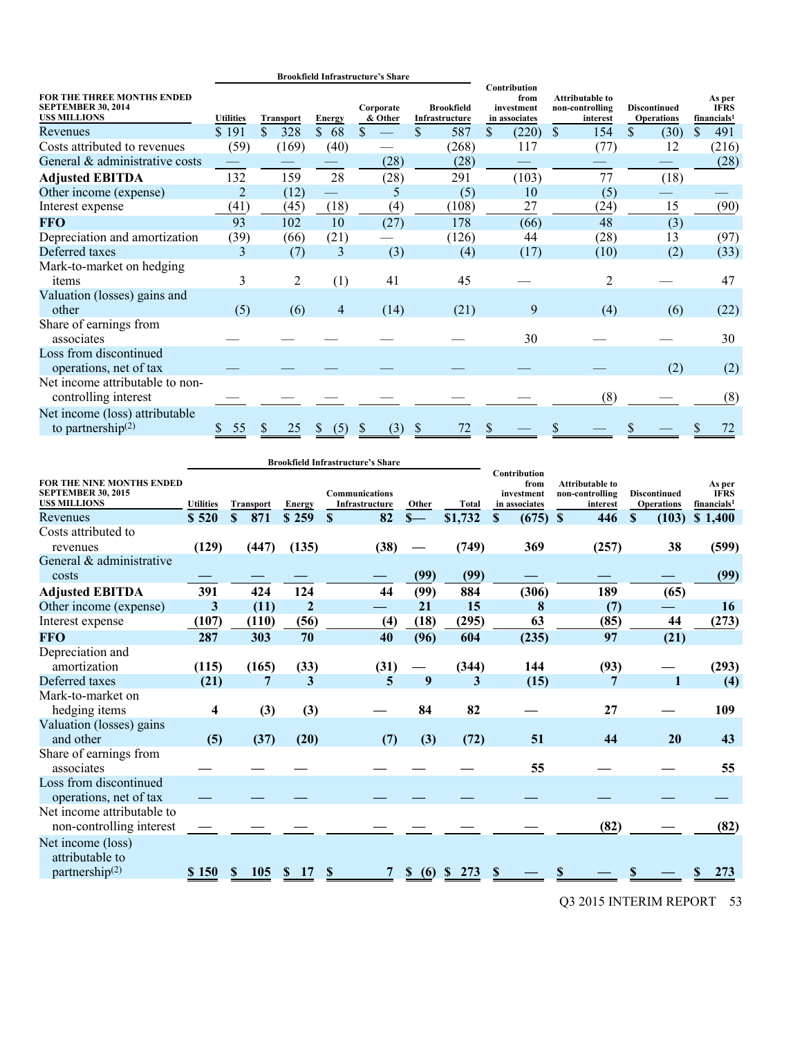| FOR THE THREE MONTHS ENDED SEPTEMBER 30, 2014 US$ MILLIONS | Brookfield Infrastructure's Share | | | | | Contribution from investment in associates | Attributable to non-controlling interest | Discontinued Operations | As per IFRS financials[1] |
|---|---|---|---|---|---|---|---|---|---|
| | Utilities | Transport | Energy | Corporate & Other | Brookfield Infrastructure | | | | |
| Revenues | $ 191 | $ 328 | $ 68 | $ — | $ 587 | $ (220) | $ 154 | $ (30) | $ 491 |
| Costs attributed to revenues | (59) | (169) | (40) | — | (268) | 117 | (77) | 12 | (216) |
| General & administrative costs | — | — | — | (28) | (28) | — | — | — | (28) |
| **Adjusted EBITDA** | 132 | 159 | 28 | (28) | 291 | (103) | 77 | (18) | |
| Other income (expense) | 2 | (12) | — | 5 | (5) | 10 | (5) | — | — |
| Interest expense | (41) | (45) | (18) | (4) | (108) | 27 | (24) | 15 | (90) |
| **FFO** | 93 | 102 | 10 | (27) | 178 | (66) | 48 | (3) | |
| Depreciation and amortization | (39) | (66) | (21) | — | (126) | 44 | (28) | 13 | (97) |
| Deferred taxes | 3 | (7) | 3 | (3) | (4) | (17) | (10) | (2) | (33) |
| Mark-to-market on hedging items | 3 | 2 | (1) | 41 | 45 | — | 2 | — | 47 |
| Valuation (losses) gains and other | (5) | (6) | 4 | (14) | (21) | 9 | (4) | (6) | (22) |
| Share of earnings from associates | — | — | — | — | — | 30 | — | — | 30 |
| Loss from discontinued operations, net of tax | — | — | — | — | — | — | — | (2) | (2) |
| Net income attributable to non-controlling interest | — | — | — | — | — | — | (8) | — | (8) |
| Net income (loss) attributable to partnership[(2)] | $ 55 | $ 25 | $ (5) | $ (3) | $ 72 | $ — | $ — | $ — | $ 72 |

| FOR THE NINE MONTHS ENDED SEPTEMBER 30, 2015 US$ MILLIONS | Brookfield Infrastructure's Share | | | | | | Contribution from investment in associates | Attributable to non-controlling interest | Discontinued Operations | As per IFRS financials[1] |
|---|---|---|---|---|---|---|---|---|---|---|
| | Utilities | Transport | Energy | Communications Infrastructure | Other | Total | | | | |
| Revenues | **$ 520** | **$ 871** | **$ 259** | **$ 82** | **$—** | **$1,732** | **$ (675)** | **$ 446** | **$ (103)** | **$ 1,400** |
| Costs attributed to revenues | **(129)** | **(447)** | **(135)** | **(38)** | **—** | **(749)** | **369** | **(257)** | **38** | **(599)** |
| General & administrative costs | **—** | **—** | **—** | **—** | **(99)** | **(99)** | **—** | **—** | **—** | **(99)** |
| **Adjusted EBITDA** | **391** | **424** | **124** | **44** | **(99)** | **884** | **(306)** | **189** | **(65)** | |
| Other income (expense) | **3** | **(11)** | **2** | **—** | **21** | **15** | **8** | **(7)** | **—** | **16** |
| Interest expense | **(107)** | **(110)** | **(56)** | **(4)** | **(18)** | **(295)** | **63** | **(85)** | **44** | **(273)** |
| **FFO** | **287** | **303** | **70** | **40** | **(96)** | **604** | **(235)** | **97** | **(21)** | |
| Depreciation and amortization | **(115)** | **(165)** | **(33)** | **(31)** | **—** | **(344)** | **144** | **(93)** | **—** | **(293)** |
| Deferred taxes | **(21)** | **7** | **3** | **5** | **9** | **3** | **(15)** | **7** | **1** | **(4)** |
| Mark-to-market on hedging items | **4** | **(3)** | **(3)** | **—** | **84** | **82** | **—** | **27** | **—** | **109** |
| Valuation (losses) gains and other | **(5)** | **(37)** | **(20)** | **(7)** | **(3)** | **(72)** | **51** | **44** | **20** | **43** |
| Share of earnings from associates | **—** | **—** | **—** | **—** | **—** | **—** | **55** | **—** | **—** | **55** |
| Loss from discontinued operations, net of tax | **—** | **—** | **—** | **—** | **—** | **—** | **—** | **—** | **—** | **—** |
| Net income attributable to non-controlling interest | **—** | **—** | **—** | **—** | **—** | **—** | **—** | **(82)** | **—** | **(82)** |
| Net income (loss) attributable to partnership[(2)] | **$ 150** | **$ 105** | **$ 17** | **$ 7** | **$ (6)** | **$ 273** | **$ —** | **$ —** | **$ —** | **$ 273** |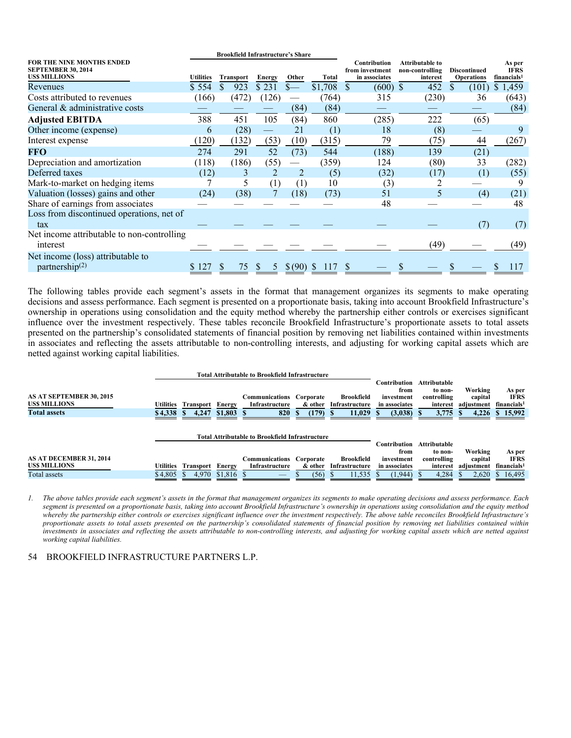| FOR THE NINE MONTHS ENDED SEPTEMBER 30, 2014 US$ MILLIONS | Brookfield Infrastructure's Share | | | | | Contribution from investment in associates | Attributable to non-controlling interest | Discontinued Operations | As per IFRS financials[1] |
|---|---|---|---|---|---|---|---|---|---|
| | Utilities | Transport | Energy | Other | Total | | | | |
| Revenues | $ 554 | $ 923 | $ 231 | $— | $1,708 | $ (600) | $ 452 | $ (101) | $ 1,459 |
| Costs attributed to revenues | (166) | (472) | (126) | — | (764) | 315 | (230) | 36 | (643) |
| General & administrative costs | — | — | — | (84) | (84) | — | — | — | (84) |
| **Adjusted EBITDA** | 388 | 451 | 105 | (84) | 860 | (285) | 222 | (65) | |
| Other income (expense) | 6 | (28) | — | 21 | (1) | 18 | (8) | — | 9 |
| Interest expense | (120) | (132) | (53) | (10) | (315) | 79 | (75) | 44 | (267) |
| **FFO** | 274 | 291 | 52 | (73) | 544 | (188) | 139 | (21) | |
| Depreciation and amortization | (118) | (186) | (55) | — | (359) | 124 | (80) | 33 | (282) |
| Deferred taxes | (12) | 3 | 2 | 2 | (5) | (32) | (17) | (1) | (55) |
| Mark-to-market on hedging items | 7 | 5 | (1) | (1) | 10 | (3) | 2 | — | 9 |
| Valuation (losses) gains and other | (24) | (38) | 7 | (18) | (73) | 51 | 5 | (4) | (21) |
| Share of earnings from associates | — | — | — | — | — | 48 | — | — | 48 |
| Loss from discontinued operations, net of tax | — | — | — | — | — | — | — | (7) | (7) |
| Net income attributable to non-controlling interest | — | — | — | — | — | — | (49) | — | (49) |
| Net income (loss) attributable to partnership[(2)] | $ 127 | $ 75 | $ 5 | $ (90) | $ 117 | $ — | $ — | $ — | $ 117 |

The following tables provide each segment's assets in the format that management organizes its segments to make operating decisions and assess performance. Each segment is presented on a proportionate basis, taking into account Brookfield Infrastructure's ownership in operations using consolidation and the equity method whereby the partnership either controls or exercises significant influence over the investment respectively. These tables reconcile Brookfield Infrastructure's proportionate assets to total assets presented on the partnership's consolidated statements of financial position by removing net liabilities contained within investments in associates and reflecting the assets attributable to non-controlling interests, and adjusting for working capital assets which are netted against working capital liabilities.

| AS AT SEPTEMBER 30, 2015 US$ MILLIONS | Total Attributable to Brookfield Infrastructure | | | | | | Contribution from investment in associates | Attributable to non-controlling interest | Working capital adjustment | As per IFRS financials[1] |
|---|---|---|---|---|---|---|---|---|---|---|
| | Utilities | Transport | Energy | Communications Infrastructure | Corporate & other | Brookfield Infrastructure | | | | |
| **Total assets** | **$4,338** | **$ 4,247** | **$1,803** | **$ 820** | **$ (179)** | **$ 11,029** | **$ (3,038)** | **$ 3,775** | **$ 4,226** | **$ 15,992** |

| AS AT DECEMBER 31, 2014 US$ MILLIONS | Total Attributable to Brookfield Infrastructure | | | | | | Contribution from investment in associates | Attributable to non-controlling interest | Working capital adjustment | As per IFRS financials[1] |
|---|---|---|---|---|---|---|---|---|---|---|
| | Utilities | Transport | Energy | Communications Infrastructure | Corporate & other | Brookfield Infrastructure | | | | |
| Total assets | $4,805 | $ 4,970 | $1,816 | $ — | $ (56) | $ 11,535 | $ (1,944) | $ 4,284 | $ 2,620 | $ 16,495 |

*1. The above tables provide each segment's assets in the format that management organizes its segments to make operating decisions and assess performance. Each segment is presented on a proportionate basis, taking into account Brookfield Infrastructure's ownership in operations using consolidation and the equity method whereby the partnership either controls or exercises significant influence over the investment respectively. The above table reconciles Brookfield Infrastructure's proportionate assets to total assets presented on the partnership's consolidated statements of financial position by removing net liabilities contained within investments in associates and reflecting the assets attributable to non-controlling interests, and adjusting for working capital assets which are netted against working capital liabilities.*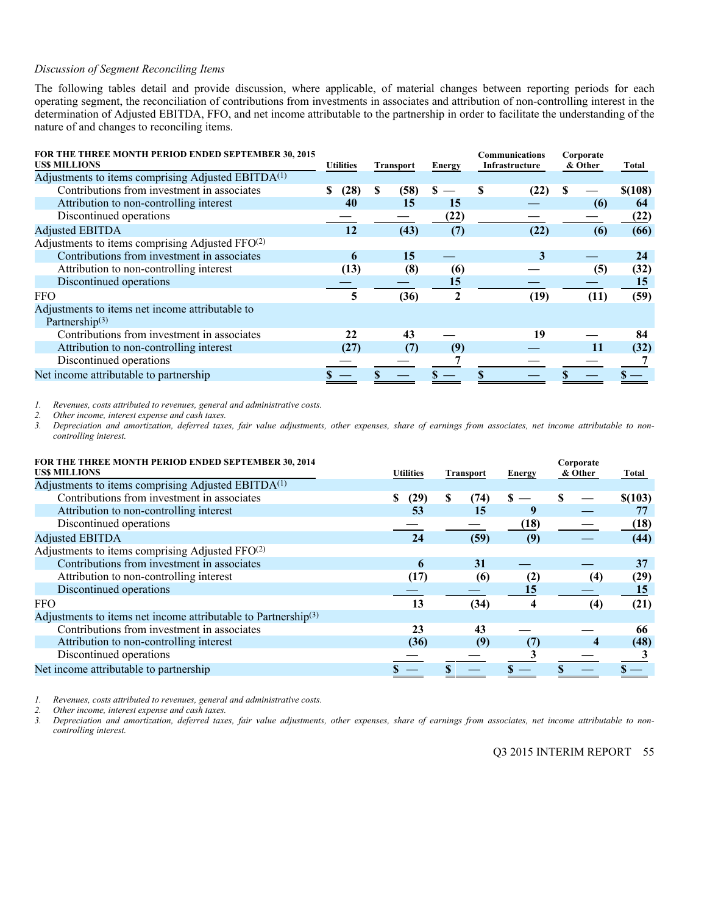*Discussion of Segment Reconciling Items*

The following tables detail and provide discussion, where applicable, of material changes between reporting periods for each operating segment, the reconciliation of contributions from investments in associates and attribution of non-controlling interest in the determination of Adjusted EBITDA, FFO, and net income attributable to the partnership in order to facilitate the understanding of the nature of and changes to reconciling items.

| FOR THE THREE MONTH PERIOD ENDED SEPTEMBER 30, 2015<br>US$ MILLIONS | Utilities | Transport | Energy | Communications Infrastructure | Corporate & Other | Total |
|---|---|---|---|---|---|---|
| Adjustments to items comprising Adjusted EBITDA[1] | | | | | | |
| Contributions from investment in associates | $ (28) | $ (58) | $ — | $ (22) | $ — | $(108) |
| Attribution to non-controlling interest | 40 | 15 | 15 | — | (6) | 64 |
| Discontinued operations | — | — | (22) | — | — | (22) |
| Adjusted EBITDA | 12 | (43) | (7) | (22) | (6) | (66) |
| Adjustments to items comprising Adjusted FFO[2] | | | | | | |
| Contributions from investment in associates | 6 | 15 | — | 3 | — | 24 |
| Attribution to non-controlling interest | (13) | (8) | (6) | — | (5) | (32) |
| Discontinued operations | — | — | 15 | — | — | 15 |
| FFO | 5 | (36) | 2 | (19) | (11) | (59) |
| Adjustments to items net income attributable to Partnership[3] | | | | | | |
| Contributions from investment in associates | 22 | 43 | — | 19 | — | 84 |
| Attribution to non-controlling interest | (27) | (7) | (9) | — | 11 | (32) |
| Discontinued operations | — | — | 7 | — | — | 7 |
| Net income attributable to partnership | $ — | $ — | $ — | $ — | $ — | $ — |

1. *Revenues, costs attributed to revenues, general and administrative costs.*
2. *Other income, interest expense and cash taxes.*
3. *Depreciation and amortization, deferred taxes, fair value adjustments, other expenses, share of earnings from associates, net income attributable to non-controlling interest.*

| FOR THE THREE MONTH PERIOD ENDED SEPTEMBER 30, 2014<br>US$ MILLIONS | Utilities | Transport | Energy | Corporate & Other | Total |
|---|---|---|---|---|---|
| Adjustments to items comprising Adjusted EBITDA[1] | | | | | |
| Contributions from investment in associates | $ (29) | $ (74) | $ — | $ — | $(103) |
| Attribution to non-controlling interest | 53 | 15 | 9 | — | 77 |
| Discontinued operations | — | — | (18) | — | (18) |
| Adjusted EBITDA | 24 | (59) | (9) | — | (44) |
| Adjustments to items comprising Adjusted FFO[2] | | | | | |
| Contributions from investment in associates | 6 | 31 | — | — | 37 |
| Attribution to non-controlling interest | (17) | (6) | (2) | (4) | (29) |
| Discontinued operations | — | — | 15 | — | 15 |
| FFO | 13 | (34) | 4 | (4) | (21) |
| Adjustments to items net income attributable to Partnership[3] | | | | | |
| Contributions from investment in associates | 23 | 43 | — | — | 66 |
| Attribution to non-controlling interest | (36) | (9) | (7) | 4 | (48) |
| Discontinued operations | — | — | 3 | — | 3 |
| Net income attributable to partnership | $ — | $ — | $ — | $ — | $ — |

1. *Revenues, costs attributed to revenues, general and administrative costs.*
2. *Other income, interest expense and cash taxes.*
3. *Depreciation and amortization, deferred taxes, fair value adjustments, other expenses, share of earnings from associates, net income attributable to non-controlling interest.*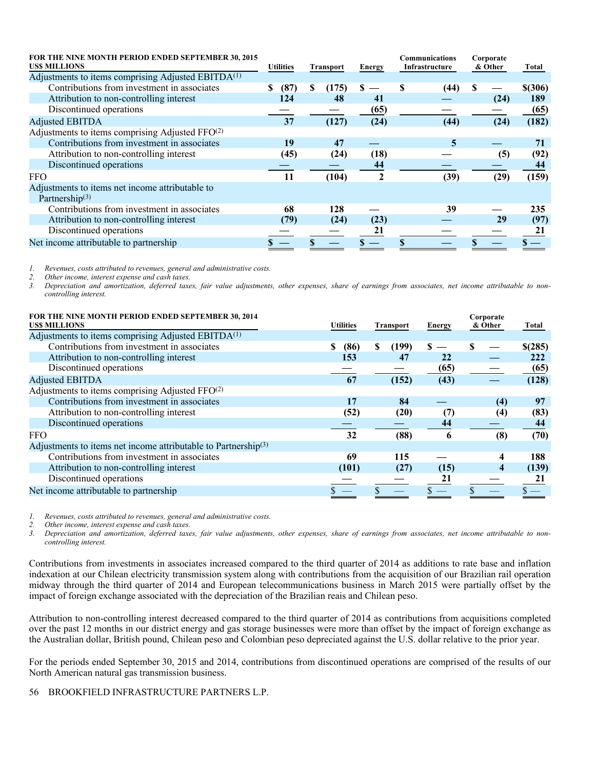| FOR THE NINE MONTH PERIOD ENDED SEPTEMBER 30, 2015 US$ MILLIONS | Utilities | Transport | Energy | Communications Infrastructure | Corporate & Other | Total |
|---|---|---|---|---|---|---|
| Adjustments to items comprising Adjusted EBITDA[1] | | | | | | |
| Contributions from investment in associates | $ (87) | $ (175) | $ — | $ (44) | $ — | $(306) |
| Attribution to non-controlling interest | 124 | 48 | 41 | — | (24) | 189 |
| Discontinued operations | — | — | (65) | — | — | (65) |
| Adjusted EBITDA | 37 | (127) | (24) | (44) | (24) | (182) |
| Adjustments to items comprising Adjusted FFO[2] | | | | | | |
| Contributions from investment in associates | 19 | 47 | — | 5 | — | 71 |
| Attribution to non-controlling interest | (45) | (24) | (18) | — | (5) | (92) |
| Discontinued operations | — | — | 44 | — | — | 44 |
| FFO | 11 | (104) | 2 | (39) | (29) | (159) |
| Adjustments to items net income attributable to Partnership[3] | | | | | | |
| Contributions from investment in associates | 68 | 128 | — | 39 | — | 235 |
| Attribution to non-controlling interest | (79) | (24) | (23) | — | 29 | (97) |
| Discontinued operations | — | — | 21 | — | — | 21 |
| Net income attributable to partnership | $ — | $ — | $ — | $ — | $ — | $ — |

1. *Revenues, costs attributed to revenues, general and administrative costs.*
2. *Other income, interest expense and cash taxes.*
3. *Depreciation and amortization, deferred taxes, fair value adjustments, other expenses, share of earnings from associates, net income attributable to non-controlling interest.*

| FOR THE NINE MONTH PERIOD ENDED SEPTEMBER 30, 2014 US$ MILLIONS | Utilities | Transport | Energy | Corporate & Other | Total |
|---|---|---|---|---|---|
| Adjustments to items comprising Adjusted EBITDA[1] | | | | | |
| Contributions from investment in associates | $ (86) | $ (199) | $ — | $ — | $(285) |
| Attribution to non-controlling interest | 153 | 47 | 22 | — | 222 |
| Discontinued operations | — | — | (65) | — | (65) |
| Adjusted EBITDA | 67 | (152) | (43) | — | (128) |
| Adjustments to items comprising Adjusted FFO[2] | | | | | |
| Contributions from investment in associates | 17 | 84 | — | (4) | 97 |
| Attribution to non-controlling interest | (52) | (20) | (7) | (4) | (83) |
| Discontinued operations | — | — | 44 | — | 44 |
| FFO | 32 | (88) | 6 | (8) | (70) |
| Adjustments to items net income attributable to Partnership[3] | | | | | |
| Contributions from investment in associates | 69 | 115 | — | 4 | 188 |
| Attribution to non-controlling interest | (101) | (27) | (15) | 4 | (139) |
| Discontinued operations | — | — | 21 | — | 21 |
| Net income attributable to partnership | $ — | $ — | $ — | $ — | $ — |

1. *Revenues, costs attributed to revenues, general and administrative costs.*
2. *Other income, interest expense and cash taxes.*
3. *Depreciation and amortization, deferred taxes, fair value adjustments, other expenses, share of earnings from associates, net income attributable to non-controlling interest.*

Contributions from investments in associates increased compared to the third quarter of 2014 as additions to rate base and inflation indexation at our Chilean electricity transmission system along with contributions from the acquisition of our Brazilian rail operation midway through the third quarter of 2014 and European telecommunications business in March 2015 were partially offset by the impact of foreign exchange associated with the depreciation of the Brazilian reais and Chilean peso.

Attribution to non-controlling interest decreased compared to the third quarter of 2014 as contributions from acquisitions completed over the past 12 months in our district energy and gas storage businesses were more than offset by the impact of foreign exchange as the Australian dollar, British pound, Chilean peso and Colombian peso depreciated against the U.S. dollar relative to the prior year.

For the periods ended September 30, 2015 and 2014, contributions from discontinued operations are comprised of the results of our North American natural gas transmission business.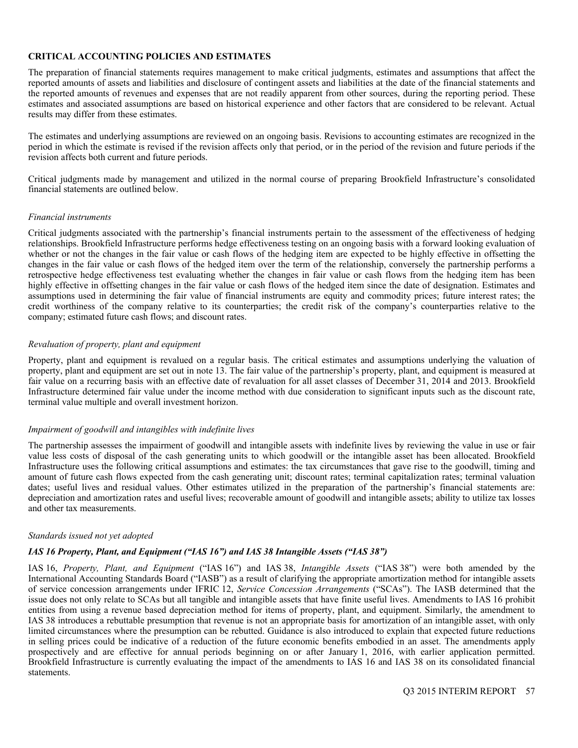## CRITICAL ACCOUNTING POLICIES AND ESTIMATES

The preparation of financial statements requires management to make critical judgments, estimates and assumptions that affect the reported amounts of assets and liabilities and disclosure of contingent assets and liabilities at the date of the financial statements and the reported amounts of revenues and expenses that are not readily apparent from other sources, during the reporting period. These estimates and associated assumptions are based on historical experience and other factors that are considered to be relevant. Actual results may differ from these estimates.

The estimates and underlying assumptions are reviewed on an ongoing basis. Revisions to accounting estimates are recognized in the period in which the estimate is revised if the revision affects only that period, or in the period of the revision and future periods if the revision affects both current and future periods.

Critical judgments made by management and utilized in the normal course of preparing Brookfield Infrastructure's consolidated financial statements are outlined below.

*Financial instruments*

Critical judgments associated with the partnership's financial instruments pertain to the assessment of the effectiveness of hedging relationships. Brookfield Infrastructure performs hedge effectiveness testing on an ongoing basis with a forward looking evaluation of whether or not the changes in the fair value or cash flows of the hedging item are expected to be highly effective in offsetting the changes in the fair value or cash flows of the hedged item over the term of the relationship, conversely the partnership performs a retrospective hedge effectiveness test evaluating whether the changes in fair value or cash flows from the hedging item has been highly effective in offsetting changes in the fair value or cash flows of the hedged item since the date of designation. Estimates and assumptions used in determining the fair value of financial instruments are equity and commodity prices; future interest rates; the credit worthiness of the company relative to its counterparties; the credit risk of the company's counterparties relative to the company; estimated future cash flows; and discount rates.

*Revaluation of property, plant and equipment*

Property, plant and equipment is revalued on a regular basis. The critical estimates and assumptions underlying the valuation of property, plant and equipment are set out in note 13. The fair value of the partnership's property, plant, and equipment is measured at fair value on a recurring basis with an effective date of revaluation for all asset classes of December 31, 2014 and 2013. Brookfield Infrastructure determined fair value under the income method with due consideration to significant inputs such as the discount rate, terminal value multiple and overall investment horizon.

*Impairment of goodwill and intangibles with indefinite lives*

The partnership assesses the impairment of goodwill and intangible assets with indefinite lives by reviewing the value in use or fair value less costs of disposal of the cash generating units to which goodwill or the intangible asset has been allocated. Brookfield Infrastructure uses the following critical assumptions and estimates: the tax circumstances that gave rise to the goodwill, timing and amount of future cash flows expected from the cash generating unit; discount rates; terminal capitalization rates; terminal valuation dates; useful lives and residual values. Other estimates utilized in the preparation of the partnership's financial statements are: depreciation and amortization rates and useful lives; recoverable amount of goodwill and intangible assets; ability to utilize tax losses and other tax measurements.

*Standards issued not yet adopted*

***IAS 16 Property, Plant, and Equipment ("IAS 16") and IAS 38 Intangible Assets ("IAS 38")***

IAS 16, *Property, Plant, and Equipment* ("IAS 16") and IAS 38, *Intangible Assets* ("IAS 38") were both amended by the International Accounting Standards Board ("IASB") as a result of clarifying the appropriate amortization method for intangible assets of service concession arrangements under IFRIC 12, *Service Concession Arrangements* ("SCAs"). The IASB determined that the issue does not only relate to SCAs but all tangible and intangible assets that have finite useful lives. Amendments to IAS 16 prohibit entities from using a revenue based depreciation method for items of property, plant, and equipment. Similarly, the amendment to IAS 38 introduces a rebuttable presumption that revenue is not an appropriate basis for amortization of an intangible asset, with only limited circumstances where the presumption can be rebutted. Guidance is also introduced to explain that expected future reductions in selling prices could be indicative of a reduction of the future economic benefits embodied in an asset. The amendments apply prospectively and are effective for annual periods beginning on or after January 1, 2016, with earlier application permitted. Brookfield Infrastructure is currently evaluating the impact of the amendments to IAS 16 and IAS 38 on its consolidated financial statements.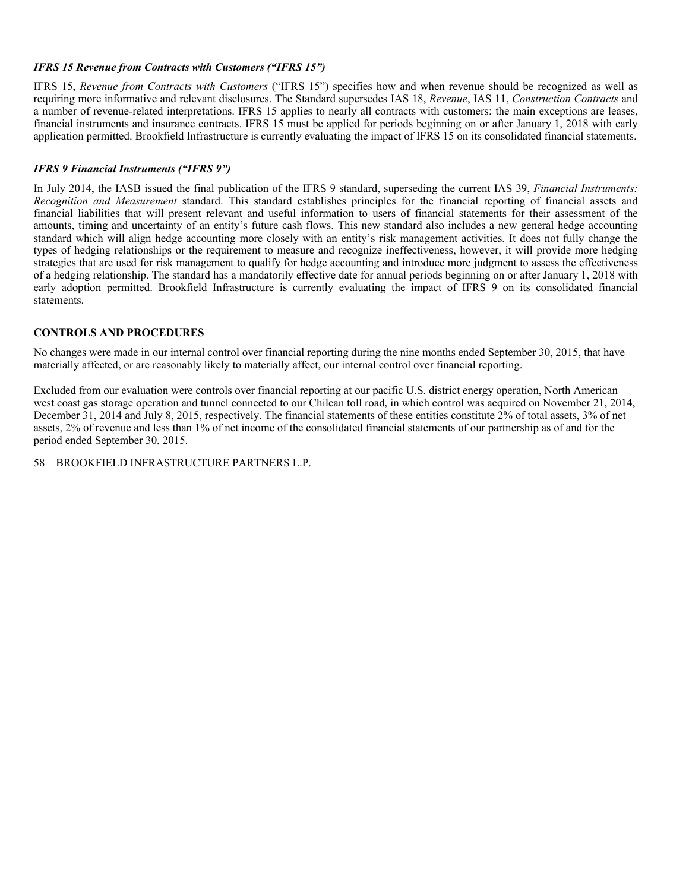### *IFRS 15 Revenue from Contracts with Customers ("IFRS 15")*

IFRS 15, *Revenue from Contracts with Customers* ("IFRS 15") specifies how and when revenue should be recognized as well as requiring more informative and relevant disclosures. The Standard supersedes IAS 18, *Revenue*, IAS 11, *Construction Contracts* and a number of revenue-related interpretations. IFRS 15 applies to nearly all contracts with customers: the main exceptions are leases, financial instruments and insurance contracts. IFRS 15 must be applied for periods beginning on or after January 1, 2018 with early application permitted. Brookfield Infrastructure is currently evaluating the impact of IFRS 15 on its consolidated financial statements.

### *IFRS 9 Financial Instruments ("IFRS 9")*

In July 2014, the IASB issued the final publication of the IFRS 9 standard, superseding the current IAS 39, *Financial Instruments: Recognition and Measurement* standard. This standard establishes principles for the financial reporting of financial assets and financial liabilities that will present relevant and useful information to users of financial statements for their assessment of the amounts, timing and uncertainty of an entity's future cash flows. This new standard also includes a new general hedge accounting standard which will align hedge accounting more closely with an entity's risk management activities. It does not fully change the types of hedging relationships or the requirement to measure and recognize ineffectiveness, however, it will provide more hedging strategies that are used for risk management to qualify for hedge accounting and introduce more judgment to assess the effectiveness of a hedging relationship. The standard has a mandatorily effective date for annual periods beginning on or after January 1, 2018 with early adoption permitted. Brookfield Infrastructure is currently evaluating the impact of IFRS 9 on its consolidated financial statements.

## CONTROLS AND PROCEDURES

No changes were made in our internal control over financial reporting during the nine months ended September 30, 2015, that have materially affected, or are reasonably likely to materially affect, our internal control over financial reporting.

Excluded from our evaluation were controls over financial reporting at our pacific U.S. district energy operation, North American west coast gas storage operation and tunnel connected to our Chilean toll road, in which control was acquired on November 21, 2014, December 31, 2014 and July 8, 2015, respectively. The financial statements of these entities constitute 2% of total assets, 3% of net assets, 2% of revenue and less than 1% of net income of the consolidated financial statements of our partnership as of and for the period ended September 30, 2015.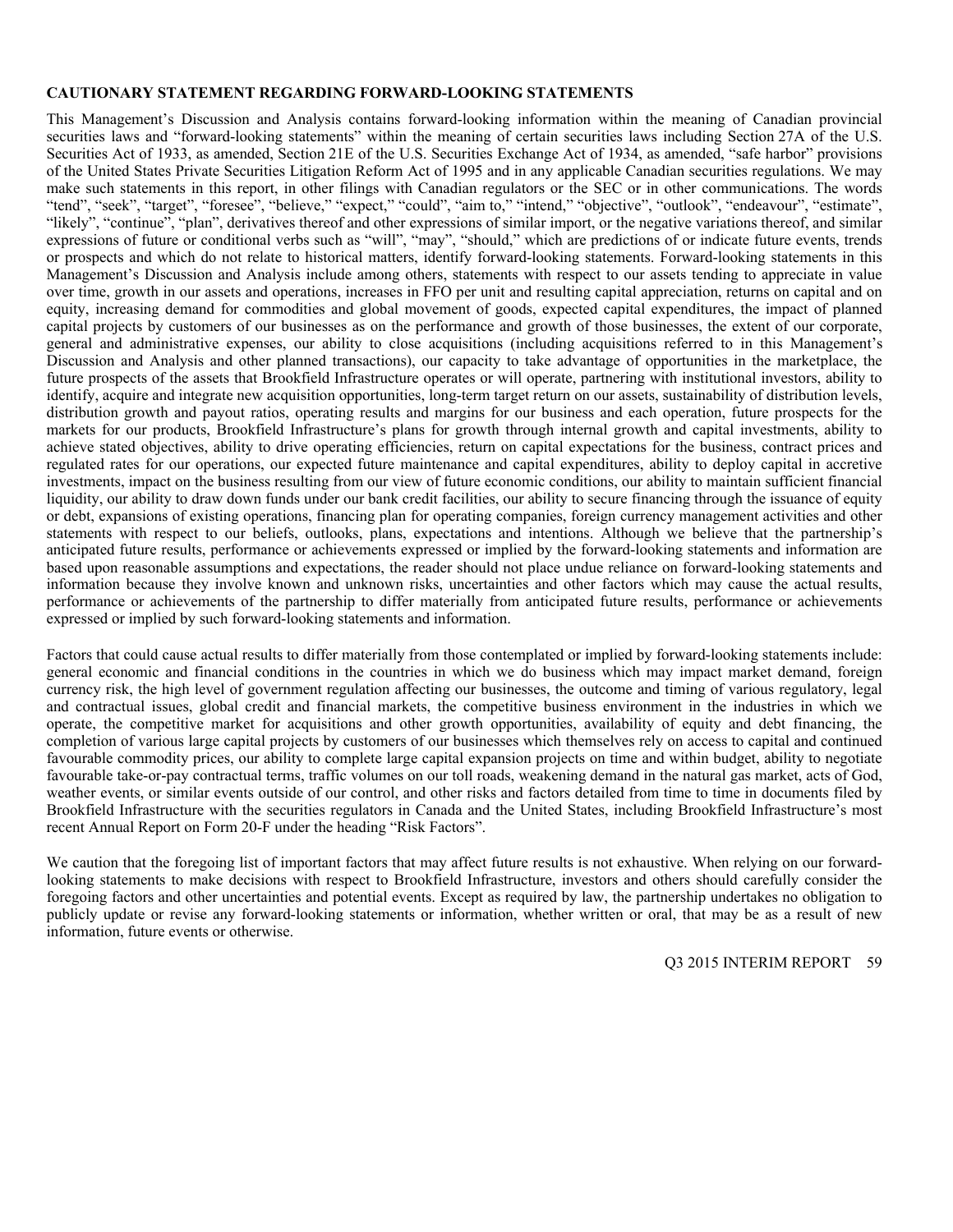**CAUTIONARY STATEMENT REGARDING FORWARD-LOOKING STATEMENTS**

This Management's Discussion and Analysis contains forward-looking information within the meaning of Canadian provincial securities laws and "forward-looking statements" within the meaning of certain securities laws including Section 27A of the U.S. Securities Act of 1933, as amended, Section 21E of the U.S. Securities Exchange Act of 1934, as amended, "safe harbor" provisions of the United States Private Securities Litigation Reform Act of 1995 and in any applicable Canadian securities regulations. We may make such statements in this report, in other filings with Canadian regulators or the SEC or in other communications. The words "tend", "seek", "target", "foresee", "believe," "expect," "could", "aim to," "intend," "objective", "outlook", "endeavour", "estimate", "likely", "continue", "plan", derivatives thereof and other expressions of similar import, or the negative variations thereof, and similar expressions of future or conditional verbs such as "will", "may", "should," which are predictions of or indicate future events, trends or prospects and which do not relate to historical matters, identify forward-looking statements. Forward-looking statements in this Management's Discussion and Analysis include among others, statements with respect to our assets tending to appreciate in value over time, growth in our assets and operations, increases in FFO per unit and resulting capital appreciation, returns on capital and on equity, increasing demand for commodities and global movement of goods, expected capital expenditures, the impact of planned capital projects by customers of our businesses as on the performance and growth of those businesses, the extent of our corporate, general and administrative expenses, our ability to close acquisitions (including acquisitions referred to in this Management's Discussion and Analysis and other planned transactions), our capacity to take advantage of opportunities in the marketplace, the future prospects of the assets that Brookfield Infrastructure operates or will operate, partnering with institutional investors, ability to identify, acquire and integrate new acquisition opportunities, long-term target return on our assets, sustainability of distribution levels, distribution growth and payout ratios, operating results and margins for our business and each operation, future prospects for the markets for our products, Brookfield Infrastructure's plans for growth through internal growth and capital investments, ability to achieve stated objectives, ability to drive operating efficiencies, return on capital expectations for the business, contract prices and regulated rates for our operations, our expected future maintenance and capital expenditures, ability to deploy capital in accretive investments, impact on the business resulting from our view of future economic conditions, our ability to maintain sufficient financial liquidity, our ability to draw down funds under our bank credit facilities, our ability to secure financing through the issuance of equity or debt, expansions of existing operations, financing plan for operating companies, foreign currency management activities and other statements with respect to our beliefs, outlooks, plans, expectations and intentions. Although we believe that the partnership's anticipated future results, performance or achievements expressed or implied by the forward-looking statements and information are based upon reasonable assumptions and expectations, the reader should not place undue reliance on forward-looking statements and information because they involve known and unknown risks, uncertainties and other factors which may cause the actual results, performance or achievements of the partnership to differ materially from anticipated future results, performance or achievements expressed or implied by such forward-looking statements and information.

Factors that could cause actual results to differ materially from those contemplated or implied by forward-looking statements include: general economic and financial conditions in the countries in which we do business which may impact market demand, foreign currency risk, the high level of government regulation affecting our businesses, the outcome and timing of various regulatory, legal and contractual issues, global credit and financial markets, the competitive business environment in the industries in which we operate, the competitive market for acquisitions and other growth opportunities, availability of equity and debt financing, the completion of various large capital projects by customers of our businesses which themselves rely on access to capital and continued favourable commodity prices, our ability to complete large capital expansion projects on time and within budget, ability to negotiate favourable take-or-pay contractual terms, traffic volumes on our toll roads, weakening demand in the natural gas market, acts of God, weather events, or similar events outside of our control, and other risks and factors detailed from time to time in documents filed by Brookfield Infrastructure with the securities regulators in Canada and the United States, including Brookfield Infrastructure's most recent Annual Report on Form 20-F under the heading "Risk Factors".

We caution that the foregoing list of important factors that may affect future results is not exhaustive. When relying on our forward-looking statements to make decisions with respect to Brookfield Infrastructure, investors and others should carefully consider the foregoing factors and other uncertainties and potential events. Except as required by law, the partnership undertakes no obligation to publicly update or revise any forward-looking statements or information, whether written or oral, that may be as a result of new information, future events or otherwise.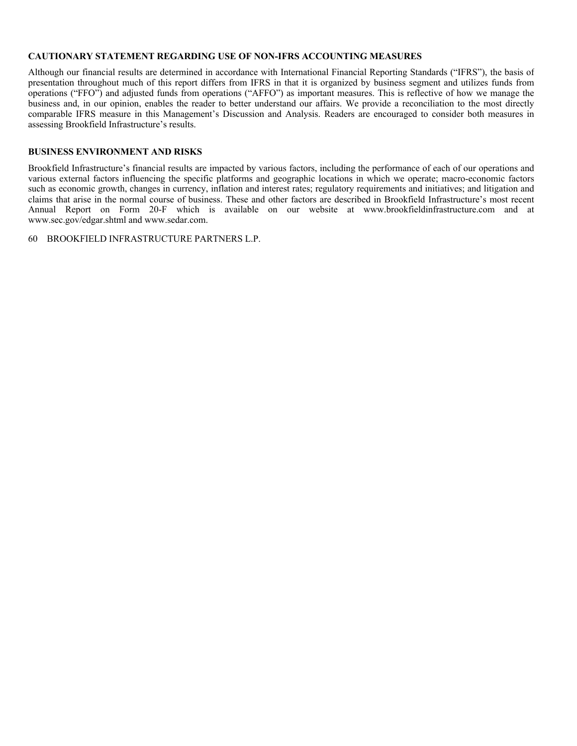## CAUTIONARY STATEMENT REGARDING USE OF NON-IFRS ACCOUNTING MEASURES

Although our financial results are determined in accordance with International Financial Reporting Standards ("IFRS"), the basis of presentation throughout much of this report differs from IFRS in that it is organized by business segment and utilizes funds from operations ("FFO") and adjusted funds from operations ("AFFO") as important measures. This is reflective of how we manage the business and, in our opinion, enables the reader to better understand our affairs. We provide a reconciliation to the most directly comparable IFRS measure in this Management's Discussion and Analysis. Readers are encouraged to consider both measures in assessing Brookfield Infrastructure's results.

## BUSINESS ENVIRONMENT AND RISKS

Brookfield Infrastructure's financial results are impacted by various factors, including the performance of each of our operations and various external factors influencing the specific platforms and geographic locations in which we operate; macro-economic factors such as economic growth, changes in currency, inflation and interest rates; regulatory requirements and initiatives; and litigation and claims that arise in the normal course of business. These and other factors are described in Brookfield Infrastructure's most recent Annual Report on Form 20-F which is available on our website at www.brookfieldinfrastructure.com and at www.sec.gov/edgar.shtml and www.sedar.com.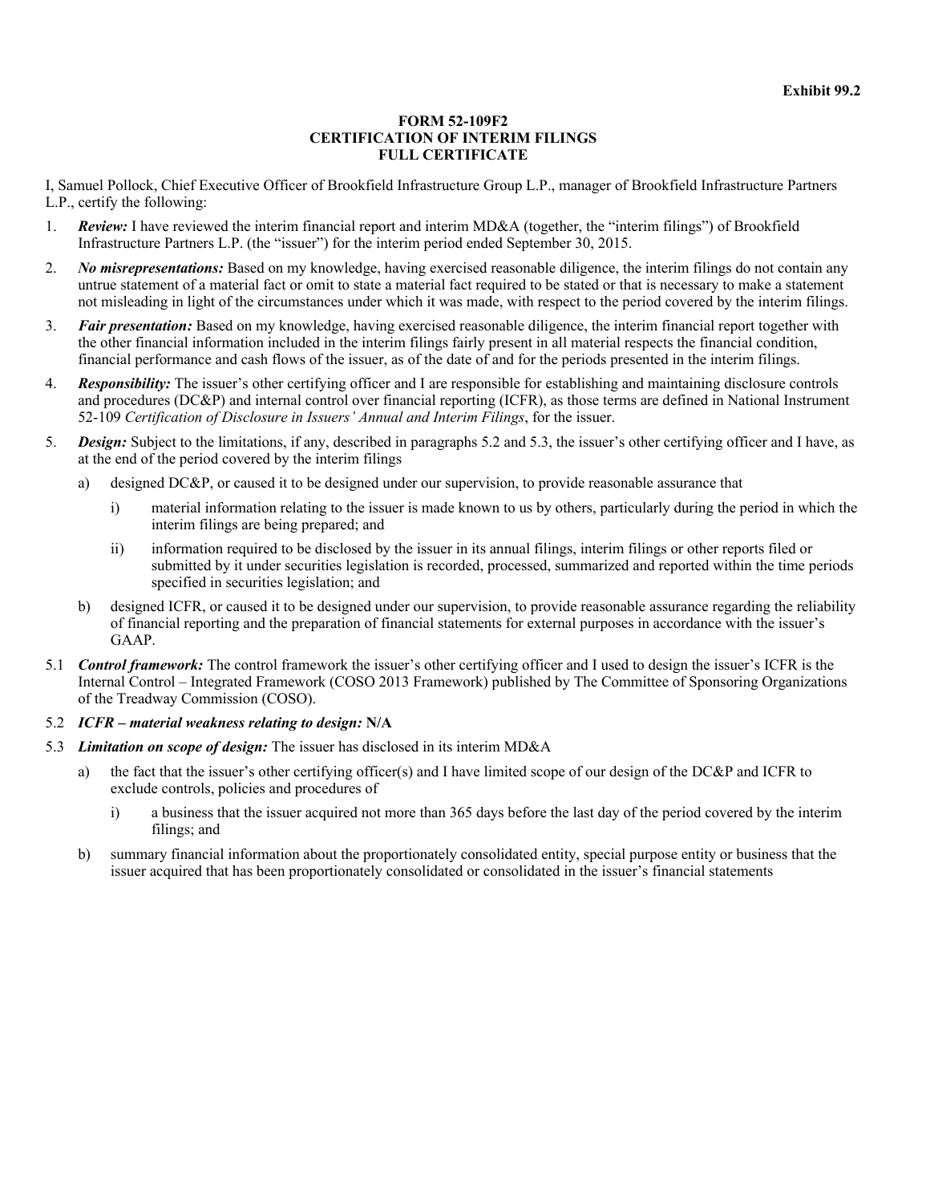**Exhibit 99.2**

**FORM 52-109F2**
**CERTIFICATION OF INTERIM FILINGS**
**FULL CERTIFICATE**

I, Samuel Pollock, Chief Executive Officer of Brookfield Infrastructure Group L.P., manager of Brookfield Infrastructure Partners L.P., certify the following:

1. ***Review:*** I have reviewed the interim financial report and interim MD&A (together, the "interim filings") of Brookfield Infrastructure Partners L.P. (the "issuer") for the interim period ended September 30, 2015.

2. ***No misrepresentations:*** Based on my knowledge, having exercised reasonable diligence, the interim filings do not contain any untrue statement of a material fact or omit to state a material fact required to be stated or that is necessary to make a statement not misleading in light of the circumstances under which it was made, with respect to the period covered by the interim filings.

3. ***Fair presentation:*** Based on my knowledge, having exercised reasonable diligence, the interim financial report together with the other financial information included in the interim filings fairly present in all material respects the financial condition, financial performance and cash flows of the issuer, as of the date of and for the periods presented in the interim filings.

4. ***Responsibility:*** The issuer's other certifying officer and I are responsible for establishing and maintaining disclosure controls and procedures (DC&P) and internal control over financial reporting (ICFR), as those terms are defined in National Instrument 52-109 *Certification of Disclosure in Issuers' Annual and Interim Filings*, for the issuer.

5. ***Design:*** Subject to the limitations, if any, described in paragraphs 5.2 and 5.3, the issuer's other certifying officer and I have, as at the end of the period covered by the interim filings

   a) designed DC&P, or caused it to be designed under our supervision, to provide reasonable assurance that

      i) material information relating to the issuer is made known to us by others, particularly during the period in which the interim filings are being prepared; and

      ii) information required to be disclosed by the issuer in its annual filings, interim filings or other reports filed or submitted by it under securities legislation is recorded, processed, summarized and reported within the time periods specified in securities legislation; and

   b) designed ICFR, or caused it to be designed under our supervision, to provide reasonable assurance regarding the reliability of financial reporting and the preparation of financial statements for external purposes in accordance with the issuer's GAAP.

5.1 ***Control framework:*** The control framework the issuer's other certifying officer and I used to design the issuer's ICFR is the Internal Control – Integrated Framework (COSO 2013 Framework) published by The Committee of Sponsoring Organizations of the Treadway Commission (COSO).

5.2 ***ICFR – material weakness relating to design:*** **N/A**

5.3 ***Limitation on scope of design:*** The issuer has disclosed in its interim MD&A

   a) the fact that the issuer's other certifying officer(s) and I have limited scope of our design of the DC&P and ICFR to exclude controls, policies and procedures of

      i) a business that the issuer acquired not more than 365 days before the last day of the period covered by the interim filings; and

   b) summary financial information about the proportionately consolidated entity, special purpose entity or business that the issuer acquired that has been proportionately consolidated or consolidated in the issuer's financial statements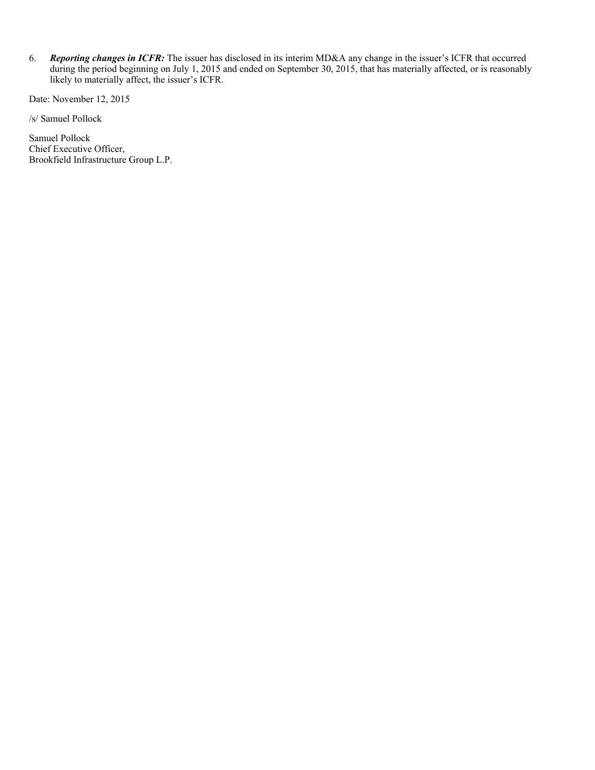6. ***Reporting changes in ICFR:*** The issuer has disclosed in its interim MD&A any change in the issuer's ICFR that occurred during the period beginning on July 1, 2015 and ended on September 30, 2015, that has materially affected, or is reasonably likely to materially affect, the issuer's ICFR.

Date: November 12, 2015

/s/ Samuel Pollock

Samuel Pollock
Chief Executive Officer,
Brookfield Infrastructure Group L.P.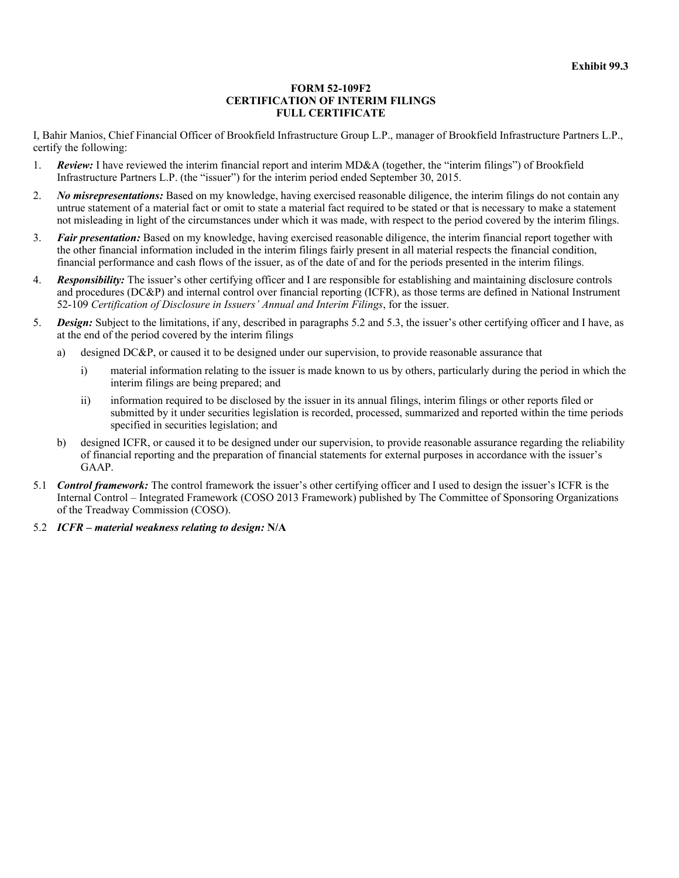**Exhibit 99.3**

**FORM 52-109F2**
**CERTIFICATION OF INTERIM FILINGS**
**FULL CERTIFICATE**

I, Bahir Manios, Chief Financial Officer of Brookfield Infrastructure Group L.P., manager of Brookfield Infrastructure Partners L.P., certify the following:

1. ***Review:*** I have reviewed the interim financial report and interim MD&A (together, the "interim filings") of Brookfield Infrastructure Partners L.P. (the "issuer") for the interim period ended September 30, 2015.

2. ***No misrepresentations:*** Based on my knowledge, having exercised reasonable diligence, the interim filings do not contain any untrue statement of a material fact or omit to state a material fact required to be stated or that is necessary to make a statement not misleading in light of the circumstances under which it was made, with respect to the period covered by the interim filings.

3. ***Fair presentation:*** Based on my knowledge, having exercised reasonable diligence, the interim financial report together with the other financial information included in the interim filings fairly present in all material respects the financial condition, financial performance and cash flows of the issuer, as of the date of and for the periods presented in the interim filings.

4. ***Responsibility:*** The issuer's other certifying officer and I are responsible for establishing and maintaining disclosure controls and procedures (DC&P) and internal control over financial reporting (ICFR), as those terms are defined in National Instrument 52-109 *Certification of Disclosure in Issuers' Annual and Interim Filings*, for the issuer.

5. ***Design:*** Subject to the limitations, if any, described in paragraphs 5.2 and 5.3, the issuer's other certifying officer and I have, as at the end of the period covered by the interim filings

   a) designed DC&P, or caused it to be designed under our supervision, to provide reasonable assurance that

      i) material information relating to the issuer is made known to us by others, particularly during the period in which the interim filings are being prepared; and

      ii) information required to be disclosed by the issuer in its annual filings, interim filings or other reports filed or submitted by it under securities legislation is recorded, processed, summarized and reported within the time periods specified in securities legislation; and

   b) designed ICFR, or caused it to be designed under our supervision, to provide reasonable assurance regarding the reliability of financial reporting and the preparation of financial statements for external purposes in accordance with the issuer's GAAP.

5.1 ***Control framework:*** The control framework the issuer's other certifying officer and I used to design the issuer's ICFR is the Internal Control – Integrated Framework (COSO 2013 Framework) published by The Committee of Sponsoring Organizations of the Treadway Commission (COSO).

5.2 ***ICFR – material weakness relating to design:*** **N/A**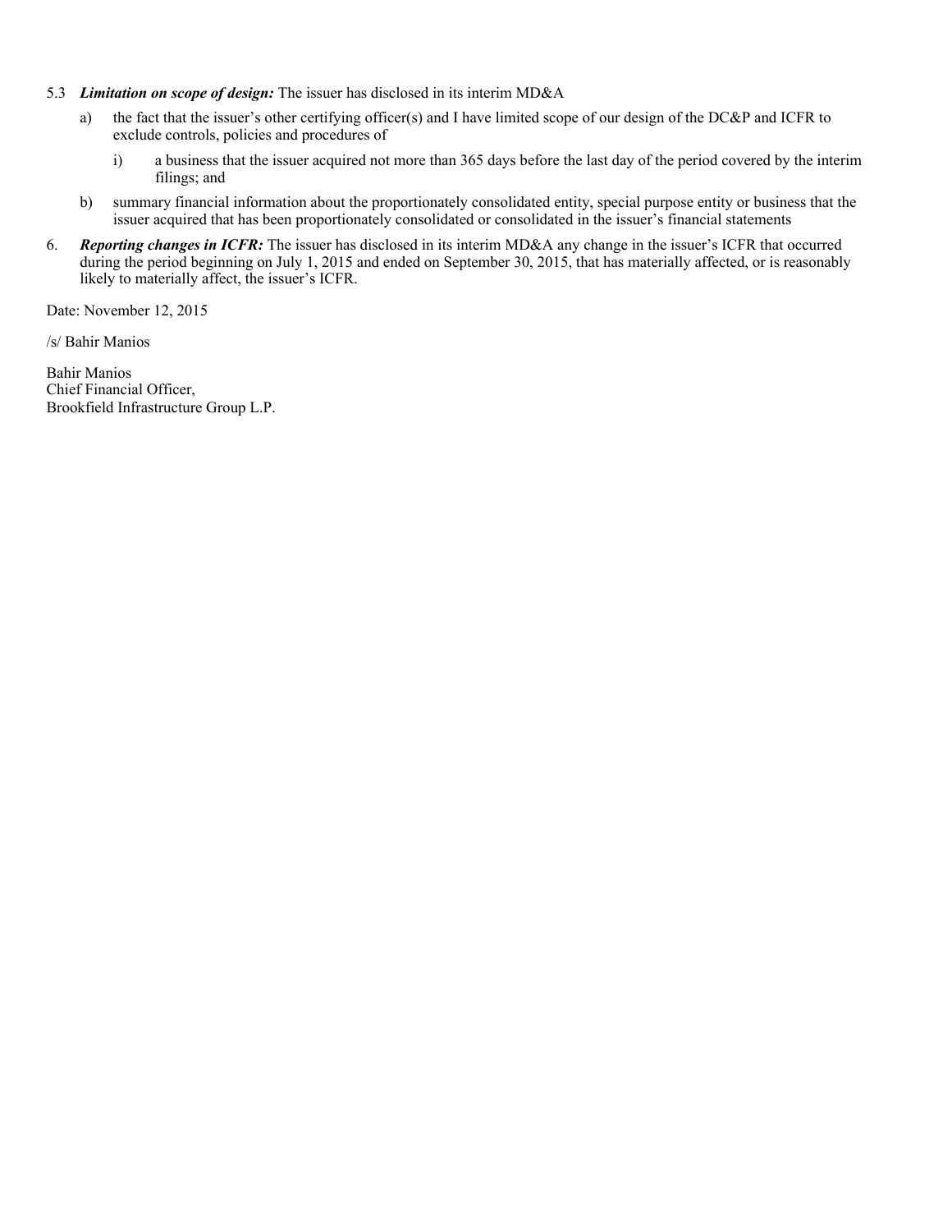5.3 ***Limitation on scope of design:*** The issuer has disclosed in its interim MD&A

a) the fact that the issuer's other certifying officer(s) and I have limited scope of our design of the DC&P and ICFR to exclude controls, policies and procedures of

   i) a business that the issuer acquired not more than 365 days before the last day of the period covered by the interim filings; and

b) summary financial information about the proportionately consolidated entity, special purpose entity or business that the issuer acquired that has been proportionately consolidated or consolidated in the issuer's financial statements

6. ***Reporting changes in ICFR:*** The issuer has disclosed in its interim MD&A any change in the issuer's ICFR that occurred during the period beginning on July 1, 2015 and ended on September 30, 2015, that has materially affected, or is reasonably likely to materially affect, the issuer's ICFR.

Date: November 12, 2015

/s/ Bahir Manios

Bahir Manios
Chief Financial Officer,
Brookfield Infrastructure Group L.P.